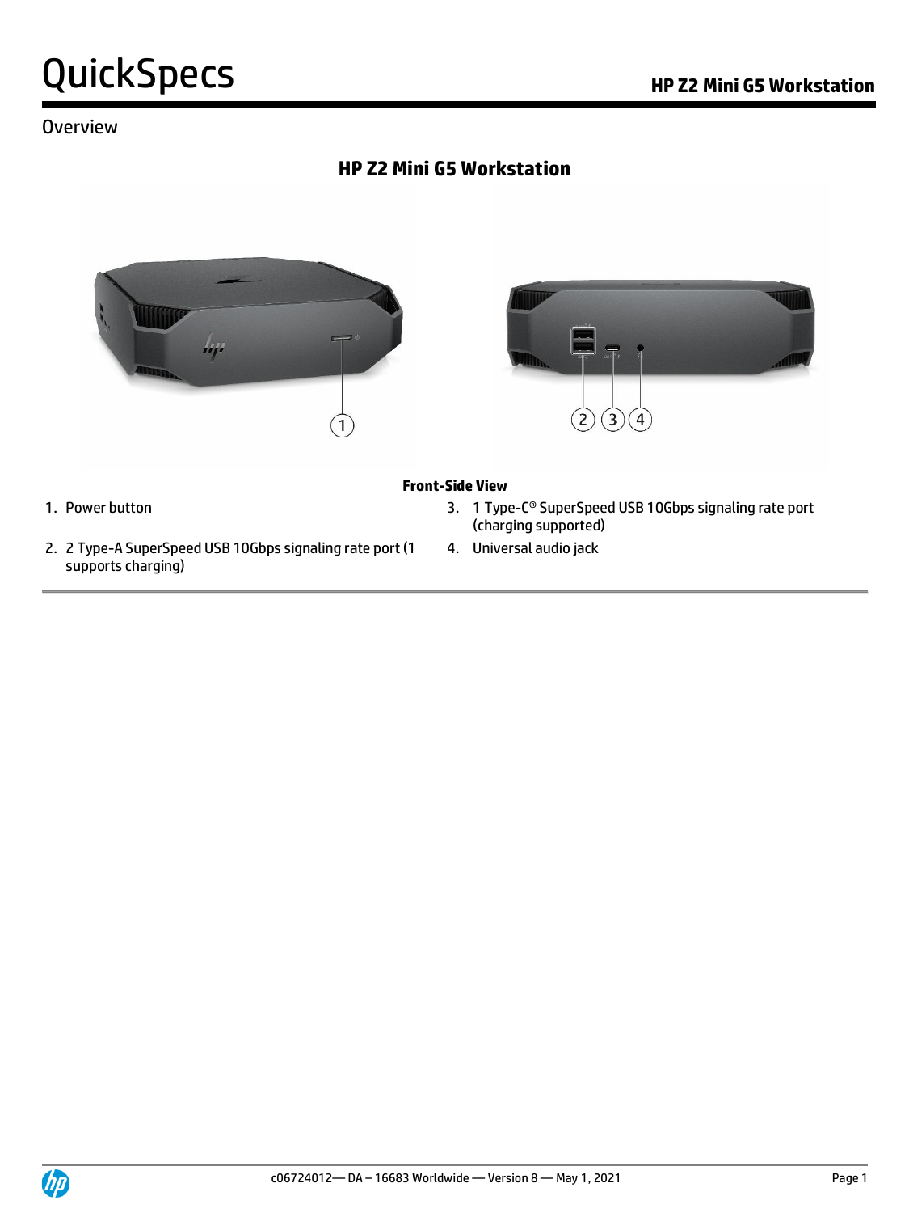# QuickSpecs

## HP Z2 Mini G5 Workstation

### Overview

## HP Z2 Mini G5 Workstation

**Front-Side View**

1. Power button
2. 2 Type-A SuperSpeed USB 10Gbps signaling rate port (1 supports charging)
3. 1 Type-C® SuperSpeed USB 10Gbps signaling rate port (charging supported)
4. Universal audio jack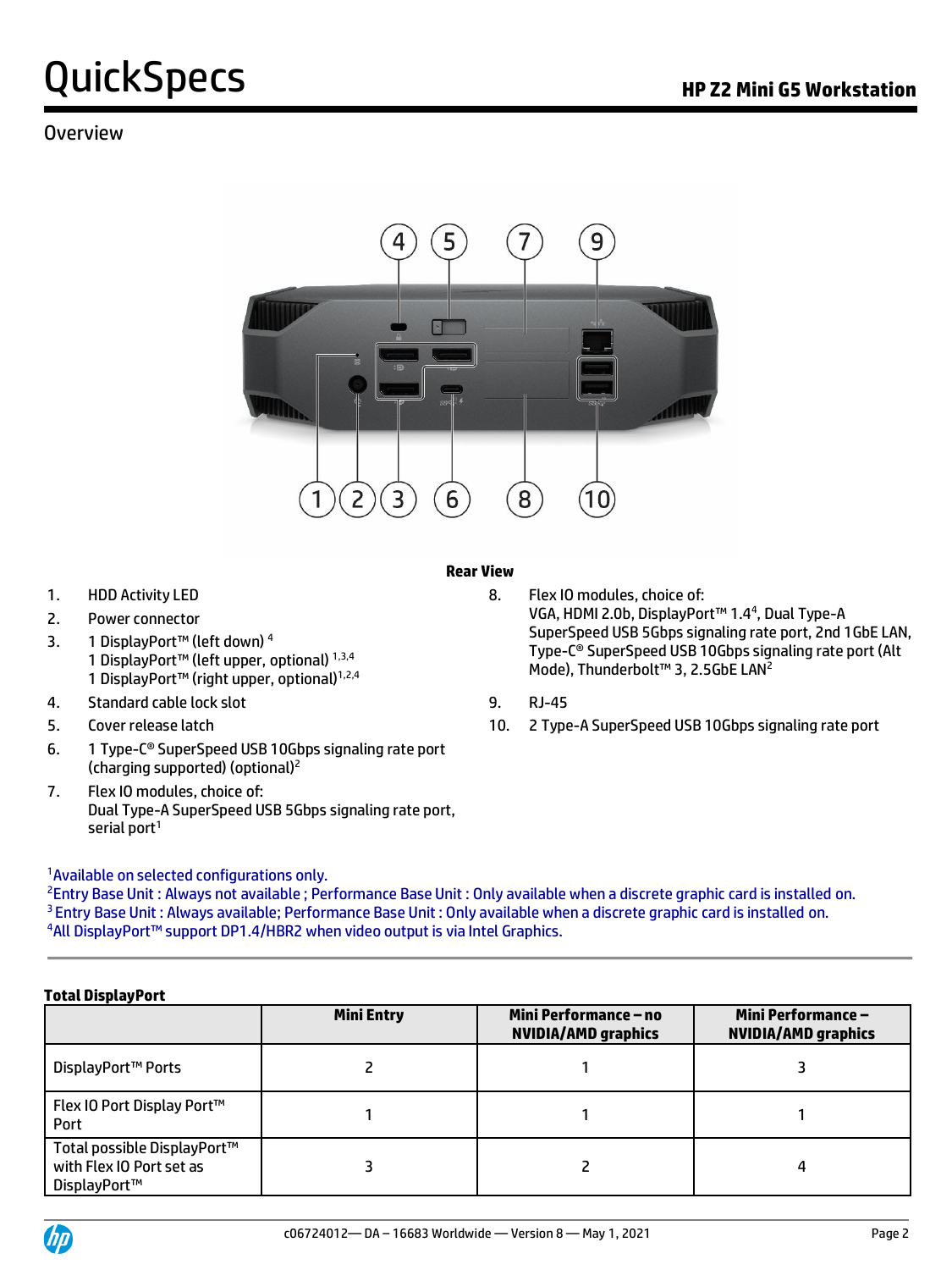## Overview

**Rear View**

1. HDD Activity LED
2. Power connector
3. 1 DisplayPort™ (left down) [4]
   1 DisplayPort™ (left upper, optional) [1,3,4]
   1 DisplayPort™ (right upper, optional) [1,2,4]
4. Standard cable lock slot
5. Cover release latch
6. 1 Type-C® SuperSpeed USB 10Gbps signaling rate port (charging supported) (optional) [2]
7. Flex IO modules, choice of:
   Dual Type-A SuperSpeed USB 5Gbps signaling rate port, serial port [1]
8. Flex IO modules, choice of:
   VGA, HDMI 2.0b, DisplayPort™ 1.4 [4], Dual Type-A SuperSpeed USB 5Gbps signaling rate port, 2nd 1GbE LAN, Type-C® SuperSpeed USB 10Gbps signaling rate port (Alt Mode), Thunderbolt™ 3, 2.5GbE LAN [2]
9. RJ-45
10. 2 Type-A SuperSpeed USB 10Gbps signaling rate port

[1] Available on selected configurations only.
[2] Entry Base Unit : Always not available ; Performance Base Unit : Only available when a discrete graphic card is installed on.
[3] Entry Base Unit : Always available; Performance Base Unit : Only available when a discrete graphic card is installed on.
[4] All DisplayPort™ support DP1.4/HBR2 when video output is via Intel Graphics.

**Total DisplayPort**

| | Mini Entry | Mini Performance – no NVIDIA/AMD graphics | Mini Performance – NVIDIA/AMD graphics |
|---|---|---|---|
| DisplayPort™ Ports | 2 | 1 | 3 |
| Flex IO Port Display Port™ Port | 1 | 1 | 1 |
| Total possible DisplayPort™ with Flex IO Port set as DisplayPort™ | 3 | 2 | 4 |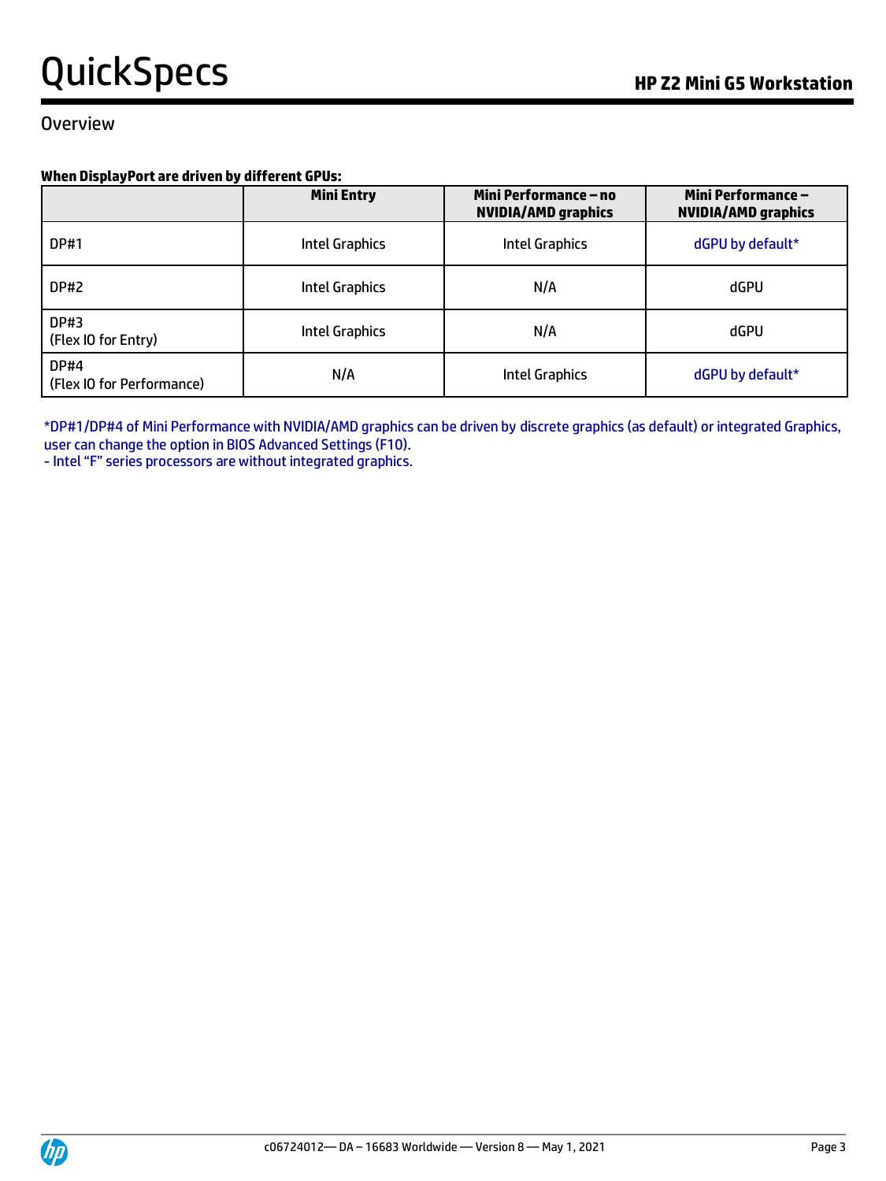## Overview

**When DisplayPort are driven by different GPUs:**

| | Mini Entry | Mini Performance – no NVIDIA/AMD graphics | Mini Performance – NVIDIA/AMD graphics |
|---|---|---|---|
| DP#1 | Intel Graphics | Intel Graphics | dGPU by default* |
| DP#2 | Intel Graphics | N/A | dGPU |
| DP#3 (Flex IO for Entry) | Intel Graphics | N/A | dGPU |
| DP#4 (Flex IO for Performance) | N/A | Intel Graphics | dGPU by default* |

*DP#1/DP#4 of Mini Performance with NVIDIA/AMD graphics can be driven by discrete graphics (as default) or integrated Graphics, user can change the option in BIOS Advanced Settings (F10).
- Intel "F" series processors are without integrated graphics.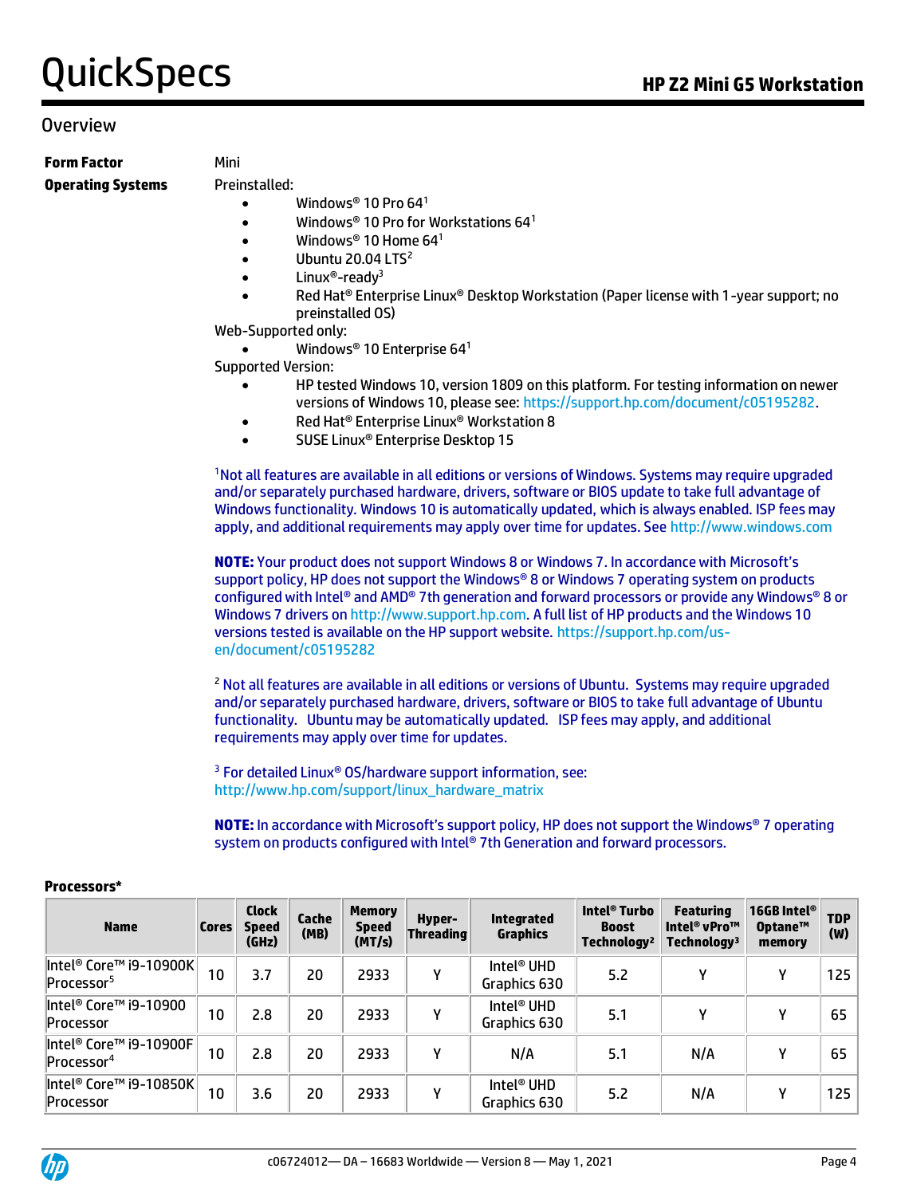## Overview

**Form Factor** Mini

**Operating Systems**

Preinstalled:

- Windows® 10 Pro 64[1]
- Windows® 10 Pro for Workstations 64[1]
- Windows® 10 Home 64[1]
- Ubuntu 20.04 LTS[2]
- Linux®-ready[3]
- Red Hat® Enterprise Linux® Desktop Workstation (Paper license with 1-year support; no preinstalled OS)

Web-Supported only:

- Windows® 10 Enterprise 64[1]

Supported Version:

- HP tested Windows 10, version 1809 on this platform. For testing information on newer versions of Windows 10, please see: https://support.hp.com/document/c05195282.
- Red Hat® Enterprise Linux® Workstation 8
- SUSE Linux® Enterprise Desktop 15

[1]Not all features are available in all editions or versions of Windows. Systems may require upgraded and/or separately purchased hardware, drivers, software or BIOS update to take full advantage of Windows functionality. Windows 10 is automatically updated, which is always enabled. ISP fees may apply, and additional requirements may apply over time for updates. See http://www.windows.com

**NOTE:** Your product does not support Windows 8 or Windows 7. In accordance with Microsoft's support policy, HP does not support the Windows® 8 or Windows 7 operating system on products configured with Intel® and AMD® 7th generation and forward processors or provide any Windows® 8 or Windows 7 drivers on http://www.support.hp.com. A full list of HP products and the Windows 10 versions tested is available on the HP support website. https://support.hp.com/us-en/document/c05195282

[2] Not all features are available in all editions or versions of Ubuntu. Systems may require upgraded and/or separately purchased hardware, drivers, software or BIOS to take full advantage of Ubuntu functionality. Ubuntu may be automatically updated. ISP fees may apply, and additional requirements may apply over time for updates.

[3] For detailed Linux® OS/hardware support information, see: http://www.hp.com/support/linux_hardware_matrix

**NOTE:** In accordance with Microsoft's support policy, HP does not support the Windows® 7 operating system on products configured with Intel® 7th Generation and forward processors.

**Processors***

| Name | Cores | Clock Speed (GHz) | Cache (MB) | Memory Speed (MT/s) | Hyper-Threading | Integrated Graphics | Intel® Turbo Boost Technology[2] | Featuring Intel® vPro™ Technology[3] | 16GB Intel® Optane™ memory | TDP (W) |
|---|---|---|---|---|---|---|---|---|---|---|
| Intel® Core™ i9-10900K Processor[5] | 10 | 3.7 | 20 | 2933 | Y | Intel® UHD Graphics 630 | 5.2 | Y | Y | 125 |
| Intel® Core™ i9-10900 Processor | 10 | 2.8 | 20 | 2933 | Y | Intel® UHD Graphics 630 | 5.1 | Y | Y | 65 |
| Intel® Core™ i9-10900F Processor[4] | 10 | 2.8 | 20 | 2933 | Y | N/A | 5.1 | N/A | Y | 65 |
| Intel® Core™ i9-10850K Processor | 10 | 3.6 | 20 | 2933 | Y | Intel® UHD Graphics 630 | 5.2 | N/A | Y | 125 |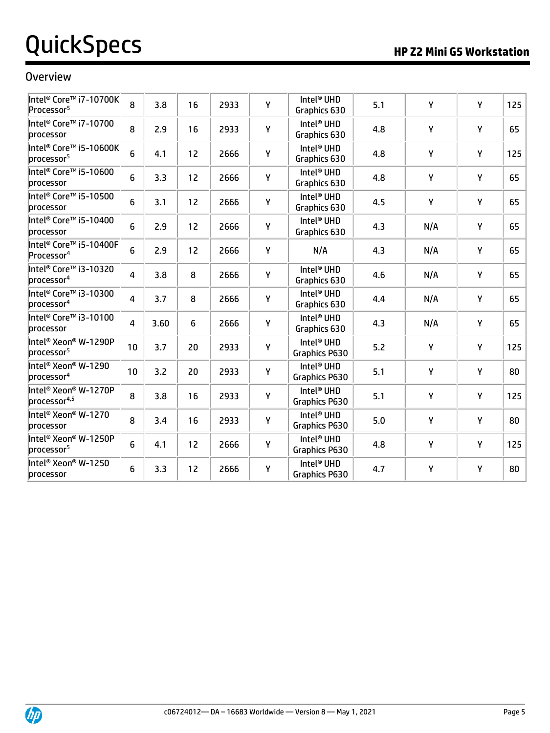## Overview

| | | | | | | | | | | |
|---|---|---|---|---|---|---|---|---|---|---|
| Intel® Core™ i7-10700K Processor[5] | 8 | 3.8 | 16 | 2933 | Y | Intel® UHD Graphics 630 | 5.1 | Y | Y | 125 |
| Intel® Core™ i7-10700 processor | 8 | 2.9 | 16 | 2933 | Y | Intel® UHD Graphics 630 | 4.8 | Y | Y | 65 |
| Intel® Core™ i5-10600K processor[5] | 6 | 4.1 | 12 | 2666 | Y | Intel® UHD Graphics 630 | 4.8 | Y | Y | 125 |
| Intel® Core™ i5-10600 processor | 6 | 3.3 | 12 | 2666 | Y | Intel® UHD Graphics 630 | 4.8 | Y | Y | 65 |
| Intel® Core™ i5-10500 processor | 6 | 3.1 | 12 | 2666 | Y | Intel® UHD Graphics 630 | 4.5 | Y | Y | 65 |
| Intel® Core™ i5-10400 processor | 6 | 2.9 | 12 | 2666 | Y | Intel® UHD Graphics 630 | 4.3 | N/A | Y | 65 |
| Intel® Core™ i5-10400F Processor[4] | 6 | 2.9 | 12 | 2666 | Y | N/A | 4.3 | N/A | Y | 65 |
| Intel® Core™ i3-10320 processor[4] | 4 | 3.8 | 8 | 2666 | Y | Intel® UHD Graphics 630 | 4.6 | N/A | Y | 65 |
| Intel® Core™ i3-10300 processor[4] | 4 | 3.7 | 8 | 2666 | Y | Intel® UHD Graphics 630 | 4.4 | N/A | Y | 65 |
| Intel® Core™ i3-10100 processor | 4 | 3.60 | 6 | 2666 | Y | Intel® UHD Graphics 630 | 4.3 | N/A | Y | 65 |
| Intel® Xeon® W-1290P processor[5] | 10 | 3.7 | 20 | 2933 | Y | Intel® UHD Graphics P630 | 5.2 | Y | Y | 125 |
| Intel® Xeon® W-1290 processor[4] | 10 | 3.2 | 20 | 2933 | Y | Intel® UHD Graphics P630 | 5.1 | Y | Y | 80 |
| Intel® Xeon® W-1270P processor[4,5] | 8 | 3.8 | 16 | 2933 | Y | Intel® UHD Graphics P630 | 5.1 | Y | Y | 125 |
| Intel® Xeon® W-1270 processor | 8 | 3.4 | 16 | 2933 | Y | Intel® UHD Graphics P630 | 5.0 | Y | Y | 80 |
| Intel® Xeon® W-1250P processor[5] | 6 | 4.1 | 12 | 2666 | Y | Intel® UHD Graphics P630 | 4.8 | Y | Y | 125 |
| Intel® Xeon® W-1250 processor | 6 | 3.3 | 12 | 2666 | Y | Intel® UHD Graphics P630 | 4.7 | Y | Y | 80 |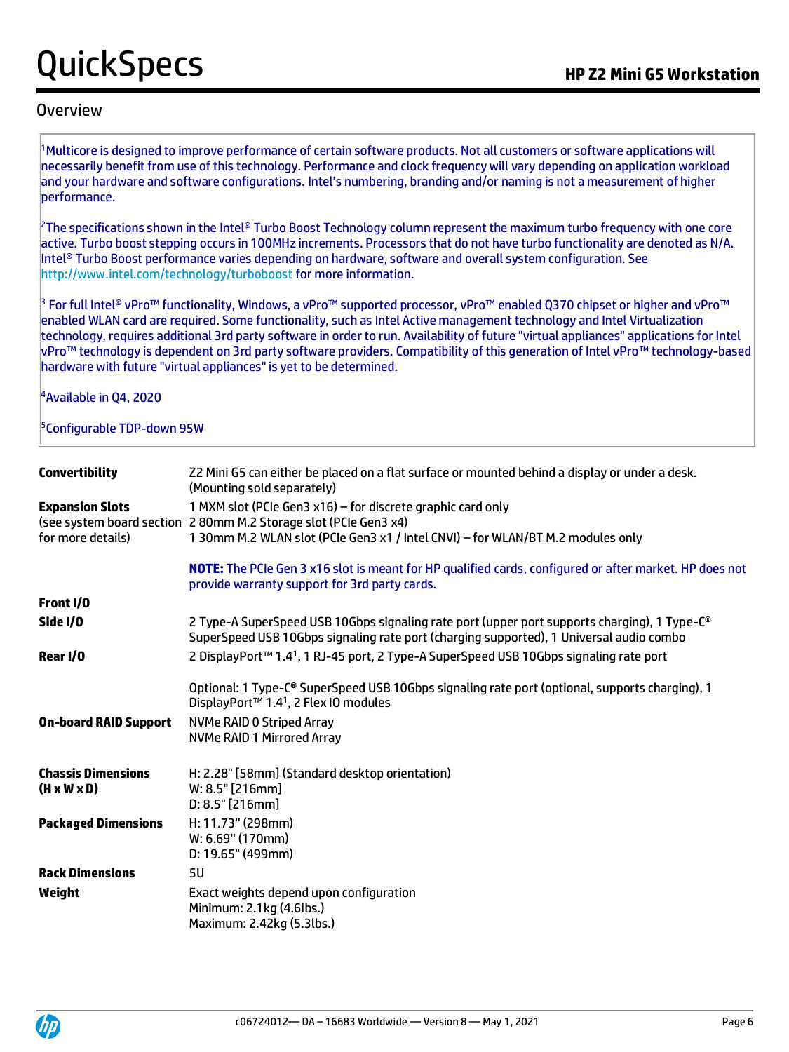## Overview

[1]Multicore is designed to improve performance of certain software products. Not all customers or software applications will necessarily benefit from use of this technology. Performance and clock frequency will vary depending on application workload and your hardware and software configurations. Intel's numbering, branding and/or naming is not a measurement of higher performance.

[2]The specifications shown in the Intel® Turbo Boost Technology column represent the maximum turbo frequency with one core active. Turbo boost stepping occurs in 100MHz increments. Processors that do not have turbo functionality are denoted as N/A. Intel® Turbo Boost performance varies depending on hardware, software and overall system configuration. See http://www.intel.com/technology/turboboost for more information.

[3] For full Intel® vPro™ functionality, Windows, a vPro™ supported processor, vPro™ enabled Q370 chipset or higher and vPro™ enabled WLAN card are required. Some functionality, such as Intel Active management technology and Intel Virtualization technology, requires additional 3rd party software in order to run. Availability of future "virtual appliances" applications for Intel vPro™ technology is dependent on 3rd party software providers. Compatibility of this generation of Intel vPro™ technology-based hardware with future "virtual appliances" is yet to be determined.

[4]Available in Q4, 2020

[5]Configurable TDP-down 95W

| | |
|---|---|
| **Convertibility** | Z2 Mini G5 can either be placed on a flat surface or mounted behind a display or under a desk. (Mounting sold separately) |
| **Expansion Slots** (see system board section for more details) | 1 MXM slot (PCIe Gen3 x16) – for discrete graphic card only<br>2 80mm M.2 Storage slot (PCIe Gen3 x4)<br>1 30mm M.2 WLAN slot (PCIe Gen3 x1 / Intel CNVI) – for WLAN/BT M.2 modules only<br><br>**NOTE:** The PCIe Gen 3 x16 slot is meant for HP qualified cards, configured or after market. HP does not provide warranty support for 3rd party cards. |
| **Front I/O** | |
| **Side I/O** | 2 Type-A SuperSpeed USB 10Gbps signaling rate port (upper port supports charging), 1 Type-C® SuperSpeed USB 10Gbps signaling rate port (charging supported), 1 Universal audio combo |
| **Rear I/O** | 2 DisplayPort™ 1.4[1], 1 RJ-45 port, 2 Type-A SuperSpeed USB 10Gbps signaling rate port<br><br>Optional: 1 Type-C® SuperSpeed USB 10Gbps signaling rate port (optional, supports charging), 1 DisplayPort™ 1.4[1], 2 Flex IO modules |
| **On-board RAID Support** | NVMe RAID 0 Striped Array<br>NVMe RAID 1 Mirrored Array |
| **Chassis Dimensions (H x W x D)** | H: 2.28" [58mm] (Standard desktop orientation)<br>W: 8.5" [216mm]<br>D: 8.5" [216mm] |
| **Packaged Dimensions** | H: 11.73" (298mm)<br>W: 6.69" (170mm)<br>D: 19.65" (499mm) |
| **Rack Dimensions** | 5U |
| **Weight** | Exact weights depend upon configuration<br>Minimum: 2.1kg (4.6lbs.)<br>Maximum: 2.42kg (5.3lbs.) |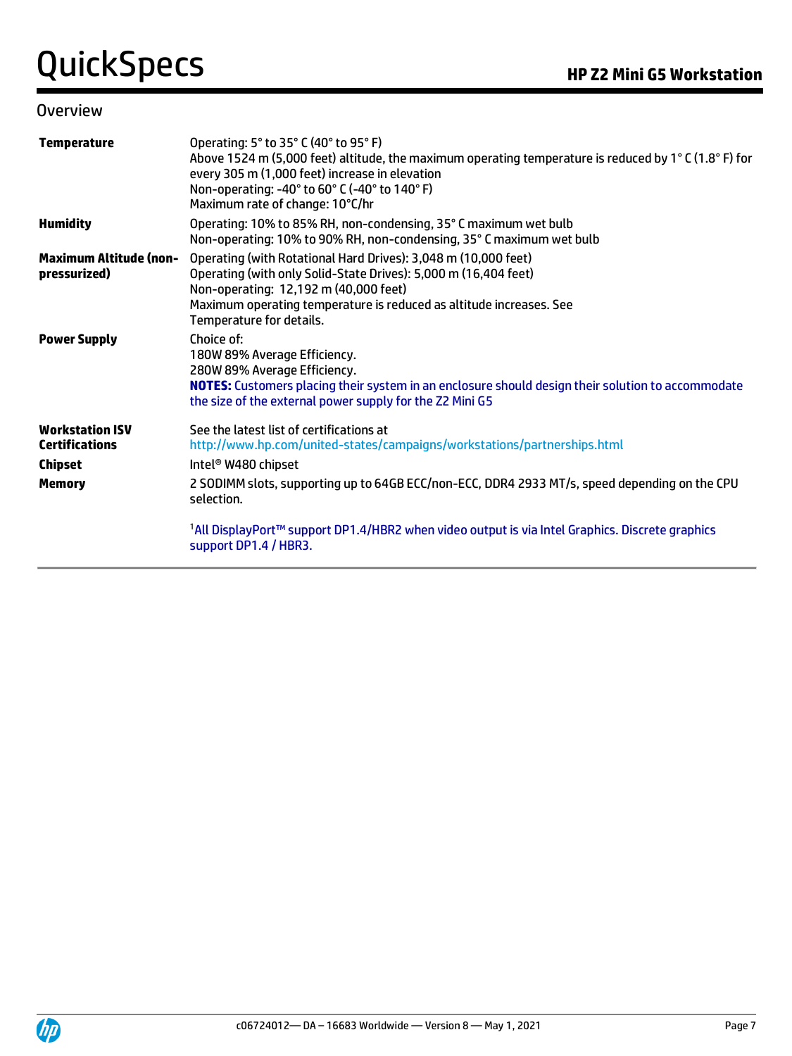## Overview

| | |
|---|---|
| **Temperature** | Operating: 5° to 35° C (40° to 95° F)<br>Above 1524 m (5,000 feet) altitude, the maximum operating temperature is reduced by 1° C (1.8° F) for every 305 m (1,000 feet) increase in elevation<br>Non-operating: -40° to 60° C (-40° to 140° F)<br>Maximum rate of change: 10°C/hr |
| **Humidity** | Operating: 10% to 85% RH, non-condensing, 35° C maximum wet bulb<br>Non-operating: 10% to 90% RH, non-condensing, 35° C maximum wet bulb |
| **Maximum Altitude (non-pressurized)** | Operating (with Rotational Hard Drives): 3,048 m (10,000 feet)<br>Operating (with only Solid-State Drives): 5,000 m (16,404 feet)<br>Non-operating: 12,192 m (40,000 feet)<br>Maximum operating temperature is reduced as altitude increases. See Temperature for details. |
| **Power Supply** | Choice of:<br>180W 89% Average Efficiency.<br>280W 89% Average Efficiency.<br>**NOTES:** Customers placing their system in an enclosure should design their solution to accommodate the size of the external power supply for the Z2 Mini G5 |
| **Workstation ISV Certifications** | See the latest list of certifications at<br>http://www.hp.com/united-states/campaigns/workstations/partnerships.html |
| **Chipset** | Intel® W480 chipset |
| **Memory** | 2 SODIMM slots, supporting up to 64GB ECC/non-ECC, DDR4 2933 MT/s, speed depending on the CPU selection. |

[1]All DisplayPort™ support DP1.4/HBR2 when video output is via Intel Graphics. Discrete graphics support DP1.4 / HBR3.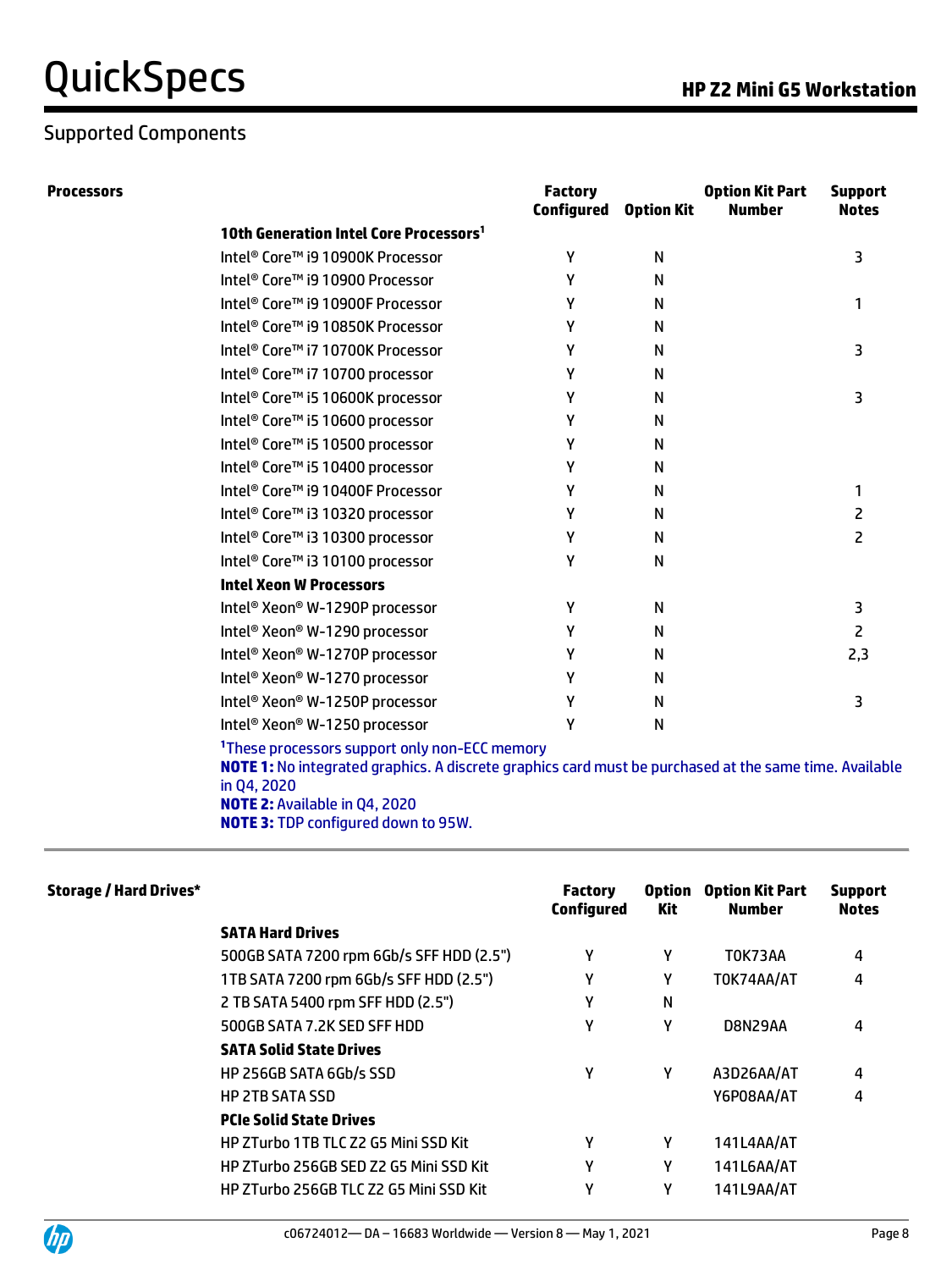## Supported Components

### Processors

| | Factory Configured | Option Kit | Option Kit Part Number | Support Notes |
|---|---|---|---|---|
| **10th Generation Intel Core Processors[1]** | | | | |
| Intel® Core™ i9 10900K Processor | Y | N | | 3 |
| Intel® Core™ i9 10900 Processor | Y | N | | |
| Intel® Core™ i9 10900F Processor | Y | N | | 1 |
| Intel® Core™ i9 10850K Processor | Y | N | | |
| Intel® Core™ i7 10700K Processor | Y | N | | 3 |
| Intel® Core™ i7 10700 processor | Y | N | | |
| Intel® Core™ i5 10600K processor | Y | N | | 3 |
| Intel® Core™ i5 10600 processor | Y | N | | |
| Intel® Core™ i5 10500 processor | Y | N | | |
| Intel® Core™ i5 10400 processor | Y | N | | |
| Intel® Core™ i9 10400F Processor | Y | N | | 1 |
| Intel® Core™ i3 10320 processor | Y | N | | 2 |
| Intel® Core™ i3 10300 processor | Y | N | | 2 |
| Intel® Core™ i3 10100 processor | Y | N | | |
| **Intel Xeon W Processors** | | | | |
| Intel® Xeon® W-1290P processor | Y | N | | 3 |
| Intel® Xeon® W-1290 processor | Y | N | | 2 |
| Intel® Xeon® W-1270P processor | Y | N | | 2,3 |
| Intel® Xeon® W-1270 processor | Y | N | | |
| Intel® Xeon® W-1250P processor | Y | N | | 3 |
| Intel® Xeon® W-1250 processor | Y | N | | |

[1]These processors support only non-ECC memory

**NOTE 1:** No integrated graphics. A discrete graphics card must be purchased at the same time. Available in Q4, 2020

**NOTE 2:** Available in Q4, 2020

**NOTE 3:** TDP configured down to 95W.

### Storage / Hard Drives*

| | Factory Configured | Option Kit | Option Kit Part Number | Support Notes |
|---|---|---|---|---|
| **SATA Hard Drives** | | | | |
| 500GB SATA 7200 rpm 6Gb/s SFF HDD (2.5") | Y | Y | T0K73AA | 4 |
| 1TB SATA 7200 rpm 6Gb/s SFF HDD (2.5") | Y | Y | T0K74AA/AT | 4 |
| 2 TB SATA 5400 rpm SFF HDD (2.5") | Y | N | | |
| 500GB SATA 7.2K SED SFF HDD | Y | Y | D8N29AA | 4 |
| **SATA Solid State Drives** | | | | |
| HP 256GB SATA 6Gb/s SSD | Y | Y | A3D26AA/AT | 4 |
| HP 2TB SATA SSD | | | Y6P08AA/AT | 4 |
| **PCIe Solid State Drives** | | | | |
| HP ZTurbo 1TB TLC Z2 G5 Mini SSD Kit | Y | Y | 141L4AA/AT | |
| HP ZTurbo 256GB SED Z2 G5 Mini SSD Kit | Y | Y | 141L6AA/AT | |
| HP ZTurbo 256GB TLC Z2 G5 Mini SSD Kit | Y | Y | 141L9AA/AT | |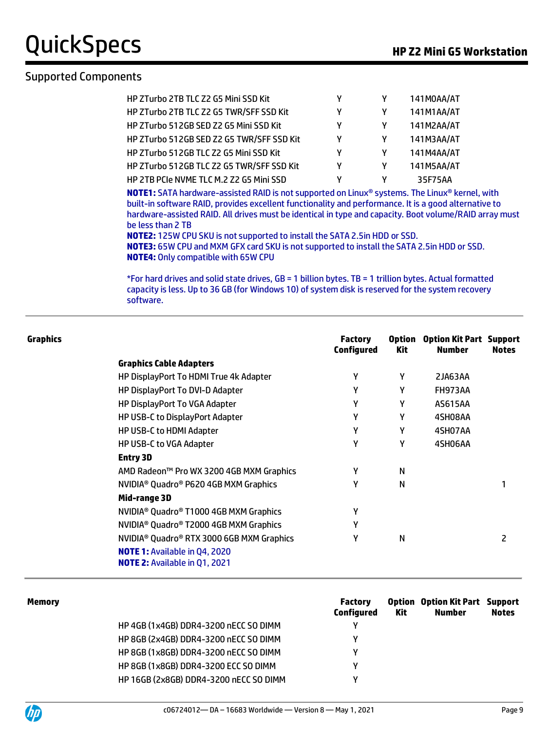## Supported Components

| | | | |
|---|---|---|---|
| HP ZTurbo 2TB TLC Z2 G5 Mini SSD Kit | Y | Y | 141M0AA/AT |
| HP ZTurbo 2TB TLC Z2 G5 TWR/SFF SSD Kit | Y | Y | 141M1AA/AT |
| HP ZTurbo 512GB SED Z2 G5 Mini SSD Kit | Y | Y | 141M2AA/AT |
| HP ZTurbo 512GB SED Z2 G5 TWR/SFF SSD Kit | Y | Y | 141M3AA/AT |
| HP ZTurbo 512GB TLC Z2 G5 Mini SSD Kit | Y | Y | 141M4AA/AT |
| HP ZTurbo 512GB TLC Z2 G5 TWR/SFF SSD Kit | Y | Y | 141M5AA/AT |
| HP 2TB PCIe NVME TLC M.2 Z2 G5 Mini SSD | Y | Y | 35F75AA |

**NOTE1:** SATA hardware-assisted RAID is not supported on Linux® systems. The Linux® kernel, with built-in software RAID, provides excellent functionality and performance. It is a good alternative to hardware-assisted RAID. All drives must be identical in type and capacity. Boot volume/RAID array must be less than 2 TB
**NOTE2:** 125W CPU SKU is not supported to install the SATA 2.5in HDD or SSD.
**NOTE3:** 65W CPU and MXM GFX card SKU is not supported to install the SATA 2.5in HDD or SSD.
**NOTE4:** Only compatible with 65W CPU

*For hard drives and solid state drives, GB = 1 billion bytes. TB = 1 trillion bytes. Actual formatted capacity is less. Up to 36 GB (for Windows 10) of system disk is reserved for the system recovery software.

### Graphics

| | Factory Configured | Option Kit | Option Kit Part Number | Support Notes |
|---|---|---|---|---|
| **Graphics Cable Adapters** | | | | |
| HP DisplayPort To HDMI True 4k Adapter | Y | Y | 2JA63AA | |
| HP DisplayPort To DVI-D Adapter | Y | Y | FH973AA | |
| HP DisplayPort To VGA Adapter | Y | Y | AS615AA | |
| HP USB-C to DisplayPort Adapter | Y | Y | 4SH08AA | |
| HP USB-C to HDMI Adapter | Y | Y | 4SH07AA | |
| HP USB-C to VGA Adapter | Y | Y | 4SH06AA | |
| **Entry 3D** | | | | |
| AMD Radeon™ Pro WX 3200 4GB MXM Graphics | Y | N | | |
| NVIDIA® Quadro® P620 4GB MXM Graphics | Y | N | | 1 |
| **Mid-range 3D** | | | | |
| NVIDIA® Quadro® T1000 4GB MXM Graphics | Y | | | |
| NVIDIA® Quadro® T2000 4GB MXM Graphics | Y | | | |
| NVIDIA® Quadro® RTX 3000 6GB MXM Graphics | Y | N | | 2 |

**NOTE 1:** Available in Q4, 2020
**NOTE 2:** Available in Q1, 2021

### Memory

| | Factory Configured | Option Kit | Option Kit Part Number | Support Notes |
|---|---|---|---|---|
| HP 4GB (1x4GB) DDR4-3200 nECC SO DIMM | Y | | | |
| HP 8GB (2x4GB) DDR4-3200 nECC SO DIMM | Y | | | |
| HP 8GB (1x8GB) DDR4-3200 nECC SO DIMM | Y | | | |
| HP 8GB (1x8GB) DDR4-3200 ECC SO DIMM | Y | | | |
| HP 16GB (2x8GB) DDR4-3200 nECC SO DIMM | Y | | | |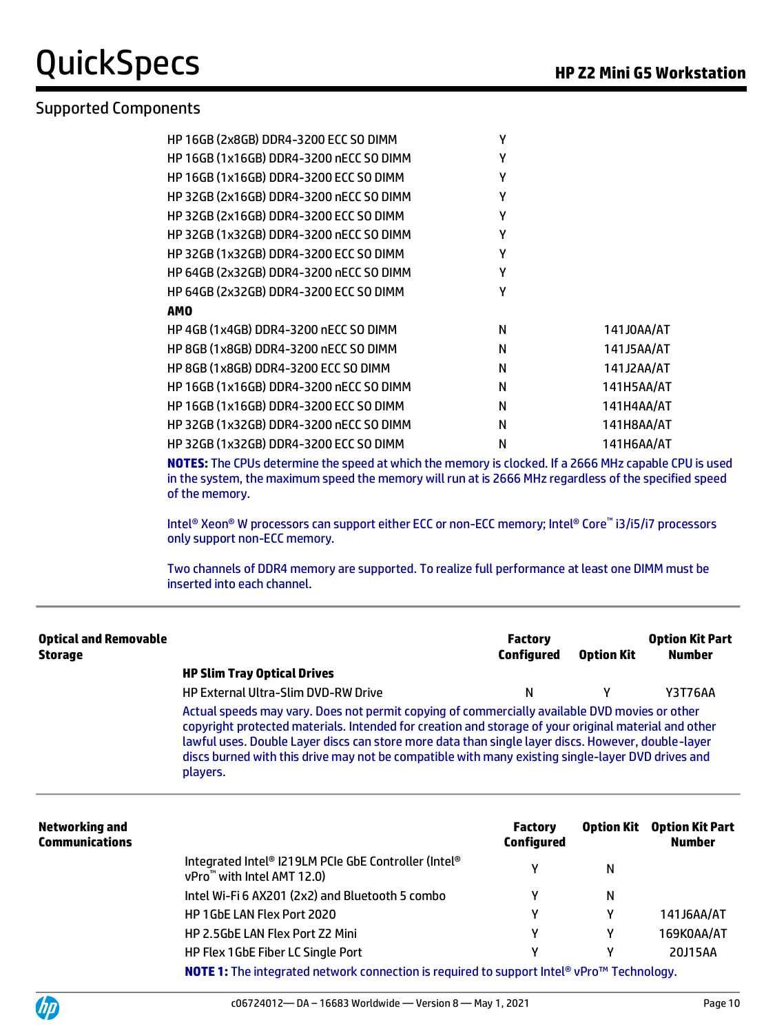## Supported Components

| | Factory Configured | Option Kit Part Number |
|---|---|---|
| HP 16GB (2x8GB) DDR4-3200 ECC SO DIMM | Y | |
| HP 16GB (1x16GB) DDR4-3200 nECC SO DIMM | Y | |
| HP 16GB (1x16GB) DDR4-3200 ECC SO DIMM | Y | |
| HP 32GB (2x16GB) DDR4-3200 nECC SO DIMM | Y | |
| HP 32GB (2x16GB) DDR4-3200 ECC SO DIMM | Y | |
| HP 32GB (1x32GB) DDR4-3200 nECC SO DIMM | Y | |
| HP 32GB (1x32GB) DDR4-3200 ECC SO DIMM | Y | |
| HP 64GB (2x32GB) DDR4-3200 nECC SO DIMM | Y | |
| HP 64GB (2x32GB) DDR4-3200 ECC SO DIMM | Y | |
| **AMO** | | |
| HP 4GB (1x4GB) DDR4-3200 nECC SO DIMM | N | 141J0AA/AT |
| HP 8GB (1x8GB) DDR4-3200 nECC SO DIMM | N | 141J5AA/AT |
| HP 8GB (1x8GB) DDR4-3200 ECC SO DIMM | N | 141J2AA/AT |
| HP 16GB (1x16GB) DDR4-3200 nECC SO DIMM | N | 141H5AA/AT |
| HP 16GB (1x16GB) DDR4-3200 ECC SO DIMM | N | 141H4AA/AT |
| HP 32GB (1x32GB) DDR4-3200 nECC SO DIMM | N | 141H8AA/AT |
| HP 32GB (1x32GB) DDR4-3200 ECC SO DIMM | N | 141H6AA/AT |

**NOTES:** The CPUs determine the speed at which the memory is clocked. If a 2666 MHz capable CPU is used in the system, the maximum speed the memory will run at is 2666 MHz regardless of the specified speed of the memory.

Intel® Xeon® W processors can support either ECC or non-ECC memory; Intel® Core™ i3/i5/i7 processors only support non-ECC memory.

Two channels of DDR4 memory are supported. To realize full performance at least one DIMM must be inserted into each channel.

| Optical and Removable Storage | Factory Configured | Option Kit | Option Kit Part Number |
|---|---|---|---|
| **HP Slim Tray Optical Drives** | | | |
| HP External Ultra-Slim DVD-RW Drive | N | Y | Y3T76AA |

Actual speeds may vary. Does not permit copying of commercially available DVD movies or other copyright protected materials. Intended for creation and storage of your original material and other lawful uses. Double Layer discs can store more data than single layer discs. However, double-layer discs burned with this drive may not be compatible with many existing single-layer DVD drives and players.

| Networking and Communications | Factory Configured | Option Kit | Option Kit Part Number |
|---|---|---|---|
| Integrated Intel® I219LM PCIe GbE Controller (Intel® vPro™ with Intel AMT 12.0) | Y | N | |
| Intel Wi-Fi 6 AX201 (2x2) and Bluetooth 5 combo | Y | N | |
| HP 1GbE LAN Flex Port 2020 | Y | Y | 141J6AA/AT |
| HP 2.5GbE LAN Flex Port Z2 Mini | Y | Y | 169K0AA/AT |
| HP Flex 1GbE Fiber LC Single Port | Y | Y | 20J15AA |

**NOTE 1:** The integrated network connection is required to support Intel® vPro™ Technology.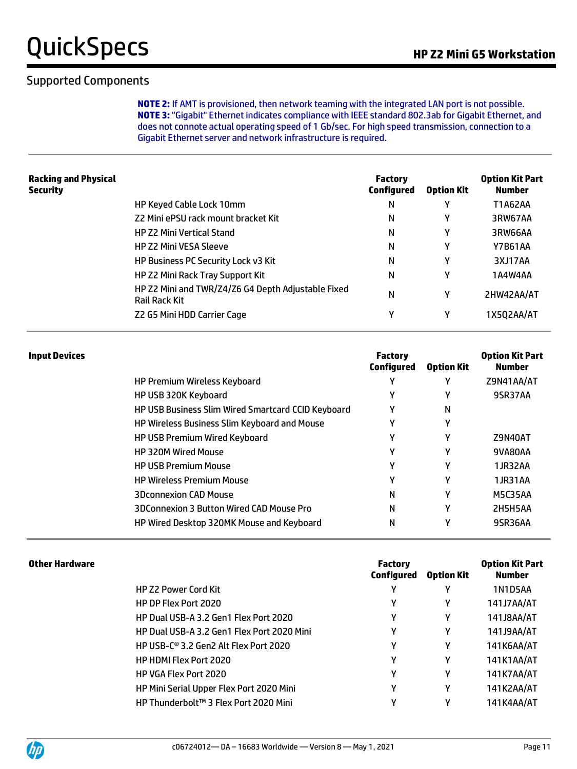## Supported Components

**NOTE 2:** If AMT is provisioned, then network teaming with the integrated LAN port is not possible.
**NOTE 3:** "Gigabit" Ethernet indicates compliance with IEEE standard 802.3ab for Gigabit Ethernet, and does not connote actual operating speed of 1 Gb/sec. For high speed transmission, connection to a Gigabit Ethernet server and network infrastructure is required.

| **Racking and Physical Security** | | **Factory Configured** | **Option Kit** | **Option Kit Part Number** |
|---|---|---|---|---|
| | HP Keyed Cable Lock 10mm | N | Y | T1A62AA |
| | Z2 Mini ePSU rack mount bracket Kit | N | Y | 3RW67AA |
| | HP Z2 Mini Vertical Stand | N | Y | 3RW66AA |
| | HP Z2 Mini VESA Sleeve | N | Y | Y7B61AA |
| | HP Business PC Security Lock v3 Kit | N | Y | 3XJ17AA |
| | HP Z2 Mini Rack Tray Support Kit | N | Y | 1A4W4AA |
| | HP Z2 Mini and TWR/Z4/Z6 G4 Depth Adjustable Fixed Rail Rack Kit | N | Y | 2HW42AA/AT |
| | Z2 G5 Mini HDD Carrier Cage | Y | Y | 1X5Q2AA/AT |

| **Input Devices** | | **Factory Configured** | **Option Kit** | **Option Kit Part Number** |
|---|---|---|---|---|
| | HP Premium Wireless Keyboard | Y | Y | Z9N41AA/AT |
| | HP USB 320K Keyboard | Y | Y | 9SR37AA |
| | HP USB Business Slim Wired Smartcard CCID Keyboard | Y | N | |
| | HP Wireless Business Slim Keyboard and Mouse | Y | Y | |
| | HP USB Premium Wired Keyboard | Y | Y | Z9N40AT |
| | HP 320M Wired Mouse | Y | Y | 9VA80AA |
| | HP USB Premium Mouse | Y | Y | 1JR32AA |
| | HP Wireless Premium Mouse | Y | Y | 1JR31AA |
| | 3Dconnexion CAD Mouse | N | Y | M5C35AA |
| | 3DConnexion 3 Button Wired CAD Mouse Pro | N | Y | 2H5H5AA |
| | HP Wired Desktop 320MK Mouse and Keyboard | N | Y | 9SR36AA |

| **Other Hardware** | | **Factory Configured** | **Option Kit** | **Option Kit Part Number** |
|---|---|---|---|---|
| | HP Z2 Power Cord Kit | Y | Y | 1N1D5AA |
| | HP DP Flex Port 2020 | Y | Y | 141J7AA/AT |
| | HP Dual USB-A 3.2 Gen1 Flex Port 2020 | Y | Y | 141J8AA/AT |
| | HP Dual USB-A 3.2 Gen1 Flex Port 2020 Mini | Y | Y | 141J9AA/AT |
| | HP USB-C® 3.2 Gen2 Alt Flex Port 2020 | Y | Y | 141K6AA/AT |
| | HP HDMI Flex Port 2020 | Y | Y | 141K1AA/AT |
| | HP VGA Flex Port 2020 | Y | Y | 141K7AA/AT |
| | HP Mini Serial Upper Flex Port 2020 Mini | Y | Y | 141K2AA/AT |
| | HP Thunderbolt™ 3 Flex Port 2020 Mini | Y | Y | 141K4AA/AT |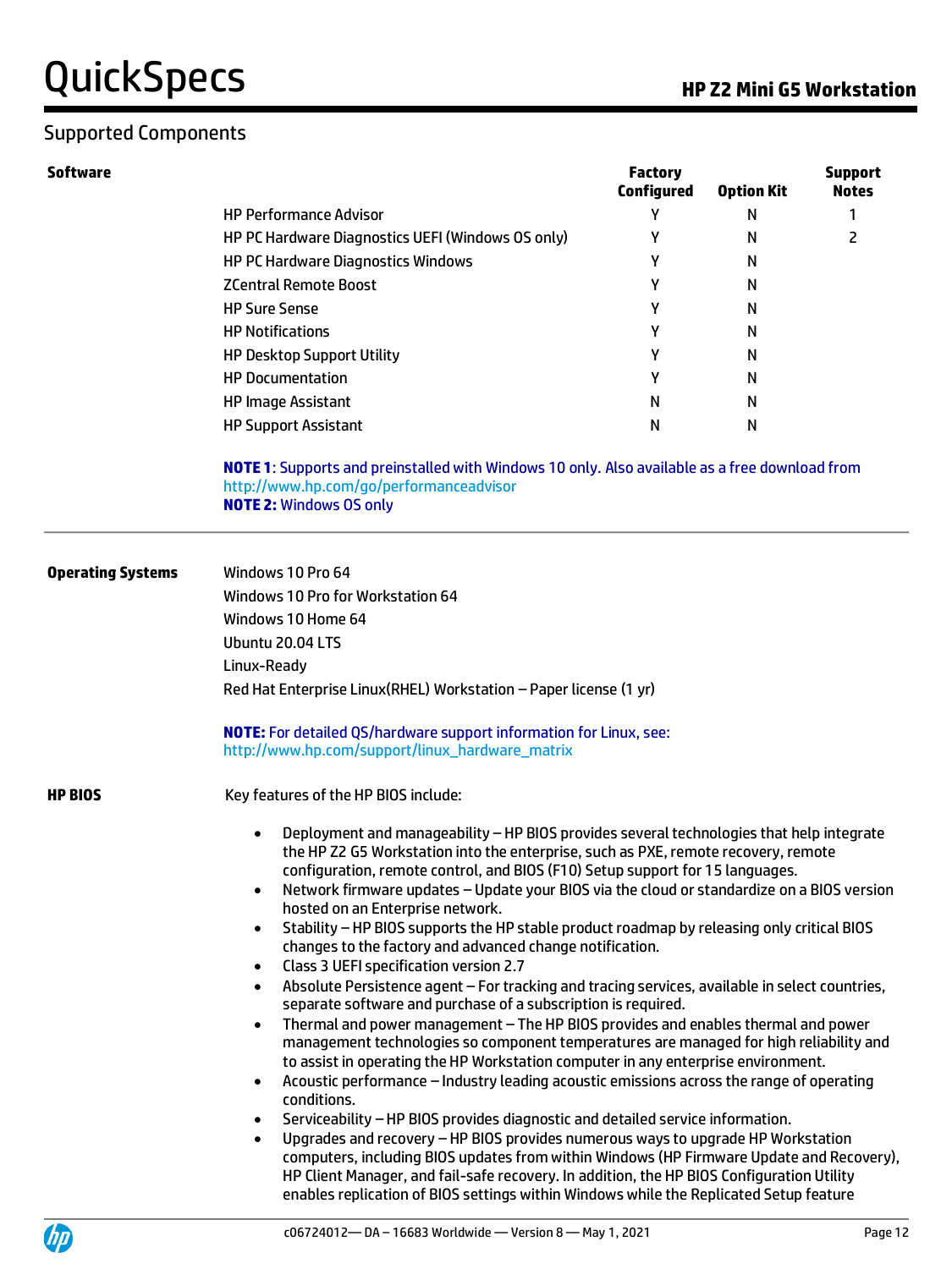## Supported Components

### Software

| Software | Factory Configured | Option Kit | Support Notes |
|---|---|---|---|
| HP Performance Advisor | Y | N | 1 |
| HP PC Hardware Diagnostics UEFI (Windows OS only) | Y | N | 2 |
| HP PC Hardware Diagnostics Windows | Y | N | |
| ZCentral Remote Boost | Y | N | |
| HP Sure Sense | Y | N | |
| HP Notifications | Y | N | |
| HP Desktop Support Utility | Y | N | |
| HP Documentation | Y | N | |
| HP Image Assistant | N | N | |
| HP Support Assistant | N | N | |

**NOTE 1**: Supports and preinstalled with Windows 10 only. Also available as a free download from http://www.hp.com/go/performanceadvisor
**NOTE 2:** Windows OS only

### Operating Systems

Windows 10 Pro 64
Windows 10 Pro for Workstation 64
Windows 10 Home 64
Ubuntu 20.04 LTS
Linux-Ready
Red Hat Enterprise Linux(RHEL) Workstation – Paper license (1 yr)

**NOTE:** For detailed QS/hardware support information for Linux, see: http://www.hp.com/support/linux_hardware_matrix

### HP BIOS

Key features of the HP BIOS include:

- Deployment and manageability – HP BIOS provides several technologies that help integrate the HP Z2 G5 Workstation into the enterprise, such as PXE, remote recovery, remote configuration, remote control, and BIOS (F10) Setup support for 15 languages.
- Network firmware updates – Update your BIOS via the cloud or standardize on a BIOS version hosted on an Enterprise network.
- Stability – HP BIOS supports the HP stable product roadmap by releasing only critical BIOS changes to the factory and advanced change notification.
- Class 3 UEFI specification version 2.7
- Absolute Persistence agent – For tracking and tracing services, available in select countries, separate software and purchase of a subscription is required.
- Thermal and power management – The HP BIOS provides and enables thermal and power management technologies so component temperatures are managed for high reliability and to assist in operating the HP Workstation computer in any enterprise environment.
- Acoustic performance – Industry leading acoustic emissions across the range of operating conditions.
- Serviceability – HP BIOS provides diagnostic and detailed service information.
- Upgrades and recovery – HP BIOS provides numerous ways to upgrade HP Workstation computers, including BIOS updates from within Windows (HP Firmware Update and Recovery), HP Client Manager, and fail-safe recovery. In addition, the HP BIOS Configuration Utility enables replication of BIOS settings within Windows while the Replicated Setup feature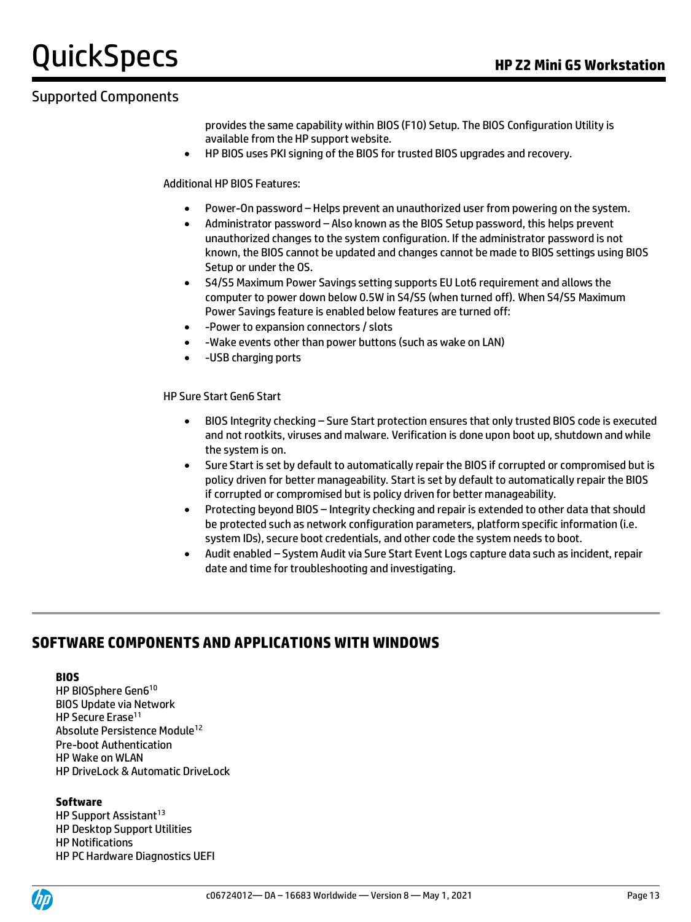## Supported Components

provides the same capability within BIOS (F10) Setup. The BIOS Configuration Utility is available from the HP support website.

- HP BIOS uses PKI signing of the BIOS for trusted BIOS upgrades and recovery.

Additional HP BIOS Features:

- Power-On password – Helps prevent an unauthorized user from powering on the system.
- Administrator password – Also known as the BIOS Setup password, this helps prevent unauthorized changes to the system configuration. If the administrator password is not known, the BIOS cannot be updated and changes cannot be made to BIOS settings using BIOS Setup or under the OS.
- S4/S5 Maximum Power Savings setting supports EU Lot6 requirement and allows the computer to power down below 0.5W in S4/S5 (when turned off). When S4/S5 Maximum Power Savings feature is enabled below features are turned off:
- -Power to expansion connectors / slots
- -Wake events other than power buttons (such as wake on LAN)
- -USB charging ports

HP Sure Start Gen6 Start

- BIOS Integrity checking – Sure Start protection ensures that only trusted BIOS code is executed and not rootkits, viruses and malware. Verification is done upon boot up, shutdown and while the system is on.
- Sure Start is set by default to automatically repair the BIOS if corrupted or compromised but is policy driven for better manageability. Start is set by default to automatically repair the BIOS if corrupted or compromised but is policy driven for better manageability.
- Protecting beyond BIOS – Integrity checking and repair is extended to other data that should be protected such as network configuration parameters, platform specific information (i.e. system IDs), secure boot credentials, and other code the system needs to boot.
- Audit enabled – System Audit via Sure Start Event Logs capture data such as incident, repair date and time for troubleshooting and investigating.

## SOFTWARE COMPONENTS AND APPLICATIONS WITH WINDOWS

**BIOS**

HP BIOSphere Gen6[10]
BIOS Update via Network
HP Secure Erase[11]
Absolute Persistence Module[12]
Pre-boot Authentication
HP Wake on WLAN
HP DriveLock & Automatic DriveLock

**Software**

HP Support Assistant[13]
HP Desktop Support Utilities
HP Notifications
HP PC Hardware Diagnostics UEFI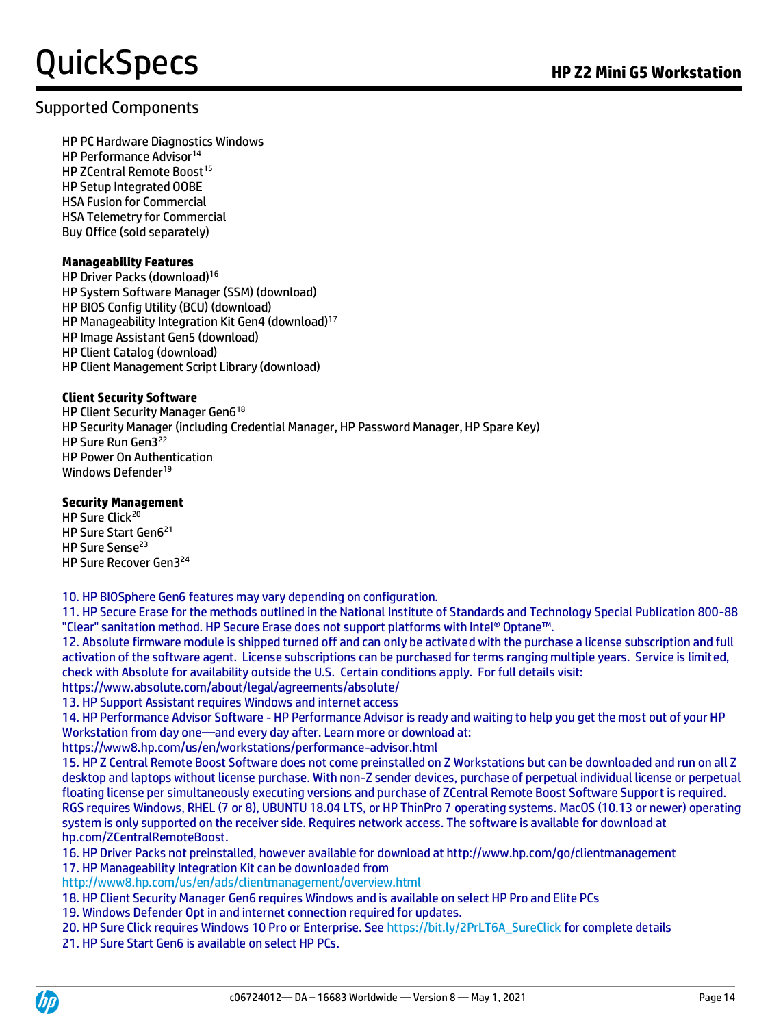## Supported Components

HP PC Hardware Diagnostics Windows
HP Performance Advisor[14]
HP ZCentral Remote Boost[15]
HP Setup Integrated OOBE
HSA Fusion for Commercial
HSA Telemetry for Commercial
Buy Office (sold separately)

**Manageability Features**
HP Driver Packs (download)[16]
HP System Software Manager (SSM) (download)
HP BIOS Config Utility (BCU) (download)
HP Manageability Integration Kit Gen4 (download)[17]
HP Image Assistant Gen5 (download)
HP Client Catalog (download)
HP Client Management Script Library (download)

**Client Security Software**
HP Client Security Manager Gen6[18]
HP Security Manager (including Credential Manager, HP Password Manager, HP Spare Key)
HP Sure Run Gen3[22]
HP Power On Authentication
Windows Defender[19]

**Security Management**
HP Sure Click[20]
HP Sure Start Gen6[21]
HP Sure Sense[23]
HP Sure Recover Gen3[24]

10. HP BIOSphere Gen6 features may vary depending on configuration.
11. HP Secure Erase for the methods outlined in the National Institute of Standards and Technology Special Publication 800-88 "Clear" sanitation method. HP Secure Erase does not support platforms with Intel® Optane™.
12. Absolute firmware module is shipped turned off and can only be activated with the purchase a license subscription and full activation of the software agent. License subscriptions can be purchased for terms ranging multiple years. Service is limited, check with Absolute for availability outside the U.S. Certain conditions apply. For full details visit: https://www.absolute.com/about/legal/agreements/absolute/
13. HP Support Assistant requires Windows and internet access
14. HP Performance Advisor Software - HP Performance Advisor is ready and waiting to help you get the most out of your HP Workstation from day one—and every day after. Learn more or download at: https://www8.hp.com/us/en/workstations/performance-advisor.html
15. HP Z Central Remote Boost Software does not come preinstalled on Z Workstations but can be downloaded and run on all Z desktop and laptops without license purchase. With non-Z sender devices, purchase of perpetual individual license or perpetual floating license per simultaneously executing versions and purchase of ZCentral Remote Boost Software Support is required. RGS requires Windows, RHEL (7 or 8), UBUNTU 18.04 LTS, or HP ThinPro 7 operating systems. MacOS (10.13 or newer) operating system is only supported on the receiver side. Requires network access. The software is available for download at hp.com/ZCentralRemoteBoost.
16. HP Driver Packs not preinstalled, however available for download at http://www.hp.com/go/clientmanagement
17. HP Manageability Integration Kit can be downloaded from http://www8.hp.com/us/en/ads/clientmanagement/overview.html
18. HP Client Security Manager Gen6 requires Windows and is available on select HP Pro and Elite PCs
19. Windows Defender Opt in and internet connection required for updates.
20. HP Sure Click requires Windows 10 Pro or Enterprise. See https://bit.ly/2PrLT6A_SureClick for complete details
21. HP Sure Start Gen6 is available on select HP PCs.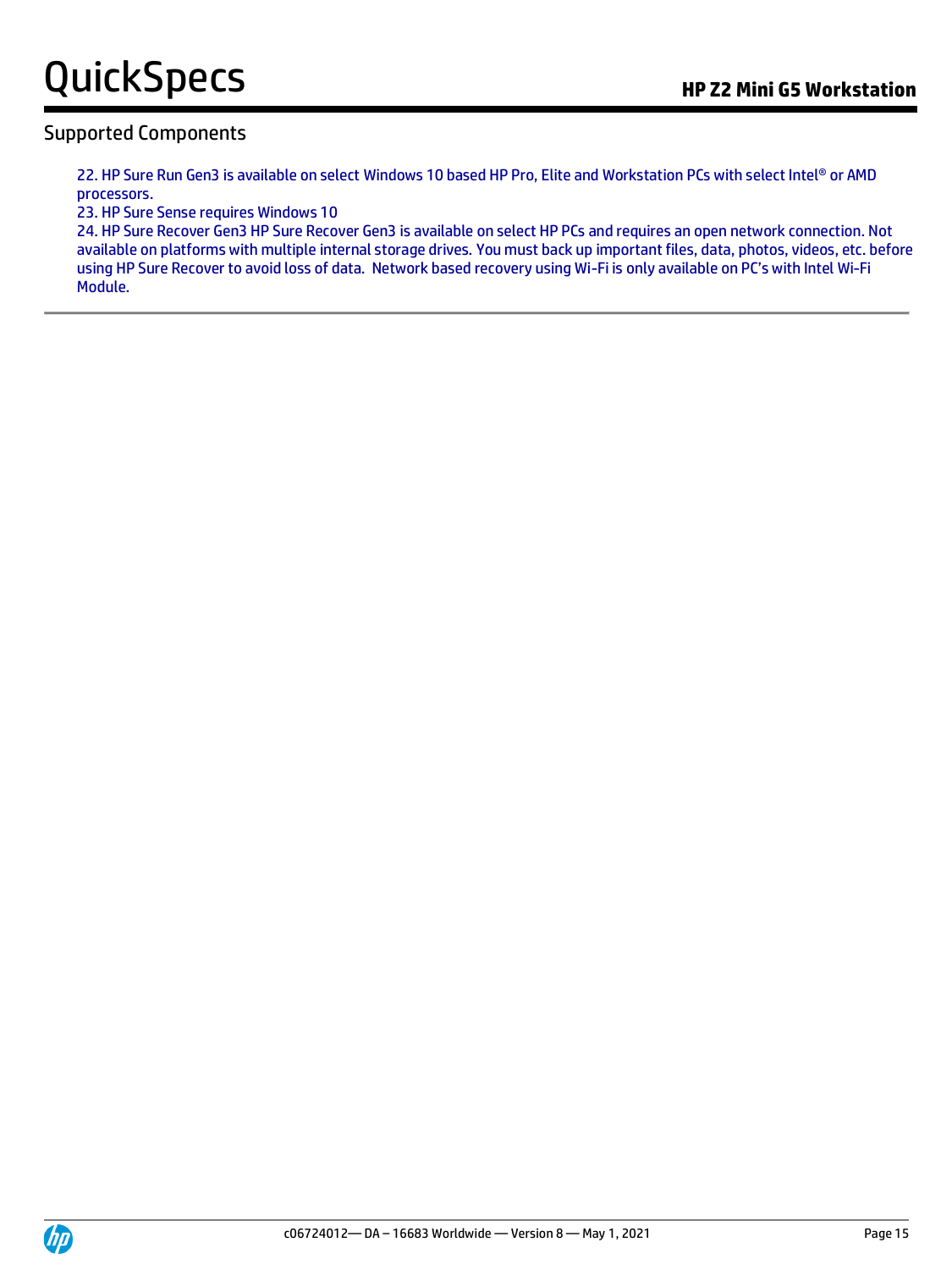## Supported Components

22. HP Sure Run Gen3 is available on select Windows 10 based HP Pro, Elite and Workstation PCs with select Intel® or AMD processors.
23. HP Sure Sense requires Windows 10
24. HP Sure Recover Gen3 HP Sure Recover Gen3 is available on select HP PCs and requires an open network connection. Not available on platforms with multiple internal storage drives. You must back up important files, data, photos, videos, etc. before using HP Sure Recover to avoid loss of data. Network based recovery using Wi-Fi is only available on PC's with Intel Wi-Fi Module.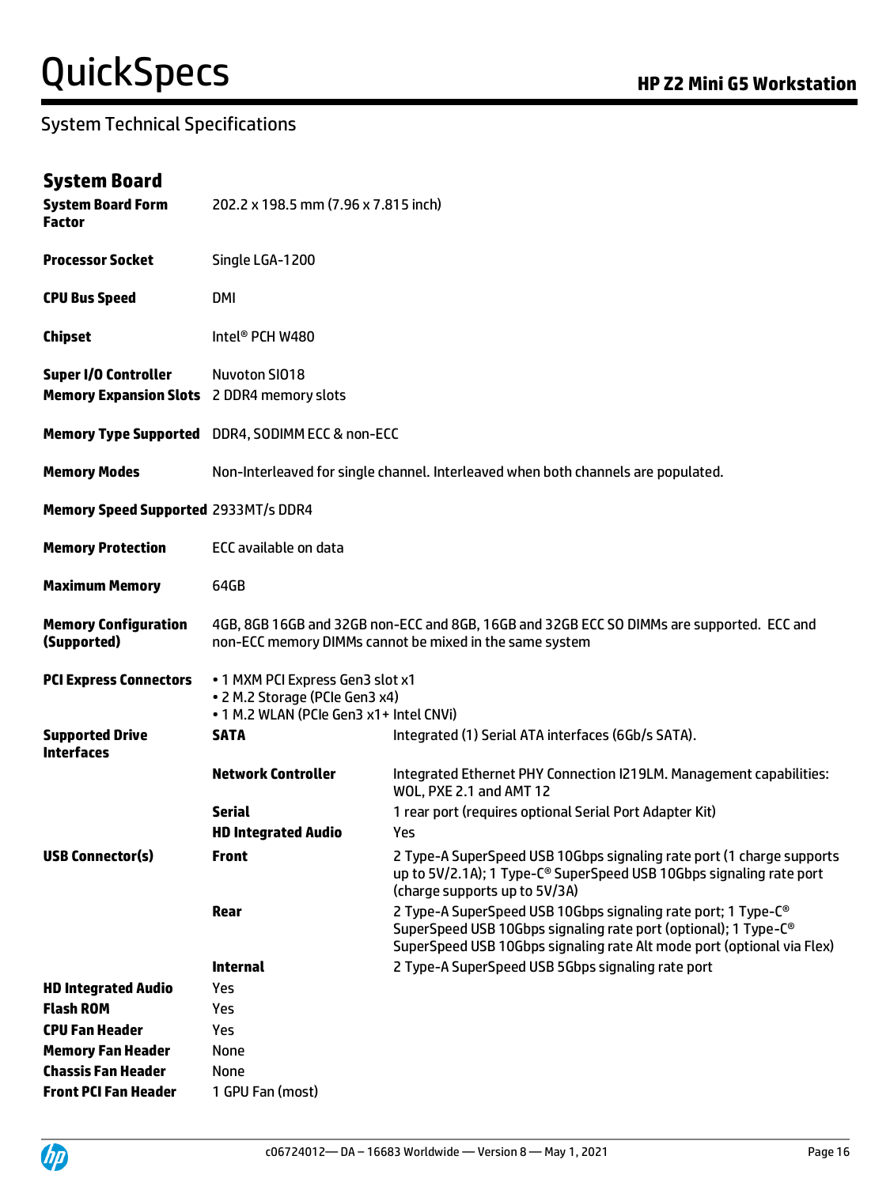## System Technical Specifications

### System Board

| | | |
|---|---|---|
| **System Board Form Factor** | 202.2 x 198.5 mm (7.96 x 7.815 inch) | |
| **Processor Socket** | Single LGA-1200 | |
| **CPU Bus Speed** | DMI | |
| **Chipset** | Intel® PCH W480 | |
| **Super I/O Controller** | Nuvoton SIO18 | |
| **Memory Expansion Slots** | 2 DDR4 memory slots | |
| **Memory Type Supported** | DDR4, SODIMM ECC & non-ECC | |
| **Memory Modes** | Non-Interleaved for single channel. Interleaved when both channels are populated. | |
| **Memory Speed Supported** | 2933MT/s DDR4 | |
| **Memory Protection** | ECC available on data | |
| **Maximum Memory** | 64GB | |
| **Memory Configuration (Supported)** | 4GB, 8GB 16GB and 32GB non-ECC and 8GB, 16GB and 32GB ECC SO DIMMs are supported. ECC and non-ECC memory DIMMs cannot be mixed in the same system | |
| **PCI Express Connectors** | • 1 MXM PCI Express Gen3 slot x1<br>• 2 M.2 Storage (PCIe Gen3 x4)<br>• 1 M.2 WLAN (PCIe Gen3 x1+ Intel CNVi) | |
| **Supported Drive Interfaces** | **SATA** | Integrated (1) Serial ATA interfaces (6Gb/s SATA). |
| | **Network Controller** | Integrated Ethernet PHY Connection I219LM. Management capabilities: WOL, PXE 2.1 and AMT 12 |
| | **Serial** | 1 rear port (requires optional Serial Port Adapter Kit) |
| | **HD Integrated Audio** | Yes |
| **USB Connector(s)** | **Front** | 2 Type-A SuperSpeed USB 10Gbps signaling rate port (1 charge supports up to 5V/2.1A); 1 Type-C® SuperSpeed USB 10Gbps signaling rate port (charge supports up to 5V/3A) |
| | **Rear** | 2 Type-A SuperSpeed USB 10Gbps signaling rate port; 1 Type-C® SuperSpeed USB 10Gbps signaling rate port (optional); 1 Type-C® SuperSpeed USB 10Gbps signaling rate Alt mode port (optional via Flex) |
| | **Internal** | 2 Type-A SuperSpeed USB 5Gbps signaling rate port |
| **HD Integrated Audio** | Yes | |
| **Flash ROM** | Yes | |
| **CPU Fan Header** | Yes | |
| **Memory Fan Header** | None | |
| **Chassis Fan Header** | None | |
| **Front PCI Fan Header** | 1 GPU Fan (most) | |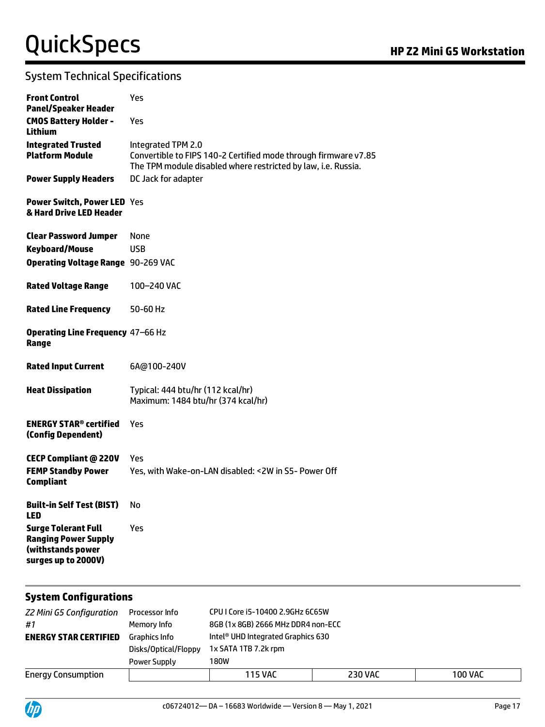## System Technical Specifications

| | |
|---|---|
| **Front Control Panel/Speaker Header** | Yes |
| **CMOS Battery Holder - Lithium** | Yes |
| **Integrated Trusted Platform Module** | Integrated TPM 2.0<br>Convertible to FIPS 140-2 Certified mode through firmware v7.85<br>The TPM module disabled where restricted by law, i.e. Russia. |
| **Power Supply Headers** | DC Jack for adapter |
| **Power Switch, Power LED & Hard Drive LED Header** | Yes |
| **Clear Password Jumper** | None |
| **Keyboard/Mouse** | USB |
| **Operating Voltage Range** | 90-269 VAC |
| **Rated Voltage Range** | 100–240 VAC |
| **Rated Line Frequency** | 50-60 Hz |
| **Operating Line Frequency Range** | 47–66 Hz |
| **Rated Input Current** | 6A@100-240V |
| **Heat Dissipation** | Typical: 444 btu/hr (112 kcal/hr)<br>Maximum: 1484 btu/hr (374 kcal/hr) |
| **ENERGY STAR® certified (Config Dependent)** | Yes |
| **CECP Compliant @ 220V** | Yes |
| **FEMP Standby Power Compliant** | Yes, with Wake-on-LAN disabled: <2W in S5- Power Off |
| **Built-in Self Test (BIST) LED** | No |
| **Surge Tolerant Full Ranging Power Supply (withstands power surges up to 2000V)** | Yes |

## System Configurations

| *Z2 Mini G5 Configuration #1*<br>**ENERGY STAR CERTIFIED** | Processor Info | CPU I Core i5-10400 2.9GHz 6C65W | | |
|---|---|---|---|---|
| | Memory Info | 8GB (1x 8GB) 2666 MHz DDR4 non-ECC | | |
| | Graphics Info | Intel® UHD Integrated Graphics 630 | | |
| | Disks/Optical/Floppy | 1x SATA 1TB 7.2k rpm | | |
| | Power Supply | 180W | | |
| Energy Consumption | | 115 VAC | 230 VAC | 100 VAC |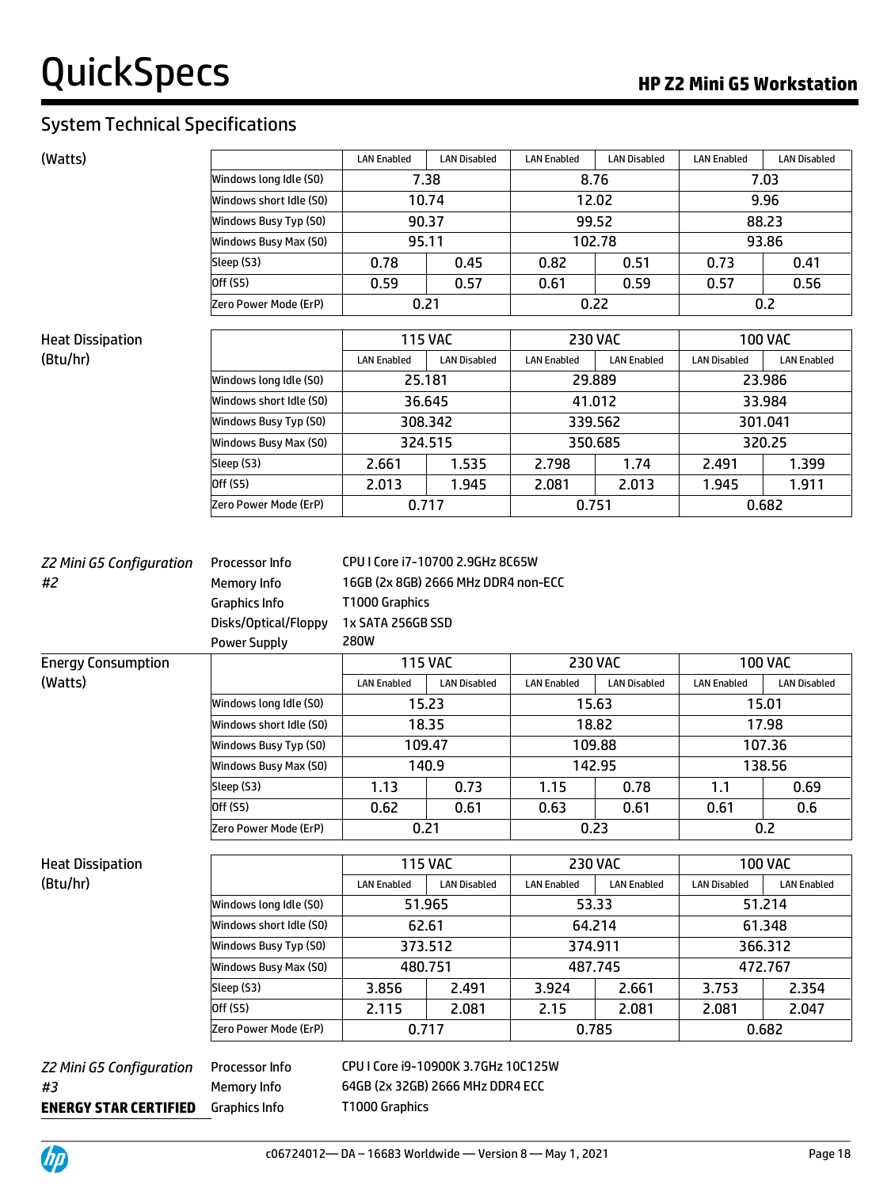## System Technical Specifications

(Watts)

| | LAN Enabled | LAN Disabled | LAN Enabled | LAN Disabled | LAN Enabled | LAN Disabled |
|---|---|---|---|---|---|---|
| Windows long Idle (S0) | 7.38 | | 8.76 | | 7.03 | |
| Windows short Idle (S0) | 10.74 | | 12.02 | | 9.96 | |
| Windows Busy Typ (S0) | 90.37 | | 99.52 | | 88.23 | |
| Windows Busy Max (S0) | 95.11 | | 102.78 | | 93.86 | |
| Sleep (S3) | 0.78 | 0.45 | 0.82 | 0.51 | 0.73 | 0.41 |
| Off (S5) | 0.59 | 0.57 | 0.61 | 0.59 | 0.57 | 0.56 |
| Zero Power Mode (ErP) | 0.21 | | 0.22 | | 0.2 | |

Heat Dissipation (Btu/hr)

| | 115 VAC | | 230 VAC | | 100 VAC | |
|---|---|---|---|---|---|---|
| | LAN Enabled | LAN Disabled | LAN Enabled | LAN Enabled | LAN Disabled | LAN Enabled |
| Windows long Idle (S0) | 25.181 | | 29.889 | | 23.986 | |
| Windows short Idle (S0) | 36.645 | | 41.012 | | 33.984 | |
| Windows Busy Typ (S0) | 308.342 | | 339.562 | | 301.041 | |
| Windows Busy Max (S0) | 324.515 | | 350.685 | | 320.25 | |
| Sleep (S3) | 2.661 | 1.535 | 2.798 | 1.74 | 2.491 | 1.399 |
| Off (S5) | 2.013 | 1.945 | 2.081 | 2.013 | 1.945 | 1.911 |
| Zero Power Mode (ErP) | 0.717 | | 0.751 | | 0.682 | |

*Z2 Mini G5 Configuration #2*

| | |
|---|---|
| Processor Info | CPU I Core i7-10700 2.9GHz 8C65W |
| Memory Info | 16GB (2x 8GB) 2666 MHz DDR4 non-ECC |
| Graphics Info | T1000 Graphics |
| Disks/Optical/Floppy | 1x SATA 256GB SSD |
| Power Supply | 280W |

Energy Consumption (Watts)

| | 115 VAC | | 230 VAC | | 100 VAC | |
|---|---|---|---|---|---|---|
| | LAN Enabled | LAN Disabled | LAN Enabled | LAN Disabled | LAN Enabled | LAN Disabled |
| Windows long Idle (S0) | 15.23 | | 15.63 | | 15.01 | |
| Windows short Idle (S0) | 18.35 | | 18.82 | | 17.98 | |
| Windows Busy Typ (S0) | 109.47 | | 109.88 | | 107.36 | |
| Windows Busy Max (S0) | 140.9 | | 142.95 | | 138.56 | |
| Sleep (S3) | 1.13 | 0.73 | 1.15 | 0.78 | 1.1 | 0.69 |
| Off (S5) | 0.62 | 0.61 | 0.63 | 0.61 | 0.61 | 0.6 |
| Zero Power Mode (ErP) | 0.21 | | 0.23 | | 0.2 | |

Heat Dissipation (Btu/hr)

| | 115 VAC | | 230 VAC | | 100 VAC | |
|---|---|---|---|---|---|---|
| | LAN Enabled | LAN Disabled | LAN Enabled | LAN Enabled | LAN Disabled | LAN Enabled |
| Windows long Idle (S0) | 51.965 | | 53.33 | | 51.214 | |
| Windows short Idle (S0) | 62.61 | | 64.214 | | 61.348 | |
| Windows Busy Typ (S0) | 373.512 | | 374.911 | | 366.312 | |
| Windows Busy Max (S0) | 480.751 | | 487.745 | | 472.767 | |
| Sleep (S3) | 3.856 | 2.491 | 3.924 | 2.661 | 3.753 | 2.354 |
| Off (S5) | 2.115 | 2.081 | 2.15 | 2.081 | 2.081 | 2.047 |
| Zero Power Mode (ErP) | 0.717 | | 0.785 | | 0.682 | |

*Z2 Mini G5 Configuration #3*
**ENERGY STAR CERTIFIED**

| | |
|---|---|
| Processor Info | CPU I Core i9-10900K 3.7GHz 10C125W |
| Memory Info | 64GB (2x 32GB) 2666 MHz DDR4 ECC |
| Graphics Info | T1000 Graphics |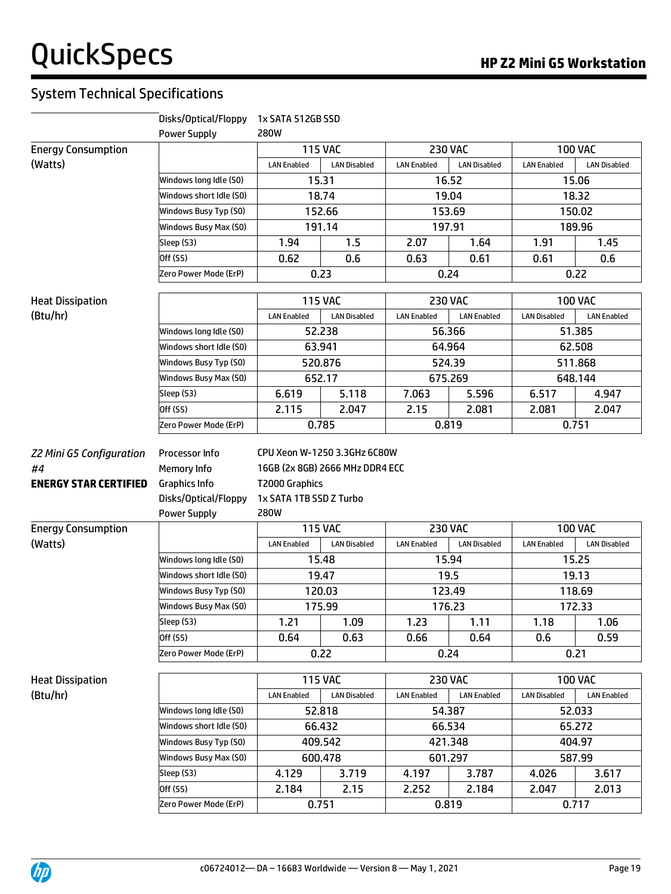## System Technical Specifications

| | | |
|---|---|---|
| | Disks/Optical/Floppy | 1x SATA 512GB SSD |
| | Power Supply | 280W |

**Energy Consumption (Watts)**

| | 115 VAC | | 230 VAC | | 100 VAC | |
|---|---|---|---|---|---|---|
| | LAN Enabled | LAN Disabled | LAN Enabled | LAN Disabled | LAN Enabled | LAN Disabled |
| Windows long Idle (S0) | 15.31 | | 16.52 | | 15.06 | |
| Windows short Idle (S0) | 18.74 | | 19.04 | | 18.32 | |
| Windows Busy Typ (S0) | 152.66 | | 153.69 | | 150.02 | |
| Windows Busy Max (S0) | 191.14 | | 197.91 | | 189.96 | |
| Sleep (S3) | 1.94 | 1.5 | 2.07 | 1.64 | 1.91 | 1.45 |
| Off (S5) | 0.62 | 0.6 | 0.63 | 0.61 | 0.61 | 0.6 |
| Zero Power Mode (ErP) | 0.23 | | 0.24 | | 0.22 | |

**Heat Dissipation (Btu/hr)**

| | 115 VAC | | 230 VAC | | 100 VAC | |
|---|---|---|---|---|---|---|
| | LAN Enabled | LAN Disabled | LAN Enabled | LAN Enabled | LAN Disabled | LAN Enabled |
| Windows long Idle (S0) | 52.238 | | 56.366 | | 51.385 | |
| Windows short Idle (S0) | 63.941 | | 64.964 | | 62.508 | |
| Windows Busy Typ (S0) | 520.876 | | 524.39 | | 511.868 | |
| Windows Busy Max (S0) | 652.17 | | 675.269 | | 648.144 | |
| Sleep (S3) | 6.619 | 5.118 | 7.063 | 5.596 | 6.517 | 4.947 |
| Off (S5) | 2.115 | 2.047 | 2.15 | 2.081 | 2.081 | 2.047 |
| Zero Power Mode (ErP) | 0.785 | | 0.819 | | 0.751 | |

*Z2 Mini G5 Configuration #4*
**ENERGY STAR CERTIFIED**

| | |
|---|---|
| Processor Info | CPU Xeon W-1250 3.3GHz 6C80W |
| Memory Info | 16GB (2x 8GB) 2666 MHz DDR4 ECC |
| Graphics Info | T2000 Graphics |
| Disks/Optical/Floppy | 1x SATA 1TB SSD Z Turbo |
| Power Supply | 280W |

**Energy Consumption (Watts)**

| | 115 VAC | | 230 VAC | | 100 VAC | |
|---|---|---|---|---|---|---|
| | LAN Enabled | LAN Disabled | LAN Enabled | LAN Disabled | LAN Enabled | LAN Disabled |
| Windows long Idle (S0) | 15.48 | | 15.94 | | 15.25 | |
| Windows short Idle (S0) | 19.47 | | 19.5 | | 19.13 | |
| Windows Busy Typ (S0) | 120.03 | | 123.49 | | 118.69 | |
| Windows Busy Max (S0) | 175.99 | | 176.23 | | 172.33 | |
| Sleep (S3) | 1.21 | 1.09 | 1.23 | 1.11 | 1.18 | 1.06 |
| Off (S5) | 0.64 | 0.63 | 0.66 | 0.64 | 0.6 | 0.59 |
| Zero Power Mode (ErP) | 0.22 | | 0.24 | | 0.21 | |

**Heat Dissipation (Btu/hr)**

| | 115 VAC | | 230 VAC | | 100 VAC | |
|---|---|---|---|---|---|---|
| | LAN Enabled | LAN Disabled | LAN Enabled | LAN Enabled | LAN Disabled | LAN Enabled |
| Windows long Idle (S0) | 52.818 | | 54.387 | | 52.033 | |
| Windows short Idle (S0) | 66.432 | | 66.534 | | 65.272 | |
| Windows Busy Typ (S0) | 409.542 | | 421.348 | | 404.97 | |
| Windows Busy Max (S0) | 600.478 | | 601.297 | | 587.99 | |
| Sleep (S3) | 4.129 | 3.719 | 4.197 | 3.787 | 4.026 | 3.617 |
| Off (S5) | 2.184 | 2.15 | 2.252 | 2.184 | 2.047 | 2.013 |
| Zero Power Mode (ErP) | 0.751 | | 0.819 | | 0.717 | |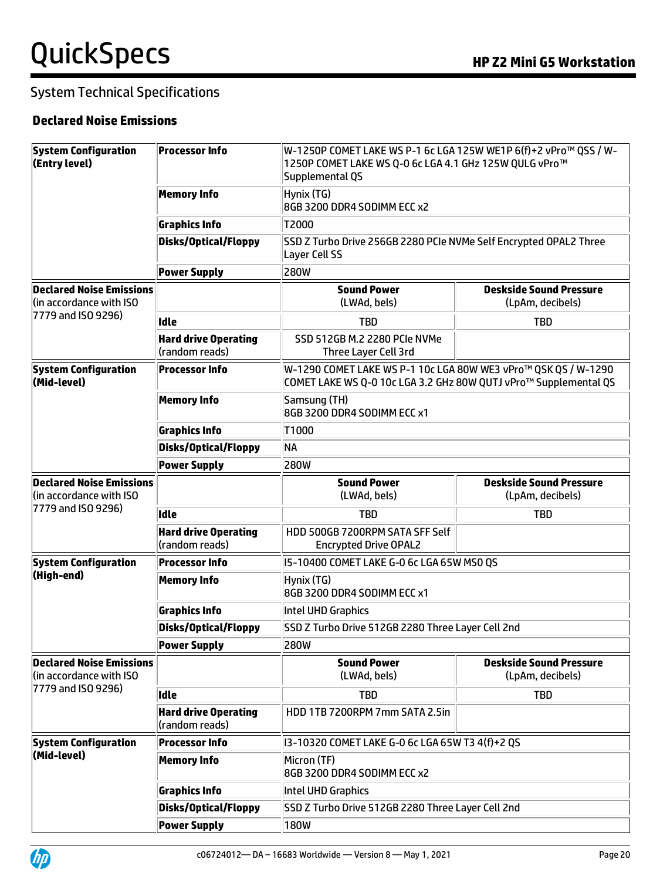## System Technical Specifications

### Declared Noise Emissions

| | | | |
|---|---|---|---|
| **System Configuration (Entry level)** | **Processor Info** | W-1250P COMET LAKE WS P-1 6c LGA 125W WE1P 6(f)+2 vPro™ QSS / W-1250P COMET LAKE WS Q-0 6c LGA 4.1 GHz 125W QULG vPro™ Supplemental QS | |
| | **Memory Info** | Hynix (TG) 8GB 3200 DDR4 SODIMM ECC x2 | |
| | **Graphics Info** | T2000 | |
| | **Disks/Optical/Floppy** | SSD Z Turbo Drive 256GB 2280 PCIe NVMe Self Encrypted OPAL2 Three Layer Cell SS | |
| | **Power Supply** | 280W | |
| **Declared Noise Emissions** (in accordance with ISO 7779 and ISO 9296) | | **Sound Power** (LWAd, bels) | **Deskside Sound Pressure** (LpAm, decibels) |
| | **Idle** | TBD | TBD |
| | **Hard drive Operating** (random reads) | SSD 512GB M.2 2280 PCIe NVMe Three Layer Cell 3rd | |
| **System Configuration (Mid-level)** | **Processor Info** | W-1290 COMET LAKE WS P-1 10c LGA 80W WE3 vPro™ QSK QS / W-1290 COMET LAKE WS Q-0 10c LGA 3.2 GHz 80W QUTJ vPro™ Supplemental QS | |
| | **Memory Info** | Samsung (TH) 8GB 3200 DDR4 SODIMM ECC x1 | |
| | **Graphics Info** | T1000 | |
| | **Disks/Optical/Floppy** | NA | |
| | **Power Supply** | 280W | |
| **Declared Noise Emissions** (in accordance with ISO 7779 and ISO 9296) | | **Sound Power** (LWAd, bels) | **Deskside Sound Pressure** (LpAm, decibels) |
| | **Idle** | TBD | TBD |
| | **Hard drive Operating** (random reads) | HDD 500GB 7200RPM SATA SFF Self Encrypted Drive OPAL2 | |
| **System Configuration (High-end)** | **Processor Info** | I5-10400 COMET LAKE G-0 6c LGA 65W MS0 QS | |
| | **Memory Info** | Hynix (TG) 8GB 3200 DDR4 SODIMM ECC x1 | |
| | **Graphics Info** | Intel UHD Graphics | |
| | **Disks/Optical/Floppy** | SSD Z Turbo Drive 512GB 2280 Three Layer Cell 2nd | |
| | **Power Supply** | 280W | |
| **Declared Noise Emissions** (in accordance with ISO 7779 and ISO 9296) | | **Sound Power** (LWAd, bels) | **Deskside Sound Pressure** (LpAm, decibels) |
| | **Idle** | TBD | TBD |
| | **Hard drive Operating** (random reads) | HDD 1TB 7200RPM 7mm SATA 2.5in | |
| **System Configuration (Mid-level)** | **Processor Info** | I3-10320 COMET LAKE G-0 6c LGA 65W T3 4(f)+2 QS | |
| | **Memory Info** | Micron (TF) 8GB 3200 DDR4 SODIMM ECC x2 | |
| | **Graphics Info** | Intel UHD Graphics | |
| | **Disks/Optical/Floppy** | SSD Z Turbo Drive 512GB 2280 Three Layer Cell 2nd | |
| | **Power Supply** | 180W | |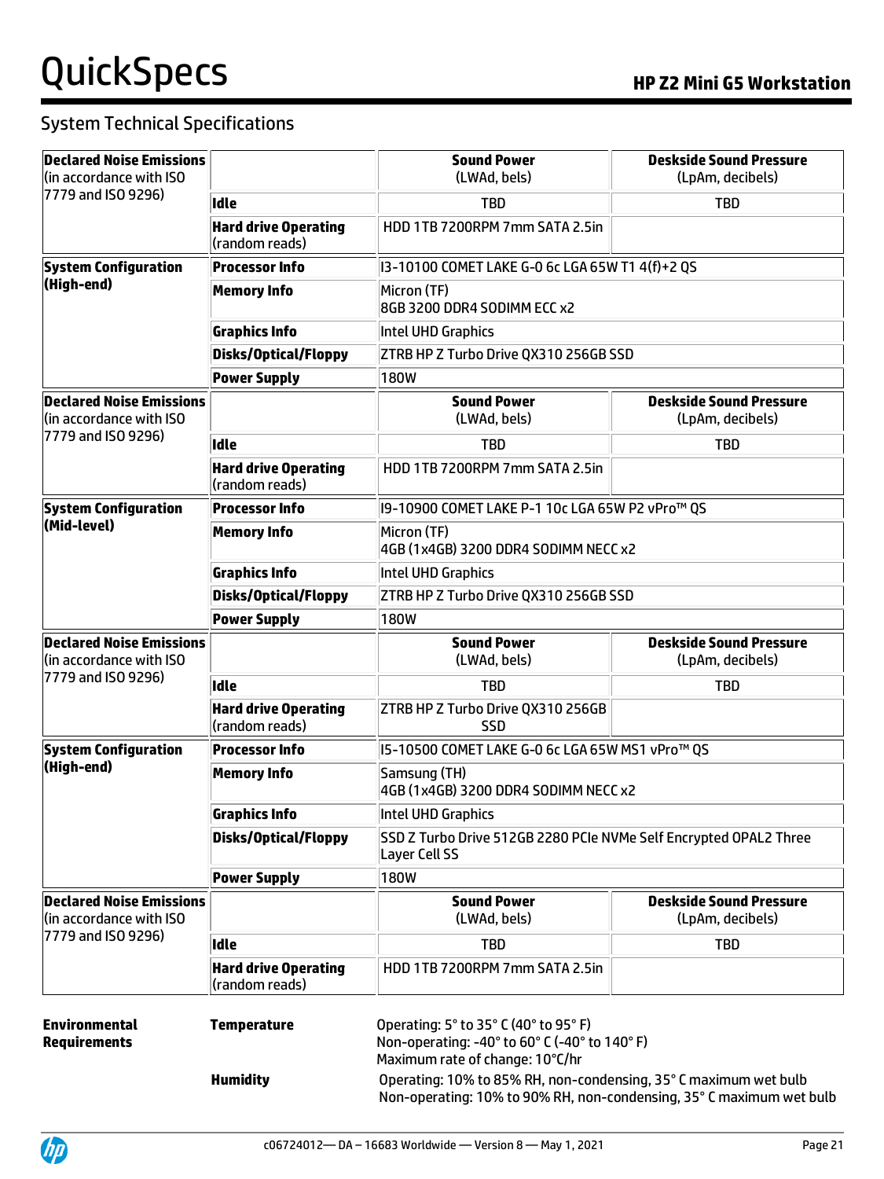## System Technical Specifications

| | | | |
|---|---|---|---|
| **Declared Noise Emissions** (in accordance with ISO 7779 and ISO 9296) | | **Sound Power** (LWAd, bels) | **Deskside Sound Pressure** (LpAm, decibels) |
| | **Idle** | TBD | TBD |
| | **Hard drive Operating** (random reads) | HDD 1TB 7200RPM 7mm SATA 2.5in | |
| **System Configuration (High-end)** | **Processor Info** | I3-10100 COMET LAKE G-0 6c LGA 65W T1 4(f)+2 QS | |
| | **Memory Info** | Micron (TF) 8GB 3200 DDR4 SODIMM ECC x2 | |
| | **Graphics Info** | Intel UHD Graphics | |
| | **Disks/Optical/Floppy** | ZTRB HP Z Turbo Drive QX310 256GB SSD | |
| | **Power Supply** | 180W | |
| **Declared Noise Emissions** (in accordance with ISO 7779 and ISO 9296) | | **Sound Power** (LWAd, bels) | **Deskside Sound Pressure** (LpAm, decibels) |
| | **Idle** | TBD | TBD |
| | **Hard drive Operating** (random reads) | HDD 1TB 7200RPM 7mm SATA 2.5in | |
| **System Configuration (Mid-level)** | **Processor Info** | I9-10900 COMET LAKE P-1 10c LGA 65W P2 vPro™ QS | |
| | **Memory Info** | Micron (TF) 4GB (1x4GB) 3200 DDR4 SODIMM NECC x2 | |
| | **Graphics Info** | Intel UHD Graphics | |
| | **Disks/Optical/Floppy** | ZTRB HP Z Turbo Drive QX310 256GB SSD | |
| | **Power Supply** | 180W | |
| **Declared Noise Emissions** (in accordance with ISO 7779 and ISO 9296) | | **Sound Power** (LWAd, bels) | **Deskside Sound Pressure** (LpAm, decibels) |
| | **Idle** | TBD | TBD |
| | **Hard drive Operating** (random reads) | ZTRB HP Z Turbo Drive QX310 256GB SSD | |
| **System Configuration (High-end)** | **Processor Info** | I5-10500 COMET LAKE G-0 6c LGA 65W MS1 vPro™ QS | |
| | **Memory Info** | Samsung (TH) 4GB (1x4GB) 3200 DDR4 SODIMM NECC x2 | |
| | **Graphics Info** | Intel UHD Graphics | |
| | **Disks/Optical/Floppy** | SSD Z Turbo Drive 512GB 2280 PCIe NVMe Self Encrypted OPAL2 Three Layer Cell SS | |
| | **Power Supply** | 180W | |
| **Declared Noise Emissions** (in accordance with ISO 7779 and ISO 9296) | | **Sound Power** (LWAd, bels) | **Deskside Sound Pressure** (LpAm, decibels) |
| | **Idle** | TBD | TBD |
| | **Hard drive Operating** (random reads) | HDD 1TB 7200RPM 7mm SATA 2.5in | |

| | | |
|---|---|---|
| **Environmental Requirements** | **Temperature** | Operating: 5° to 35° C (40° to 95° F)<br>Non-operating: -40° to 60° C (-40° to 140° F)<br>Maximum rate of change: 10°C/hr |
| | **Humidity** | Operating: 10% to 85% RH, non-condensing, 35° C maximum wet bulb<br>Non-operating: 10% to 90% RH, non-condensing, 35° C maximum wet bulb |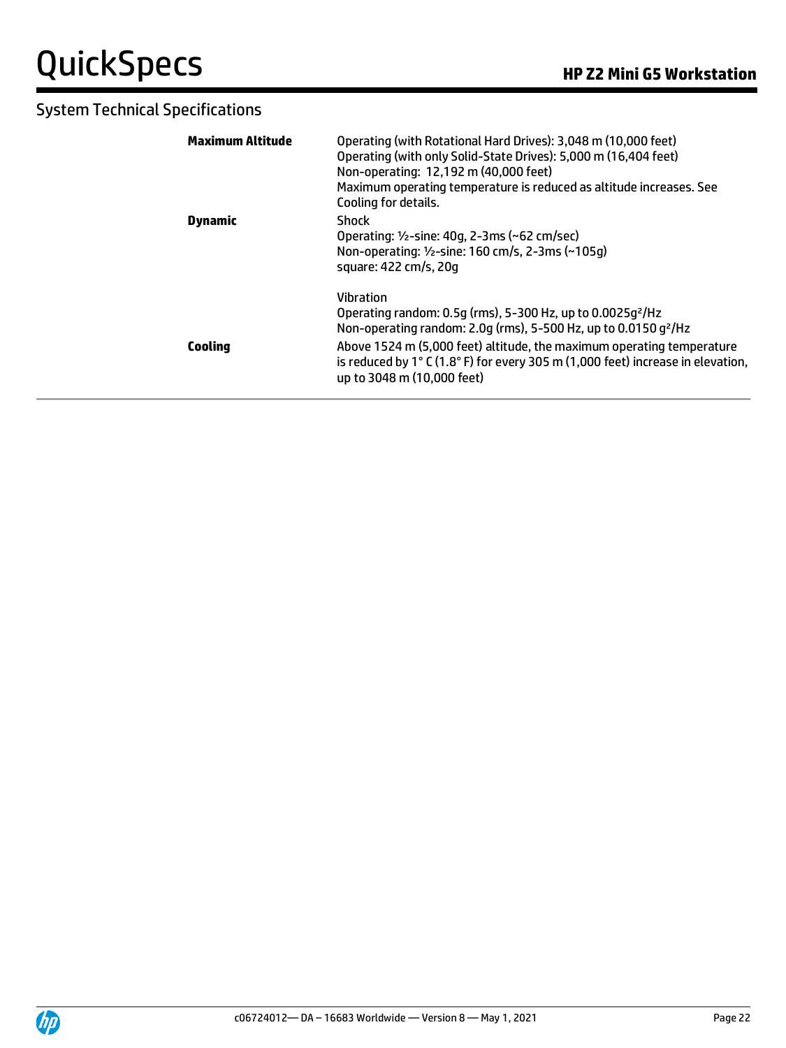## System Technical Specifications

| | |
|---|---|
| **Maximum Altitude** | Operating (with Rotational Hard Drives): 3,048 m (10,000 feet)<br>Operating (with only Solid-State Drives): 5,000 m (16,404 feet)<br>Non-operating: 12,192 m (40,000 feet)<br>Maximum operating temperature is reduced as altitude increases. See Cooling for details. |
| **Dynamic** | Shock<br>Operating: ½-sine: 40g, 2-3ms (~62 cm/sec)<br>Non-operating: ½-sine: 160 cm/s, 2-3ms (~105g)<br>square: 422 cm/s, 20g<br><br>Vibration<br>Operating random: 0.5g (rms), 5-300 Hz, up to $0.0025g^2/Hz$<br>Non-operating random: 2.0g (rms), 5-500 Hz, up to $0.0150\ g^2/Hz$ |
| **Cooling** | Above 1524 m (5,000 feet) altitude, the maximum operating temperature is reduced by 1° C (1.8° F) for every 305 m (1,000 feet) increase in elevation, up to 3048 m (10,000 feet) |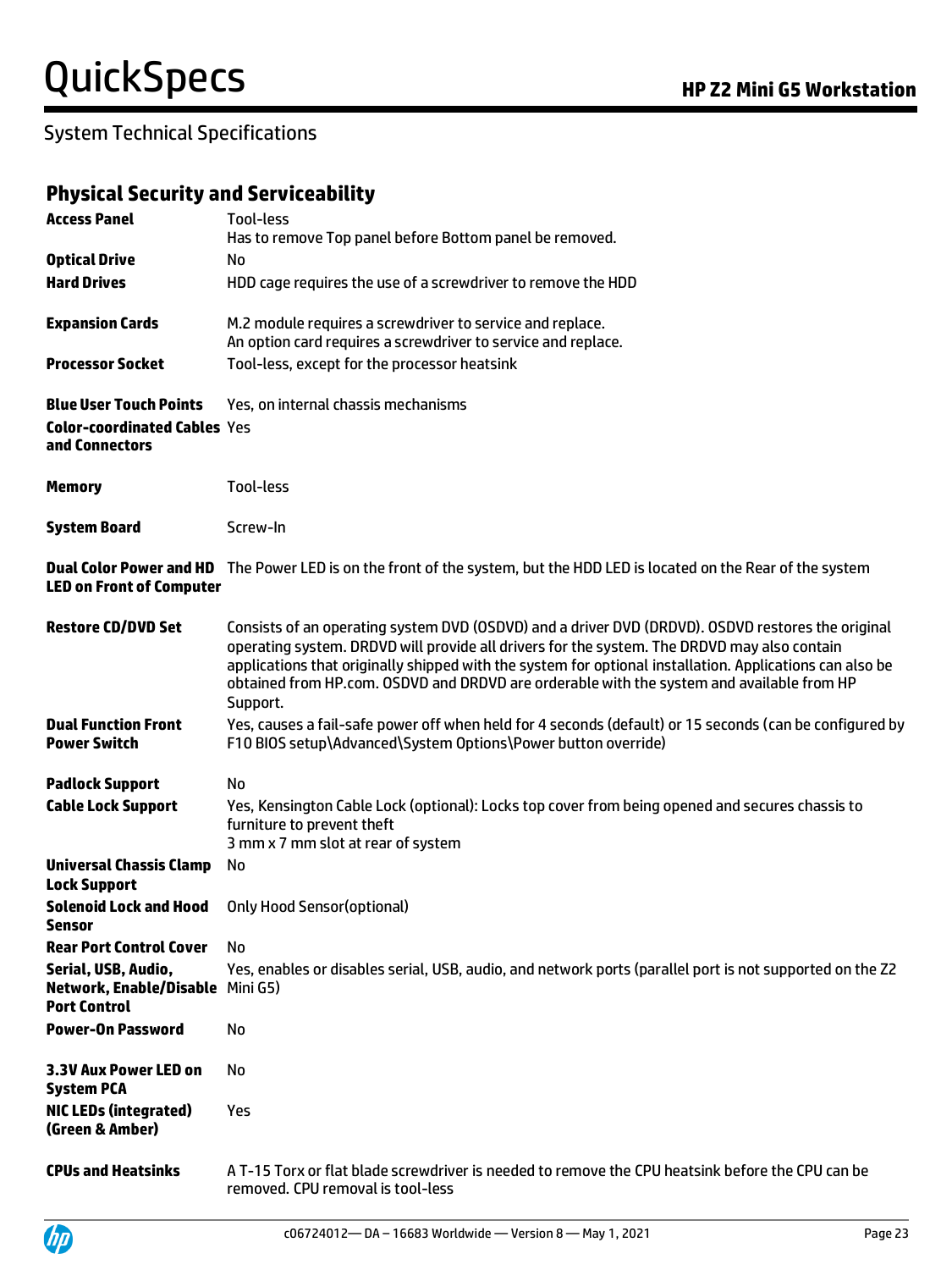## System Technical Specifications

### Physical Security and Serviceability

| | |
|---|---|
| **Access Panel** | Tool-less<br>Has to remove Top panel before Bottom panel be removed. |
| **Optical Drive** | No |
| **Hard Drives** | HDD cage requires the use of a screwdriver to remove the HDD |
| **Expansion Cards** | M.2 module requires a screwdriver to service and replace.<br>An option card requires a screwdriver to service and replace. |
| **Processor Socket** | Tool-less, except for the processor heatsink |
| **Blue User Touch Points** | Yes, on internal chassis mechanisms |
| **Color-coordinated Cables and Connectors** | Yes |
| **Memory** | Tool-less |
| **System Board** | Screw-In |
| **Dual Color Power and HD LED on Front of Computer** | The Power LED is on the front of the system, but the HDD LED is located on the Rear of the system |
| **Restore CD/DVD Set** | Consists of an operating system DVD (OSDVD) and a driver DVD (DRDVD). OSDVD restores the original operating system. DRDVD will provide all drivers for the system. The DRDVD may also contain applications that originally shipped with the system for optional installation. Applications can also be obtained from HP.com. OSDVD and DRDVD are orderable with the system and available from HP Support. |
| **Dual Function Front Power Switch** | Yes, causes a fail-safe power off when held for 4 seconds (default) or 15 seconds (can be configured by F10 BIOS setup\Advanced\System Options\Power button override) |
| **Padlock Support** | No |
| **Cable Lock Support** | Yes, Kensington Cable Lock (optional): Locks top cover from being opened and secures chassis to furniture to prevent theft<br>3 mm x 7 mm slot at rear of system |
| **Universal Chassis Clamp Lock Support** | No |
| **Solenoid Lock and Hood Sensor** | Only Hood Sensor(optional) |
| **Rear Port Control Cover** | No |
| **Serial, USB, Audio, Network, Enable/Disable Port Control** | Yes, enables or disables serial, USB, audio, and network ports (parallel port is not supported on the Z2 Mini G5) |
| **Power-On Password** | No |
| **3.3V Aux Power LED on System PCA** | No |
| **NIC LEDs (integrated) (Green & Amber)** | Yes |
| **CPUs and Heatsinks** | A T-15 Torx or flat blade screwdriver is needed to remove the CPU heatsink before the CPU can be removed. CPU removal is tool-less |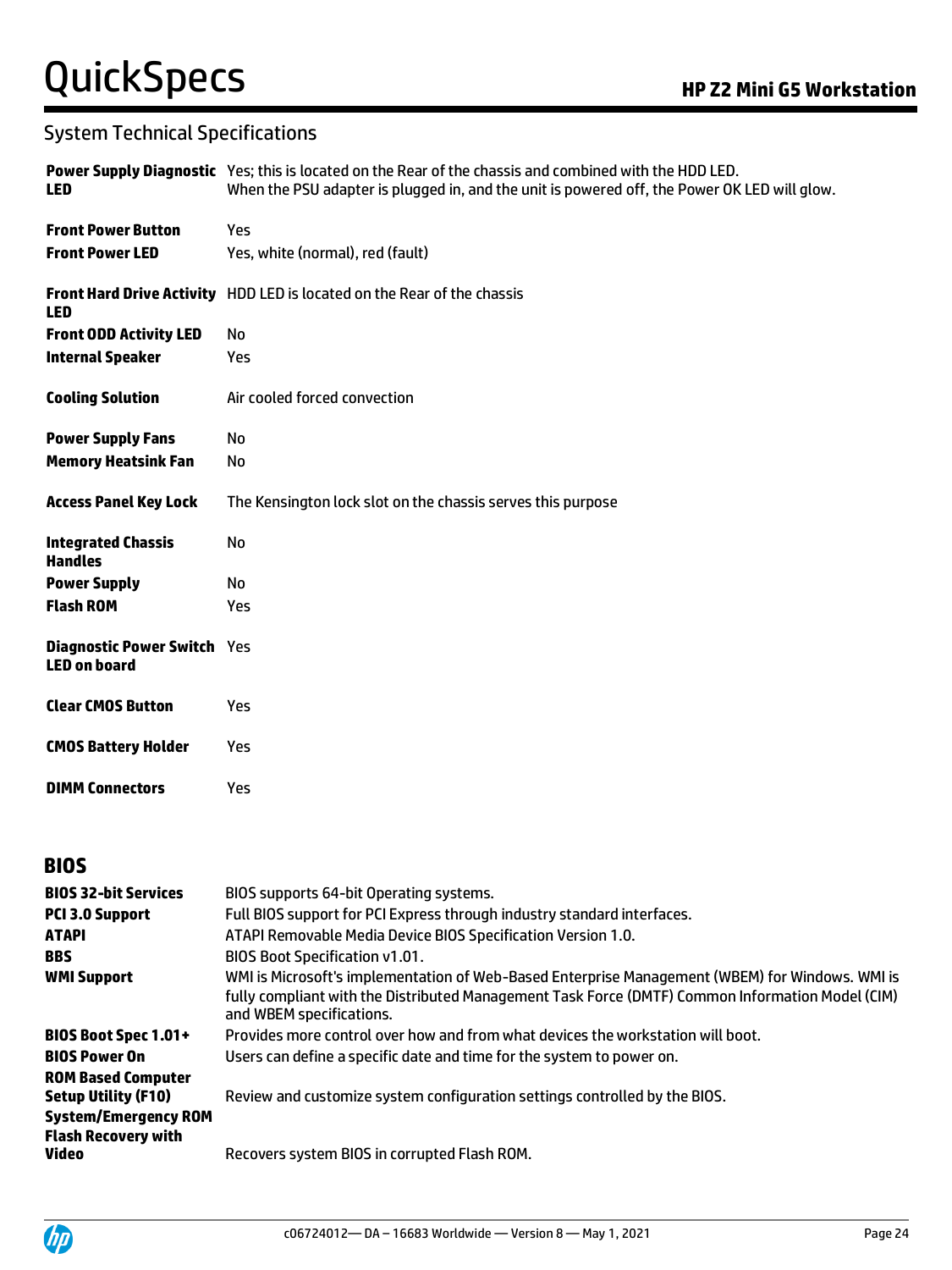## System Technical Specifications

| | |
|---|---|
| **Power Supply Diagnostic LED** | Yes; this is located on the Rear of the chassis and combined with the HDD LED. When the PSU adapter is plugged in, and the unit is powered off, the Power OK LED will glow. |
| **Front Power Button** | Yes |
| **Front Power LED** | Yes, white (normal), red (fault) |
| **Front Hard Drive Activity LED** | HDD LED is located on the Rear of the chassis |
| **Front ODD Activity LED** | No |
| **Internal Speaker** | Yes |
| **Cooling Solution** | Air cooled forced convection |
| **Power Supply Fans** | No |
| **Memory Heatsink Fan** | No |
| **Access Panel Key Lock** | The Kensington lock slot on the chassis serves this purpose |
| **Integrated Chassis Handles** | No |
| **Power Supply** | No |
| **Flash ROM** | Yes |
| **Diagnostic Power Switch LED on board** | Yes |
| **Clear CMOS Button** | Yes |
| **CMOS Battery Holder** | Yes |
| **DIMM Connectors** | Yes |

## BIOS

| | |
|---|---|
| **BIOS 32-bit Services** | BIOS supports 64-bit Operating systems. |
| **PCI 3.0 Support** | Full BIOS support for PCI Express through industry standard interfaces. |
| **ATAPI** | ATAPI Removable Media Device BIOS Specification Version 1.0. |
| **BBS** | BIOS Boot Specification v1.01. |
| **WMI Support** | WMI is Microsoft's implementation of Web-Based Enterprise Management (WBEM) for Windows. WMI is fully compliant with the Distributed Management Task Force (DMTF) Common Information Model (CIM) and WBEM specifications. |
| **BIOS Boot Spec 1.01+** | Provides more control over how and from what devices the workstation will boot. |
| **BIOS Power On** | Users can define a specific date and time for the system to power on. |
| **ROM Based Computer Setup Utility (F10)** | Review and customize system configuration settings controlled by the BIOS. |
| **System/Emergency ROM Flash Recovery with Video** | Recovers system BIOS in corrupted Flash ROM. |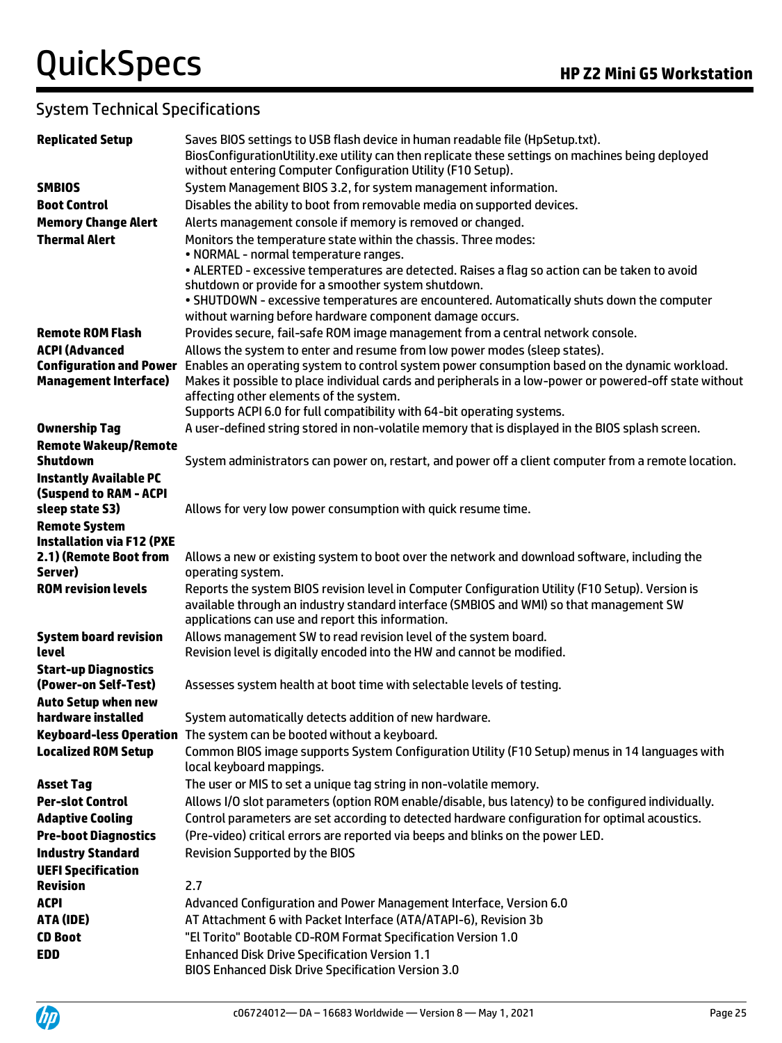## System Technical Specifications

| | |
|---|---|
| **Replicated Setup** | Saves BIOS settings to USB flash device in human readable file (HpSetup.txt).<br>BiosConfigurationUtility.exe utility can then replicate these settings on machines being deployed without entering Computer Configuration Utility (F10 Setup). |
| **SMBIOS** | System Management BIOS 3.2, for system management information. |
| **Boot Control** | Disables the ability to boot from removable media on supported devices. |
| **Memory Change Alert** | Alerts management console if memory is removed or changed. |
| **Thermal Alert** | Monitors the temperature state within the chassis. Three modes:<br>• NORMAL - normal temperature ranges.<br>• ALERTED - excessive temperatures are detected. Raises a flag so action can be taken to avoid shutdown or provide for a smoother system shutdown.<br>• SHUTDOWN - excessive temperatures are encountered. Automatically shuts down the computer without warning before hardware component damage occurs. |
| **Remote ROM Flash** | Provides secure, fail-safe ROM image management from a central network console. |
| **ACPI (Advanced Configuration and Power Management Interface)** | Allows the system to enter and resume from low power modes (sleep states).<br>Enables an operating system to control system power consumption based on the dynamic workload.<br>Makes it possible to place individual cards and peripherals in a low-power or powered-off state without affecting other elements of the system.<br>Supports ACPI 6.0 for full compatibility with 64-bit operating systems. |
| **Ownership Tag** | A user-defined string stored in non-volatile memory that is displayed in the BIOS splash screen. |
| **Remote Wakeup/Remote Shutdown** | System administrators can power on, restart, and power off a client computer from a remote location. |
| **Instantly Available PC (Suspend to RAM - ACPI sleep state S3)** | Allows for very low power consumption with quick resume time. |
| **Remote System Installation via F12 (PXE 2.1) (Remote Boot from Server)** | Allows a new or existing system to boot over the network and download software, including the operating system. |
| **ROM revision levels** | Reports the system BIOS revision level in Computer Configuration Utility (F10 Setup). Version is available through an industry standard interface (SMBIOS and WMI) so that management SW applications can use and report this information. |
| **System board revision level** | Allows management SW to read revision level of the system board.<br>Revision level is digitally encoded into the HW and cannot be modified. |
| **Start-up Diagnostics (Power-on Self-Test)** | Assesses system health at boot time with selectable levels of testing. |
| **Auto Setup when new hardware installed** | System automatically detects addition of new hardware. |
| **Keyboard-less Operation** | The system can be booted without a keyboard. |
| **Localized ROM Setup** | Common BIOS image supports System Configuration Utility (F10 Setup) menus in 14 languages with local keyboard mappings. |
| **Asset Tag** | The user or MIS to set a unique tag string in non-volatile memory. |
| **Per-slot Control** | Allows I/O slot parameters (option ROM enable/disable, bus latency) to be configured individually. |
| **Adaptive Cooling** | Control parameters are set according to detected hardware configuration for optimal acoustics. |
| **Pre-boot Diagnostics** | (Pre-video) critical errors are reported via beeps and blinks on the power LED. |
| **Industry Standard** | Revision Supported by the BIOS |
| **UEFI Specification Revision** | 2.7 |
| **ACPI** | Advanced Configuration and Power Management Interface, Version 6.0 |
| **ATA (IDE)** | AT Attachment 6 with Packet Interface (ATA/ATAPI-6), Revision 3b |
| **CD Boot** | "El Torito" Bootable CD-ROM Format Specification Version 1.0 |
| **EDD** | Enhanced Disk Drive Specification Version 1.1<br>BIOS Enhanced Disk Drive Specification Version 3.0 |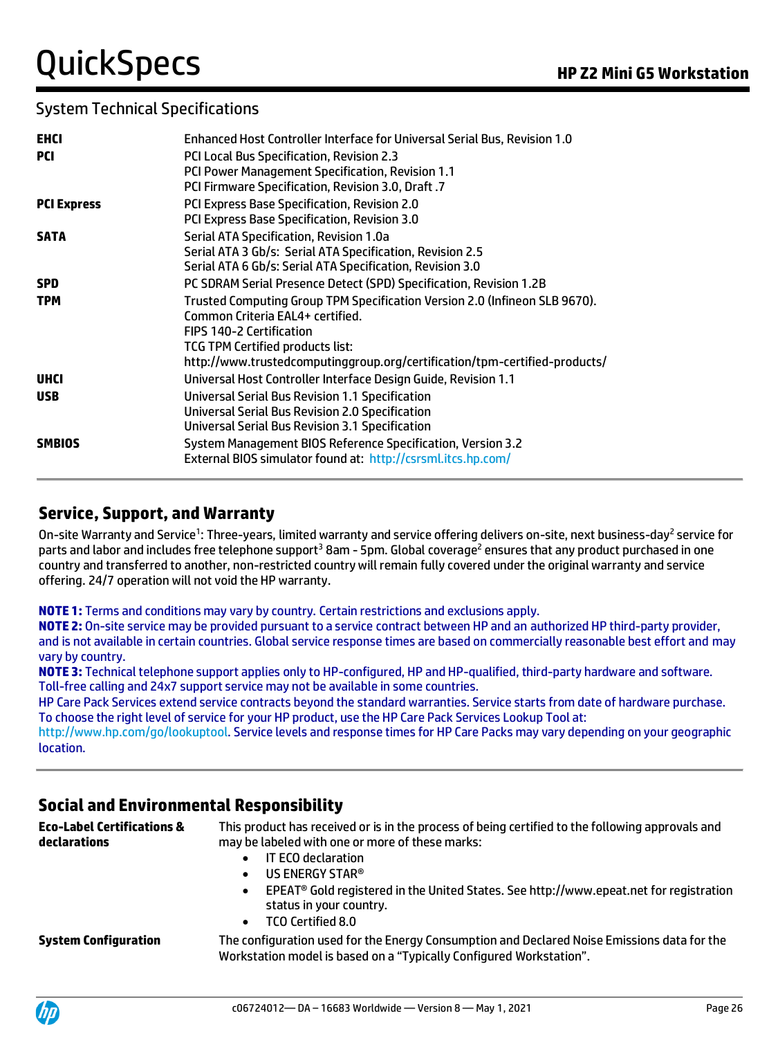## System Technical Specifications

| | |
|---|---|
| **EHCI** | Enhanced Host Controller Interface for Universal Serial Bus, Revision 1.0 |
| **PCI** | PCI Local Bus Specification, Revision 2.3<br>PCI Power Management Specification, Revision 1.1<br>PCI Firmware Specification, Revision 3.0, Draft .7 |
| **PCI Express** | PCI Express Base Specification, Revision 2.0<br>PCI Express Base Specification, Revision 3.0 |
| **SATA** | Serial ATA Specification, Revision 1.0a<br>Serial ATA 3 Gb/s: Serial ATA Specification, Revision 2.5<br>Serial ATA 6 Gb/s: Serial ATA Specification, Revision 3.0 |
| **SPD** | PC SDRAM Serial Presence Detect (SPD) Specification, Revision 1.2B |
| **TPM** | Trusted Computing Group TPM Specification Version 2.0 (Infineon SLB 9670).<br>Common Criteria EAL4+ certified.<br>FIPS 140-2 Certification<br>TCG TPM Certified products list:<br>http://www.trustedcomputinggroup.org/certification/tpm-certified-products/ |
| **UHCI** | Universal Host Controller Interface Design Guide, Revision 1.1 |
| **USB** | Universal Serial Bus Revision 1.1 Specification<br>Universal Serial Bus Revision 2.0 Specification<br>Universal Serial Bus Revision 3.1 Specification |
| **SMBIOS** | System Management BIOS Reference Specification, Version 3.2<br>External BIOS simulator found at: http://csrsml.itcs.hp.com/ |

## Service, Support, and Warranty

On-site Warranty and Service[1]: Three-years, limited warranty and service offering delivers on-site, next business-day[2] service for parts and labor and includes free telephone support[3] 8am - 5pm. Global coverage[2] ensures that any product purchased in one country and transferred to another, non-restricted country will remain fully covered under the original warranty and service offering. 24/7 operation will not void the HP warranty.

**NOTE 1:** Terms and conditions may vary by country. Certain restrictions and exclusions apply.
**NOTE 2:** On-site service may be provided pursuant to a service contract between HP and an authorized HP third-party provider, and is not available in certain countries. Global service response times are based on commercially reasonable best effort and may vary by country.
**NOTE 3:** Technical telephone support applies only to HP-configured, HP and HP-qualified, third-party hardware and software. Toll-free calling and 24x7 support service may not be available in some countries.
HP Care Pack Services extend service contracts beyond the standard warranties. Service starts from date of hardware purchase. To choose the right level of service for your HP product, use the HP Care Pack Services Lookup Tool at: http://www.hp.com/go/lookuptool. Service levels and response times for HP Care Packs may vary depending on your geographic location.

## Social and Environmental Responsibility

| | |
|---|---|
| **Eco-Label Certifications & declarations** | This product has received or is in the process of being certified to the following approvals and may be labeled with one or more of these marks:<br>• IT ECO declaration<br>• US ENERGY STAR®<br>• EPEAT® Gold registered in the United States. See http://www.epeat.net for registration status in your country.<br>• TCO Certified 8.0 |
| **System Configuration** | The configuration used for the Energy Consumption and Declared Noise Emissions data for the Workstation model is based on a "Typically Configured Workstation". |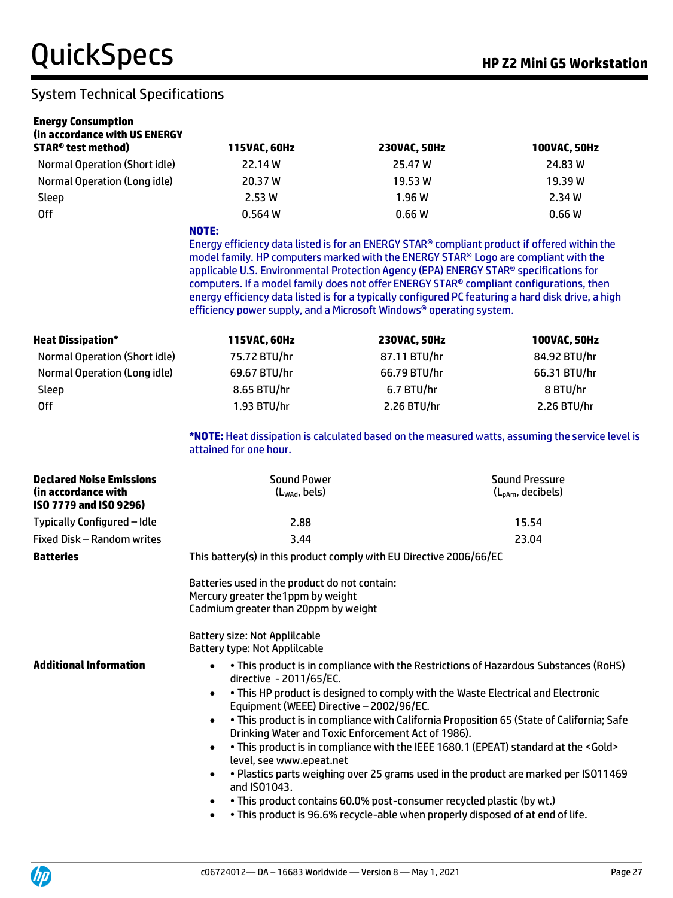## System Technical Specifications

| **Energy Consumption (in accordance with US ENERGY STAR® test method)** | **115VAC, 60Hz** | **230VAC, 50Hz** | **100VAC, 50Hz** |
|---|---|---|---|
| Normal Operation (Short idle) | 22.14 W | 25.47 W | 24.83 W |
| Normal Operation (Long idle) | 20.37 W | 19.53 W | 19.39 W |
| Sleep | 2.53 W | 1.96 W | 2.34 W |
| Off | 0.564 W | 0.66 W | 0.66 W |

**NOTE:**
Energy efficiency data listed is for an ENERGY STAR® compliant product if offered within the model family. HP computers marked with the ENERGY STAR® Logo are compliant with the applicable U.S. Environmental Protection Agency (EPA) ENERGY STAR® specifications for computers. If a model family does not offer ENERGY STAR® compliant configurations, then energy efficiency data listed is for a typically configured PC featuring a hard disk drive, a high efficiency power supply, and a Microsoft Windows® operating system.

| **Heat Dissipation*** | **115VAC, 60Hz** | **230VAC, 50Hz** | **100VAC, 50Hz** |
|---|---|---|---|
| Normal Operation (Short idle) | 75.72 BTU/hr | 87.11 BTU/hr | 84.92 BTU/hr |
| Normal Operation (Long idle) | 69.67 BTU/hr | 66.79 BTU/hr | 66.31 BTU/hr |
| Sleep | 8.65 BTU/hr | 6.7 BTU/hr | 8 BTU/hr |
| Off | 1.93 BTU/hr | 2.26 BTU/hr | 2.26 BTU/hr |

***NOTE:** Heat dissipation is calculated based on the measured watts, assuming the service level is attained for one hour.

| **Declared Noise Emissions (in accordance with ISO 7779 and ISO 9296)** | Sound Power ($L_{WAd}$, bels) | Sound Pressure ($L_{pAm}$, decibels) |
|---|---|---|
| Typically Configured – Idle | 2.88 | 15.54 |
| Fixed Disk – Random writes | 3.44 | 23.04 |

**Batteries**

This battery(s) in this product comply with EU Directive 2006/66/EC

Batteries used in the product do not contain:
Mercury greater the1ppm by weight
Cadmium greater than 20ppm by weight

Battery size: Not Applilcable
Battery type: Not Applilcable

**Additional Information**

- • This product is in compliance with the Restrictions of Hazardous Substances (RoHS) directive - 2011/65/EC.
- • This HP product is designed to comply with the Waste Electrical and Electronic Equipment (WEEE) Directive – 2002/96/EC.
- • This product is in compliance with California Proposition 65 (State of California; Safe Drinking Water and Toxic Enforcement Act of 1986).
- • This product is in compliance with the IEEE 1680.1 (EPEAT) standard at the <Gold> level, see www.epeat.net
- • Plastics parts weighing over 25 grams used in the product are marked per ISO11469 and ISO1043.
- • This product contains 60.0% post-consumer recycled plastic (by wt.)
- • This product is 96.6% recycle-able when properly disposed of at end of life.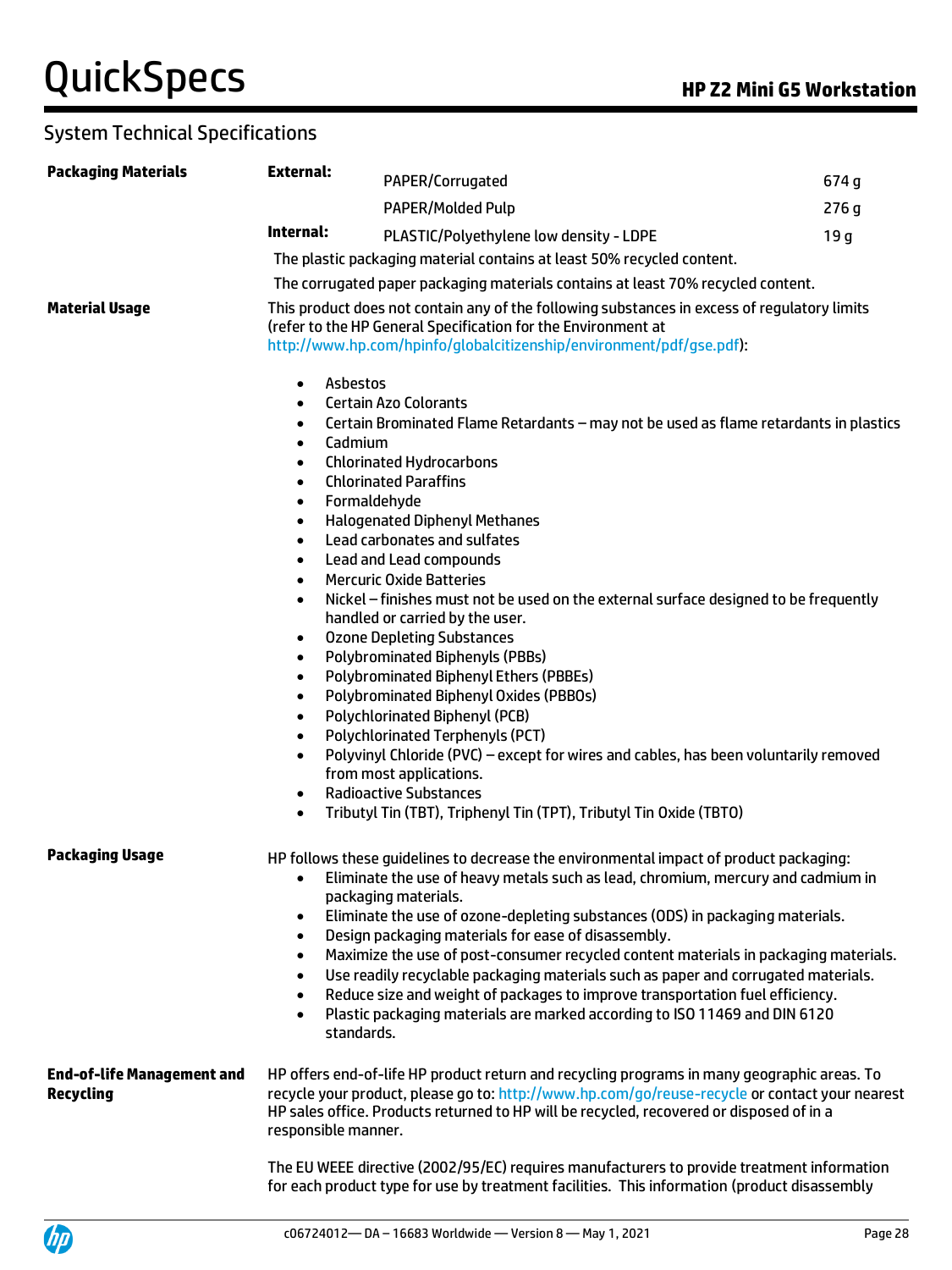## System Technical Specifications

**Packaging Materials**

| | | |
|---|---|---|
| **External:** | PAPER/Corrugated | 674 g |
| | PAPER/Molded Pulp | 276 g |
| **Internal:** | PLASTIC/Polyethylene low density - LDPE | 19 g |

The plastic packaging material contains at least 50% recycled content.

The corrugated paper packaging materials contains at least 70% recycled content.

**Material Usage**

This product does not contain any of the following substances in excess of regulatory limits (refer to the HP General Specification for the Environment at http://www.hp.com/hpinfo/globalcitizenship/environment/pdf/gse.pdf):

- Asbestos
- Certain Azo Colorants
- Certain Brominated Flame Retardants – may not be used as flame retardants in plastics
- Cadmium
- Chlorinated Hydrocarbons
- Chlorinated Paraffins
- Formaldehyde
- Halogenated Diphenyl Methanes
- Lead carbonates and sulfates
- Lead and Lead compounds
- Mercuric Oxide Batteries
- Nickel – finishes must not be used on the external surface designed to be frequently handled or carried by the user.
- Ozone Depleting Substances
- Polybrominated Biphenyls (PBBs)
- Polybrominated Biphenyl Ethers (PBBEs)
- Polybrominated Biphenyl Oxides (PBBOs)
- Polychlorinated Biphenyl (PCB)
- Polychlorinated Terphenyls (PCT)
- Polyvinyl Chloride (PVC) – except for wires and cables, has been voluntarily removed from most applications.
- Radioactive Substances
- Tributyl Tin (TBT), Triphenyl Tin (TPT), Tributyl Tin Oxide (TBTO)

**Packaging Usage**

HP follows these guidelines to decrease the environmental impact of product packaging:

- Eliminate the use of heavy metals such as lead, chromium, mercury and cadmium in packaging materials.
- Eliminate the use of ozone-depleting substances (ODS) in packaging materials.
- Design packaging materials for ease of disassembly.
- Maximize the use of post-consumer recycled content materials in packaging materials.
- Use readily recyclable packaging materials such as paper and corrugated materials.
- Reduce size and weight of packages to improve transportation fuel efficiency.
- Plastic packaging materials are marked according to ISO 11469 and DIN 6120 standards.

**End-of-life Management and Recycling**

HP offers end-of-life HP product return and recycling programs in many geographic areas. To recycle your product, please go to: http://www.hp.com/go/reuse-recycle or contact your nearest HP sales office. Products returned to HP will be recycled, recovered or disposed of in a responsible manner.

The EU WEEE directive (2002/95/EC) requires manufacturers to provide treatment information for each product type for use by treatment facilities. This information (product disassembly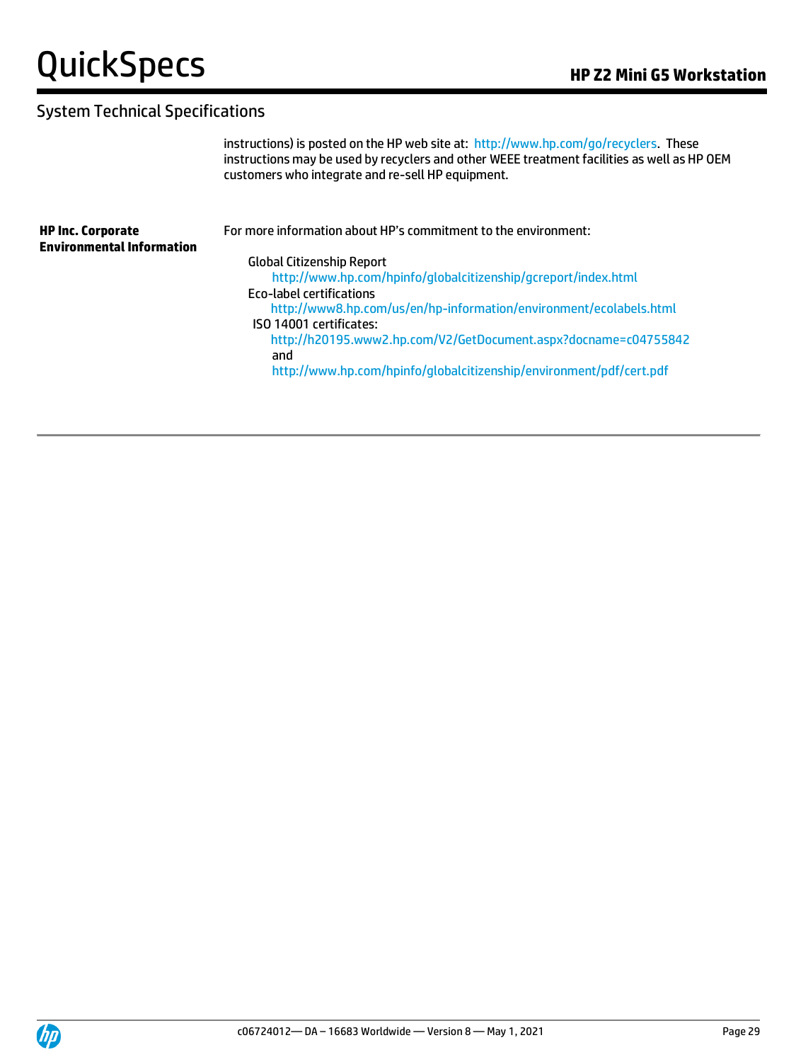## System Technical Specifications

| | |
|---|---|
| | instructions) is posted on the HP web site at: http://www.hp.com/go/recyclers. These instructions may be used by recyclers and other WEEE treatment facilities as well as HP OEM customers who integrate and re-sell HP equipment. |
| **HP Inc. Corporate Environmental Information** | For more information about HP's commitment to the environment:<br><br>Global Citizenship Report<br>http://www.hp.com/hpinfo/globalcitizenship/gcreport/index.html<br>Eco-label certifications<br>http://www8.hp.com/us/en/hp-information/environment/ecolabels.html<br>ISO 14001 certificates:<br>http://h20195.www2.hp.com/V2/GetDocument.aspx?docname=c04755842<br>and<br>http://www.hp.com/hpinfo/globalcitizenship/environment/pdf/cert.pdf |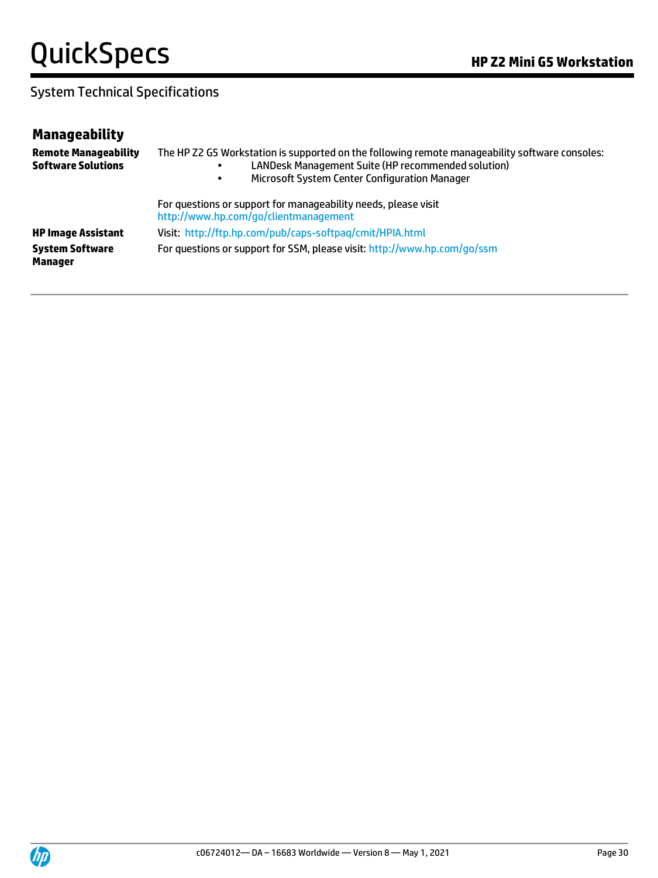## System Technical Specifications

### Manageability

| | |
|---|---|
| **Remote Manageability Software Solutions** | The HP Z2 G5 Workstation is supported on the following remote manageability software consoles:<br>• LANDesk Management Suite (HP recommended solution)<br>• Microsoft System Center Configuration Manager<br><br>For questions or support for manageability needs, please visit http://www.hp.com/go/clientmanagement |
| **HP Image Assistant** | Visit: http://ftp.hp.com/pub/caps-softpaq/cmit/HPIA.html |
| **System Software Manager** | For questions or support for SSM, please visit: http://www.hp.com/go/ssm |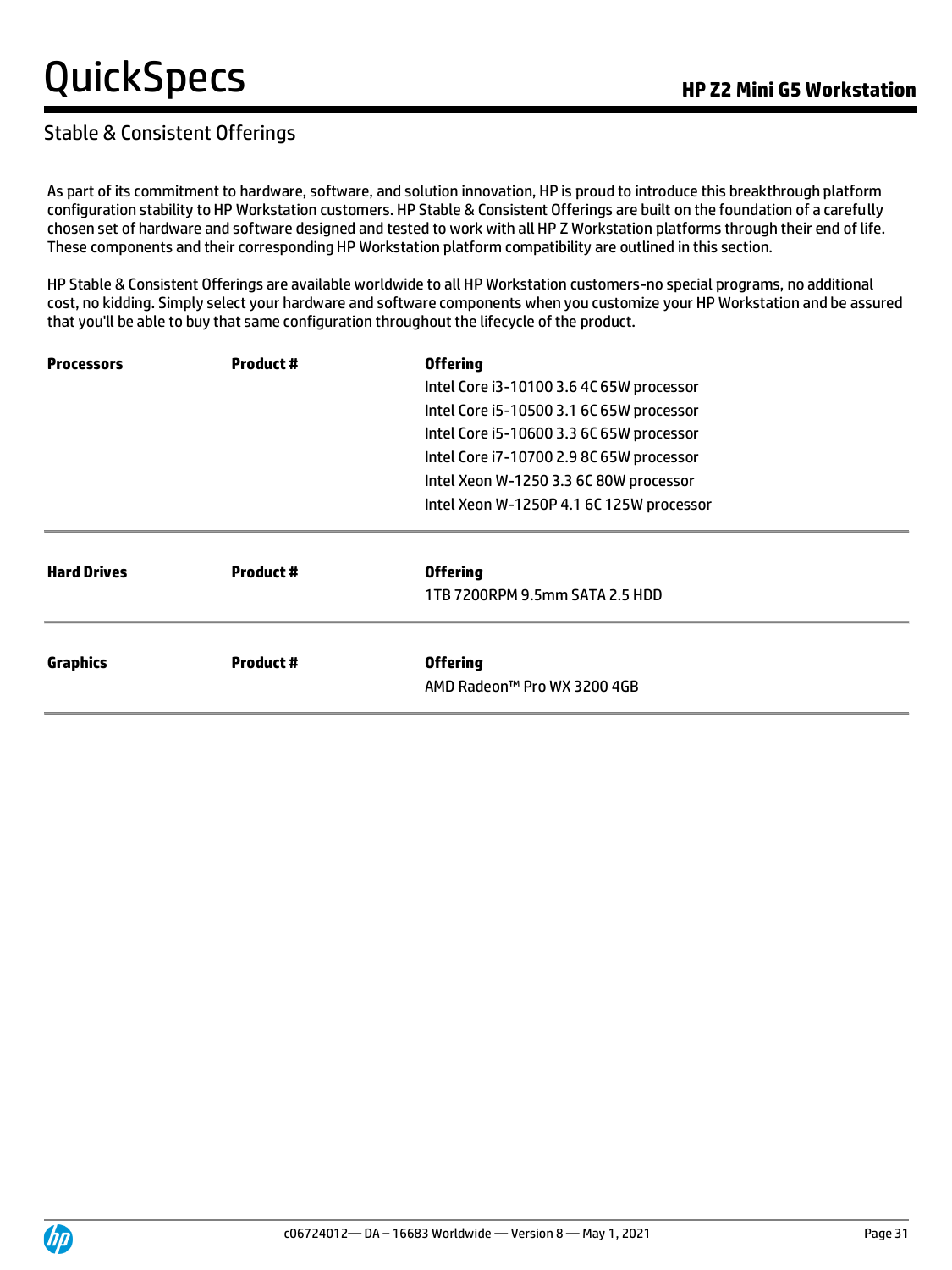## Stable & Consistent Offerings

As part of its commitment to hardware, software, and solution innovation, HP is proud to introduce this breakthrough platform configuration stability to HP Workstation customers. HP Stable & Consistent Offerings are built on the foundation of a carefully chosen set of hardware and software designed and tested to work with all HP Z Workstation platforms through their end of life. These components and their corresponding HP Workstation platform compatibility are outlined in this section.

HP Stable & Consistent Offerings are available worldwide to all HP Workstation customers-no special programs, no additional cost, no kidding. Simply select your hardware and software components when you customize your HP Workstation and be assured that you'll be able to buy that same configuration throughout the lifecycle of the product.

| **Processors** | **Product #** | **Offering** |
|---|---|---|
| | | Intel Core i3-10100 3.6 4C 65W processor |
| | | Intel Core i5-10500 3.1 6C 65W processor |
| | | Intel Core i5-10600 3.3 6C 65W processor |
| | | Intel Core i7-10700 2.9 8C 65W processor |
| | | Intel Xeon W-1250 3.3 6C 80W processor |
| | | Intel Xeon W-1250P 4.1 6C 125W processor |

| **Hard Drives** | **Product #** | **Offering** |
|---|---|---|
| | | 1TB 7200RPM 9.5mm SATA 2.5 HDD |

| **Graphics** | **Product #** | **Offering** |
|---|---|---|
| | | AMD Radeon™ Pro WX 3200 4GB |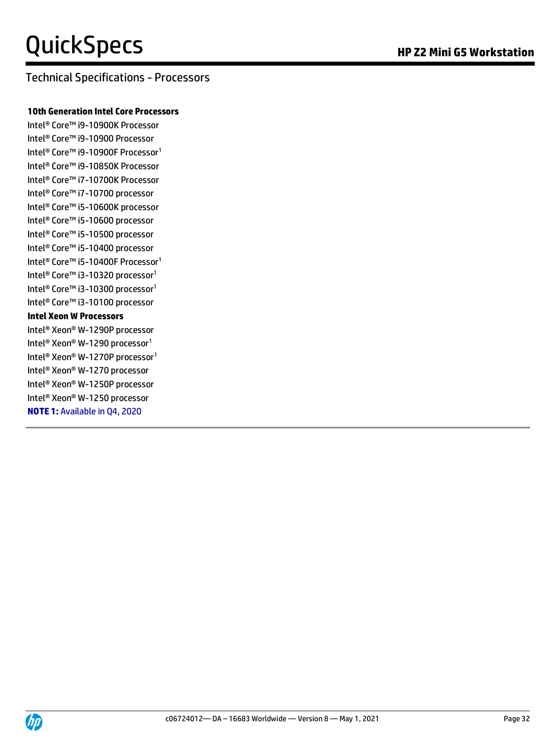## Technical Specifications - Processors

**10th Generation Intel Core Processors**

Intel® Core™ i9-10900K Processor
Intel® Core™ i9-10900 Processor
Intel® Core™ i9-10900F Processor[1]
Intel® Core™ i9-10850K Processor
Intel® Core™ i7-10700K Processor
Intel® Core™ i7-10700 processor
Intel® Core™ i5-10600K processor
Intel® Core™ i5-10600 processor
Intel® Core™ i5-10500 processor
Intel® Core™ i5-10400 processor
Intel® Core™ i5-10400F Processor[1]
Intel® Core™ i3-10320 processor[1]
Intel® Core™ i3-10300 processor[1]
Intel® Core™ i3-10100 processor

**Intel Xeon W Processors**

Intel® Xeon® W-1290P processor
Intel® Xeon® W-1290 processor[1]
Intel® Xeon® W-1270P processor[1]
Intel® Xeon® W-1270 processor
Intel® Xeon® W-1250P processor
Intel® Xeon® W-1250 processor

**NOTE 1:** Available in Q4, 2020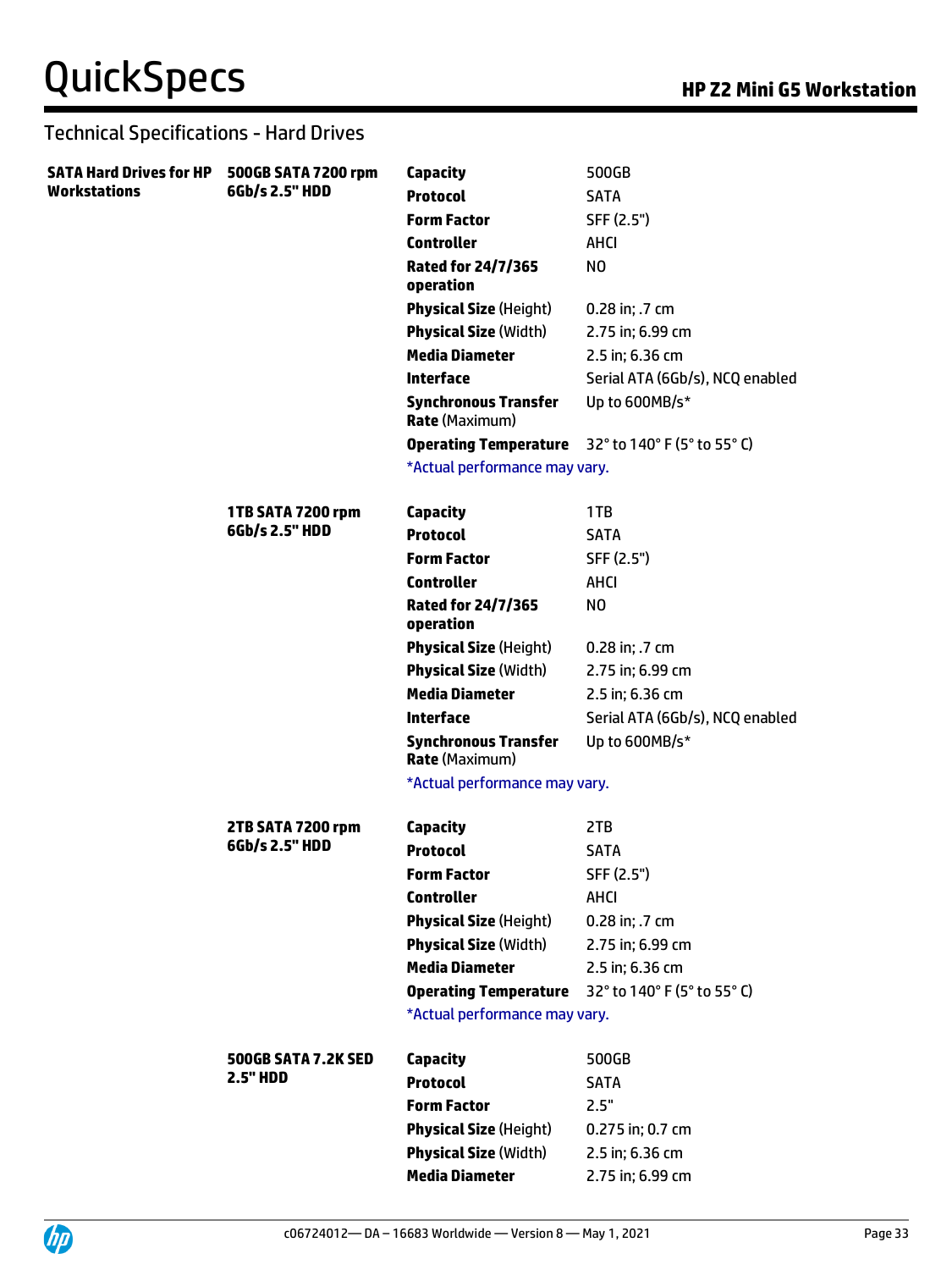## Technical Specifications - Hard Drives

| | | | |
|---|---|---|---|
| **SATA Hard Drives for HP Workstations** | **500GB SATA 7200 rpm 6Gb/s 2.5" HDD** | **Capacity** | 500GB |
| | | **Protocol** | SATA |
| | | **Form Factor** | SFF (2.5") |
| | | **Controller** | AHCI |
| | | **Rated for 24/7/365 operation** | NO |
| | | **Physical Size** (Height) | 0.28 in; .7 cm |
| | | **Physical Size** (Width) | 2.75 in; 6.99 cm |
| | | **Media Diameter** | 2.5 in; 6.36 cm |
| | | **Interface** | Serial ATA (6Gb/s), NCQ enabled |
| | | **Synchronous Transfer Rate** (Maximum) | Up to 600MB/s* |
| | | **Operating Temperature** | 32° to 140° F (5° to 55° C) |
| | | *Actual performance may vary. | |
| | **1TB SATA 7200 rpm 6Gb/s 2.5" HDD** | **Capacity** | 1TB |
| | | **Protocol** | SATA |
| | | **Form Factor** | SFF (2.5") |
| | | **Controller** | AHCI |
| | | **Rated for 24/7/365 operation** | NO |
| | | **Physical Size** (Height) | 0.28 in; .7 cm |
| | | **Physical Size** (Width) | 2.75 in; 6.99 cm |
| | | **Media Diameter** | 2.5 in; 6.36 cm |
| | | **Interface** | Serial ATA (6Gb/s), NCQ enabled |
| | | **Synchronous Transfer Rate** (Maximum) | Up to 600MB/s* |
| | | *Actual performance may vary. | |
| | **2TB SATA 7200 rpm 6Gb/s 2.5" HDD** | **Capacity** | 2TB |
| | | **Protocol** | SATA |
| | | **Form Factor** | SFF (2.5") |
| | | **Controller** | AHCI |
| | | **Physical Size** (Height) | 0.28 in; .7 cm |
| | | **Physical Size** (Width) | 2.75 in; 6.99 cm |
| | | **Media Diameter** | 2.5 in; 6.36 cm |
| | | **Operating Temperature** | 32° to 140° F (5° to 55° C) |
| | | *Actual performance may vary. | |
| | **500GB SATA 7.2K SED 2.5" HDD** | **Capacity** | 500GB |
| | | **Protocol** | SATA |
| | | **Form Factor** | 2.5" |
| | | **Physical Size** (Height) | 0.275 in; 0.7 cm |
| | | **Physical Size** (Width) | 2.5 in; 6.36 cm |
| | | **Media Diameter** | 2.75 in; 6.99 cm |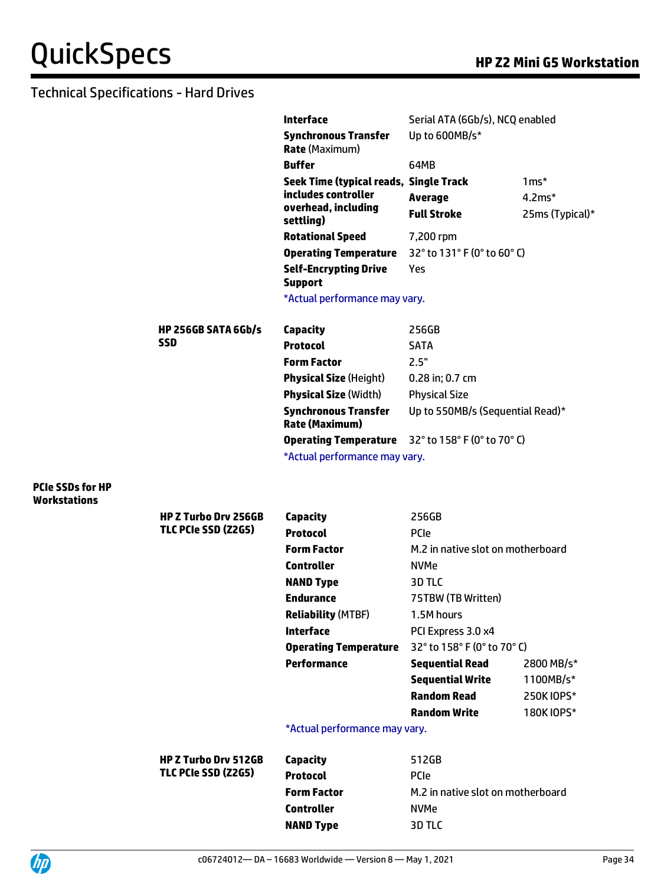## Technical Specifications - Hard Drives

| | | |
|---|---|---|
| **Interface** | Serial ATA (6Gb/s), NCQ enabled | |
| **Synchronous Transfer Rate** (Maximum) | Up to 600MB/s* | |
| **Buffer** | 64MB | |
| **Seek Time (typical reads, includes controller overhead, including settling)** | **Single Track** | 1ms* |
| | **Average** | 4.2ms* |
| | **Full Stroke** | 25ms (Typical)* |
| **Rotational Speed** | 7,200 rpm | |
| **Operating Temperature** | 32° to 131° F (0° to 60° C) | |
| **Self-Encrypting Drive Support** | Yes | |

*Actual performance may vary.

**HP 256GB SATA 6Gb/s SSD**

| | |
|---|---|
| **Capacity** | 256GB |
| **Protocol** | SATA |
| **Form Factor** | 2.5" |
| **Physical Size** (Height) | 0.28 in; 0.7 cm |
| **Physical Size** (Width) | Physical Size |
| **Synchronous Transfer Rate (Maximum)** | Up to 550MB/s (Sequential Read)* |
| **Operating Temperature** | 32° to 158° F (0° to 70° C) |

*Actual performance may vary.

### PCIe SSDs for HP Workstations

**HP Z Turbo Drv 256GB TLC PCIe SSD (Z2G5)**

| | | |
|---|---|---|
| **Capacity** | 256GB | |
| **Protocol** | PCIe | |
| **Form Factor** | M.2 in native slot on motherboard | |
| **Controller** | NVMe | |
| **NAND Type** | 3D TLC | |
| **Endurance** | 75TBW (TB Written) | |
| **Reliability** (MTBF) | 1.5M hours | |
| **Interface** | PCI Express 3.0 x4 | |
| **Operating Temperature** | 32° to 158° F (0° to 70° C) | |
| **Performance** | **Sequential Read** | 2800 MB/s* |
| | **Sequential Write** | 1100MB/s* |
| | **Random Read** | 250K IOPS* |
| | **Random Write** | 180K IOPS* |

*Actual performance may vary.

**HP Z Turbo Drv 512GB TLC PCIe SSD (Z2G5)**

| | |
|---|---|
| **Capacity** | 512GB |
| **Protocol** | PCIe |
| **Form Factor** | M.2 in native slot on motherboard |
| **Controller** | NVMe |
| **NAND Type** | 3D TLC |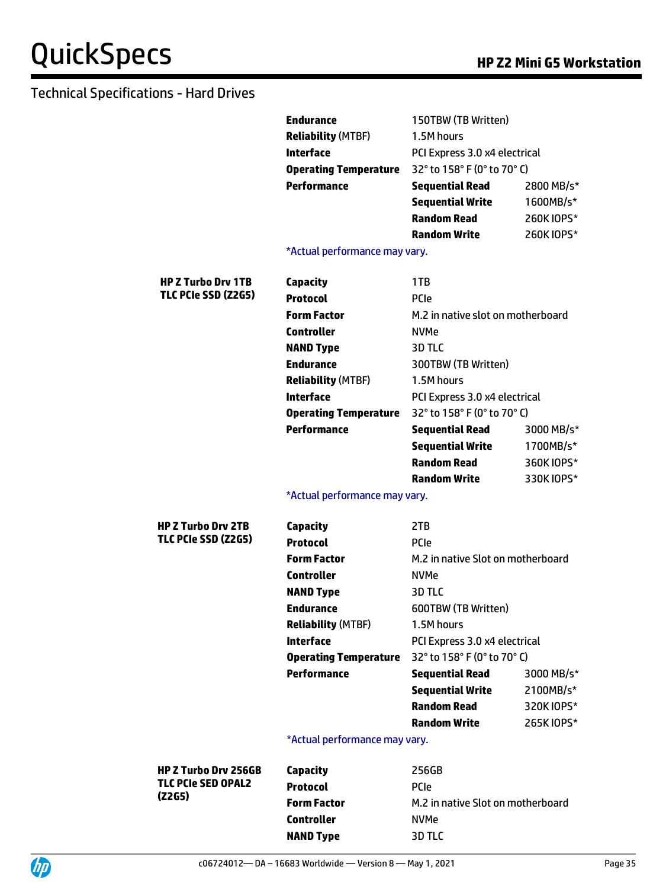## Technical Specifications - Hard Drives

| | | | |
|---|---|---|---|
| | **Endurance** | 150TBW (TB Written) | |
| | **Reliability** (MTBF) | 1.5M hours | |
| | **Interface** | PCI Express 3.0 x4 electrical | |
| | **Operating Temperature** | 32° to 158° F (0° to 70° C) | |
| | **Performance** | **Sequential Read** | 2800 MB/s* |
| | | **Sequential Write** | 1600MB/s* |
| | | **Random Read** | 260K IOPS* |
| | | **Random Write** | 260K IOPS* |

*Actual performance may vary.

| | | | |
|---|---|---|---|
| **HP Z Turbo Drv 1TB TLC PCIe SSD (Z2G5)** | **Capacity** | 1TB | |
| | **Protocol** | PCIe | |
| | **Form Factor** | M.2 in native slot on motherboard | |
| | **Controller** | NVMe | |
| | **NAND Type** | 3D TLC | |
| | **Endurance** | 300TBW (TB Written) | |
| | **Reliability** (MTBF) | 1.5M hours | |
| | **Interface** | PCI Express 3.0 x4 electrical | |
| | **Operating Temperature** | 32° to 158° F (0° to 70° C) | |
| | **Performance** | **Sequential Read** | 3000 MB/s* |
| | | **Sequential Write** | 1700MB/s* |
| | | **Random Read** | 360K IOPS* |
| | | **Random Write** | 330K IOPS* |

*Actual performance may vary.

| | | | |
|---|---|---|---|
| **HP Z Turbo Drv 2TB TLC PCIe SSD (Z2G5)** | **Capacity** | 2TB | |
| | **Protocol** | PCIe | |
| | **Form Factor** | M.2 in native Slot on motherboard | |
| | **Controller** | NVMe | |
| | **NAND Type** | 3D TLC | |
| | **Endurance** | 600TBW (TB Written) | |
| | **Reliability** (MTBF) | 1.5M hours | |
| | **Interface** | PCI Express 3.0 x4 electrical | |
| | **Operating Temperature** | 32° to 158° F (0° to 70° C) | |
| | **Performance** | **Sequential Read** | 3000 MB/s* |
| | | **Sequential Write** | 2100MB/s* |
| | | **Random Read** | 320K IOPS* |
| | | **Random Write** | 265K IOPS* |

*Actual performance may vary.

| | | |
|---|---|---|
| **HP Z Turbo Drv 256GB TLC PCIe SED OPAL2 (Z2G5)** | **Capacity** | 256GB |
| | **Protocol** | PCIe |
| | **Form Factor** | M.2 in native Slot on motherboard |
| | **Controller** | NVMe |
| | **NAND Type** | 3D TLC |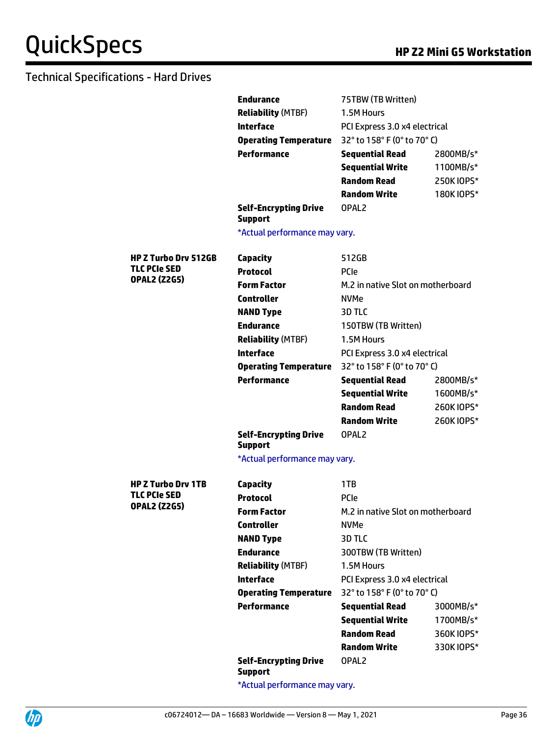## Technical Specifications - Hard Drives

| | | | |
|---|---|---|---|
| | **Endurance** | 75TBW (TB Written) | |
| | **Reliability** (MTBF) | 1.5M Hours | |
| | **Interface** | PCI Express 3.0 x4 electrical | |
| | **Operating Temperature** | 32° to 158° F (0° to 70° C) | |
| | **Performance** | **Sequential Read** | 2800MB/s* |
| | | **Sequential Write** | 1100MB/s* |
| | | **Random Read** | 250K IOPS* |
| | | **Random Write** | 180K IOPS* |
| | **Self-Encrypting Drive Support** | OPAL2 | |
| | *Actual performance may vary. | | |
| **HP Z Turbo Drv 512GB TLC PCIe SED OPAL2 (Z2G5)** | **Capacity** | 512GB | |
| | **Protocol** | PCIe | |
| | **Form Factor** | M.2 in native Slot on motherboard | |
| | **Controller** | NVMe | |
| | **NAND Type** | 3D TLC | |
| | **Endurance** | 150TBW (TB Written) | |
| | **Reliability** (MTBF) | 1.5M Hours | |
| | **Interface** | PCI Express 3.0 x4 electrical | |
| | **Operating Temperature** | 32° to 158° F (0° to 70° C) | |
| | **Performance** | **Sequential Read** | 2800MB/s* |
| | | **Sequential Write** | 1600MB/s* |
| | | **Random Read** | 260K IOPS* |
| | | **Random Write** | 260K IOPS* |
| | **Self-Encrypting Drive Support** | OPAL2 | |
| | *Actual performance may vary. | | |
| **HP Z Turbo Drv 1TB TLC PCIe SED OPAL2 (Z2G5)** | **Capacity** | 1TB | |
| | **Protocol** | PCIe | |
| | **Form Factor** | M.2 in native Slot on motherboard | |
| | **Controller** | NVMe | |
| | **NAND Type** | 3D TLC | |
| | **Endurance** | 300TBW (TB Written) | |
| | **Reliability** (MTBF) | 1.5M Hours | |
| | **Interface** | PCI Express 3.0 x4 electrical | |
| | **Operating Temperature** | 32° to 158° F (0° to 70° C) | |
| | **Performance** | **Sequential Read** | 3000MB/s* |
| | | **Sequential Write** | 1700MB/s* |
| | | **Random Read** | 360K IOPS* |
| | | **Random Write** | 330K IOPS* |
| | **Self-Encrypting Drive Support** | OPAL2 | |
| | *Actual performance may vary. | | |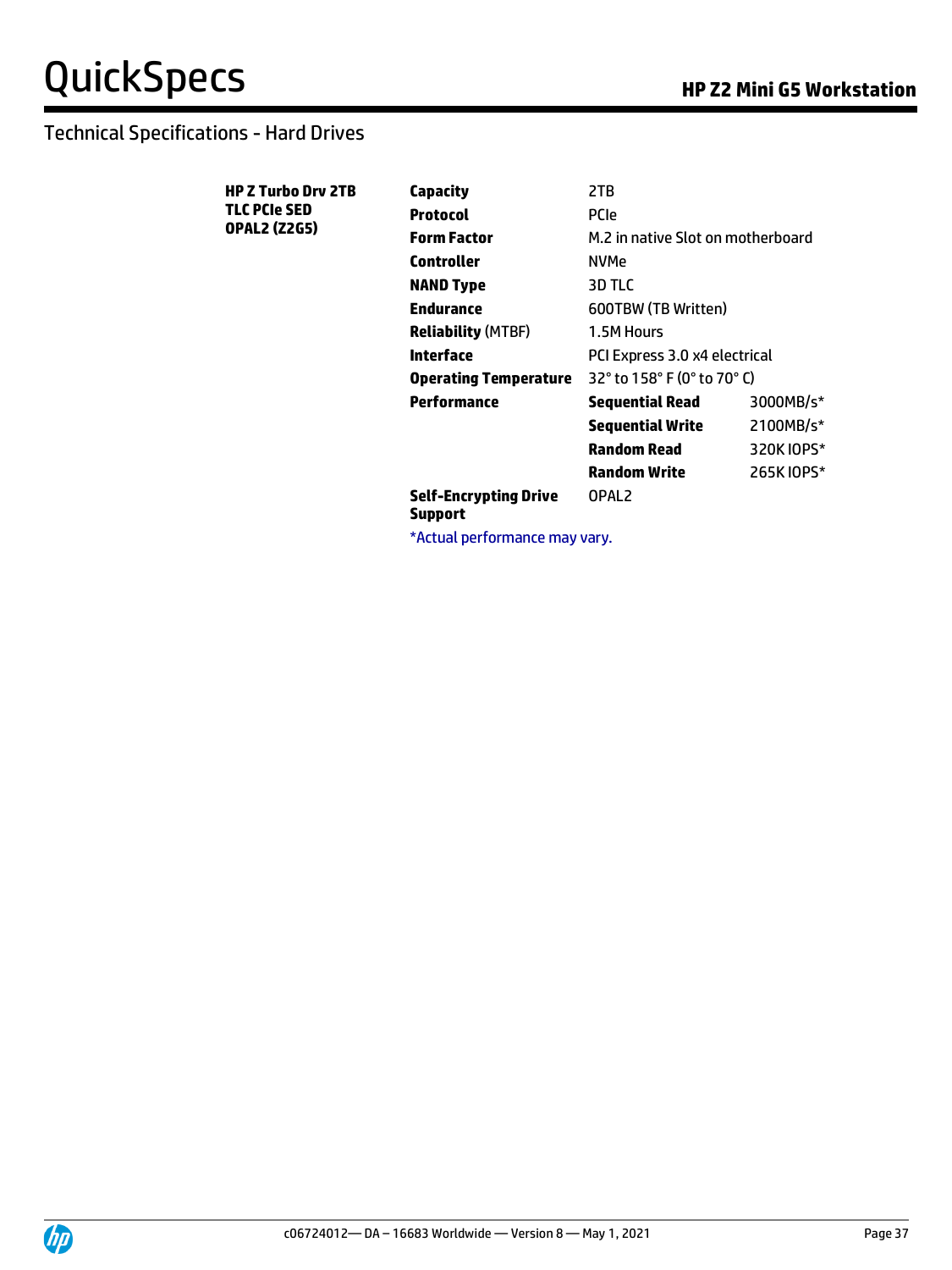## Technical Specifications - Hard Drives

| HP Z Turbo Drv 2TB TLC PCIe SED OPAL2 (Z2G5) | | | |
|---|---|---|---|
| | **Capacity** | 2TB | |
| | **Protocol** | PCIe | |
| | **Form Factor** | M.2 in native Slot on motherboard | |
| | **Controller** | NVMe | |
| | **NAND Type** | 3D TLC | |
| | **Endurance** | 600TBW (TB Written) | |
| | **Reliability** (MTBF) | 1.5M Hours | |
| | **Interface** | PCI Express 3.0 x4 electrical | |
| | **Operating Temperature** | 32° to 158° F (0° to 70° C) | |
| | **Performance** | **Sequential Read** | 3000MB/s* |
| | | **Sequential Write** | 2100MB/s* |
| | | **Random Read** | 320K IOPS* |
| | | **Random Write** | 265K IOPS* |
| | **Self-Encrypting Drive Support** | OPAL2 | |

*Actual performance may vary.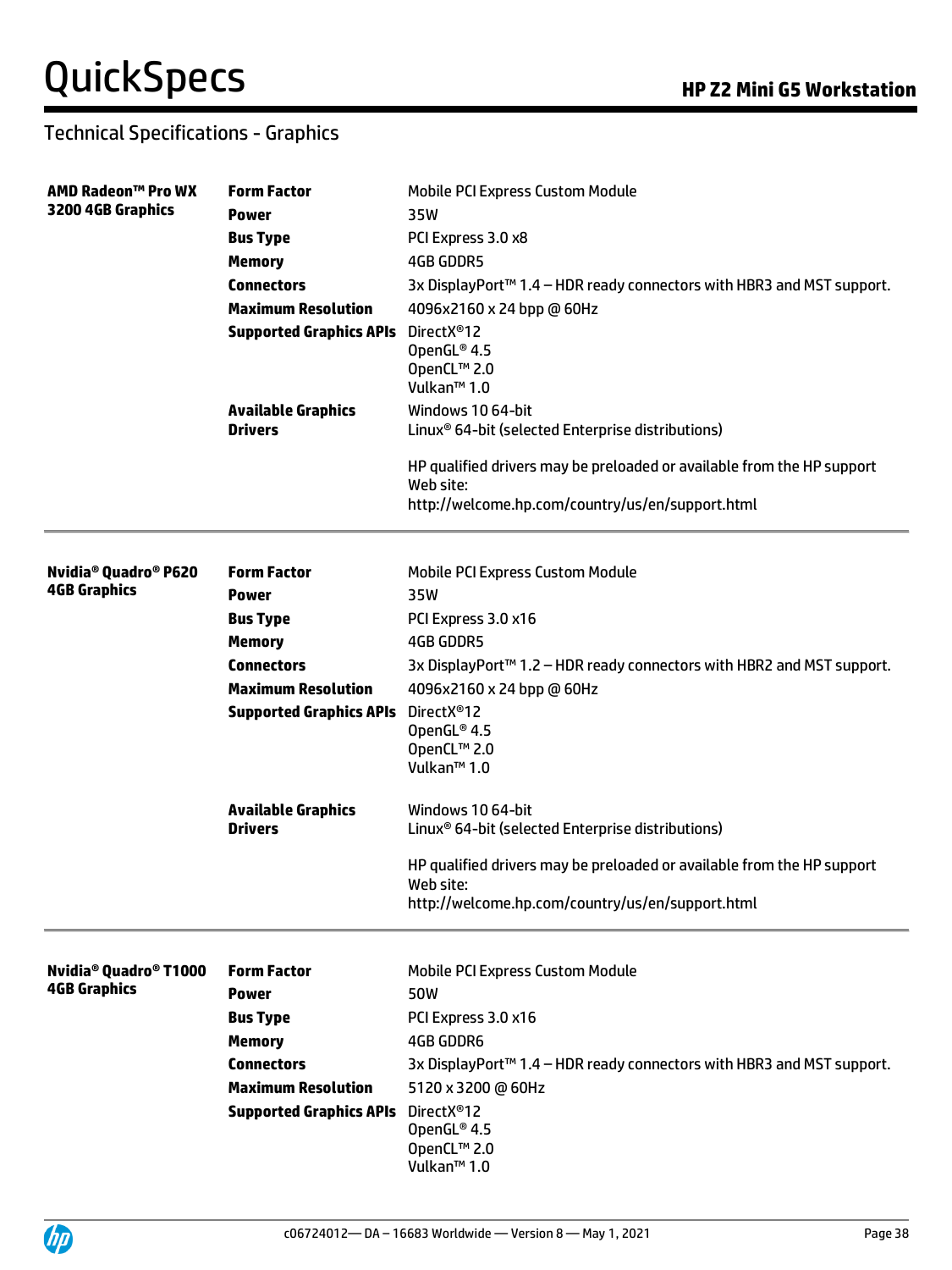## Technical Specifications - Graphics

| | | |
|---|---|---|
| **AMD Radeon™ Pro WX 3200 4GB Graphics** | **Form Factor** | Mobile PCI Express Custom Module |
| | **Power** | 35W |
| | **Bus Type** | PCI Express 3.0 x8 |
| | **Memory** | 4GB GDDR5 |
| | **Connectors** | 3x DisplayPort™ 1.4 – HDR ready connectors with HBR3 and MST support. |
| | **Maximum Resolution** | 4096x2160 x 24 bpp @ 60Hz |
| | **Supported Graphics APIs** | DirectX®12<br>OpenGL® 4.5<br>OpenCL™ 2.0<br>Vulkan™ 1.0 |
| | **Available Graphics Drivers** | Windows 10 64-bit<br>Linux® 64-bit (selected Enterprise distributions)<br><br>HP qualified drivers may be preloaded or available from the HP support Web site:<br>http://welcome.hp.com/country/us/en/support.html |

| | | |
|---|---|---|
| **Nvidia® Quadro® P620 4GB Graphics** | **Form Factor** | Mobile PCI Express Custom Module |
| | **Power** | 35W |
| | **Bus Type** | PCI Express 3.0 x16 |
| | **Memory** | 4GB GDDR5 |
| | **Connectors** | 3x DisplayPort™ 1.2 – HDR ready connectors with HBR2 and MST support. |
| | **Maximum Resolution** | 4096x2160 x 24 bpp @ 60Hz |
| | **Supported Graphics APIs** | DirectX®12<br>OpenGL® 4.5<br>OpenCL™ 2.0<br>Vulkan™ 1.0 |
| | **Available Graphics Drivers** | Windows 10 64-bit<br>Linux® 64-bit (selected Enterprise distributions)<br><br>HP qualified drivers may be preloaded or available from the HP support Web site:<br>http://welcome.hp.com/country/us/en/support.html |

| | | |
|---|---|---|
| **Nvidia® Quadro® T1000 4GB Graphics** | **Form Factor** | Mobile PCI Express Custom Module |
| | **Power** | 50W |
| | **Bus Type** | PCI Express 3.0 x16 |
| | **Memory** | 4GB GDDR6 |
| | **Connectors** | 3x DisplayPort™ 1.4 – HDR ready connectors with HBR3 and MST support. |
| | **Maximum Resolution** | 5120 x 3200 @ 60Hz |
| | **Supported Graphics APIs** | DirectX®12<br>OpenGL® 4.5<br>OpenCL™ 2.0<br>Vulkan™ 1.0 |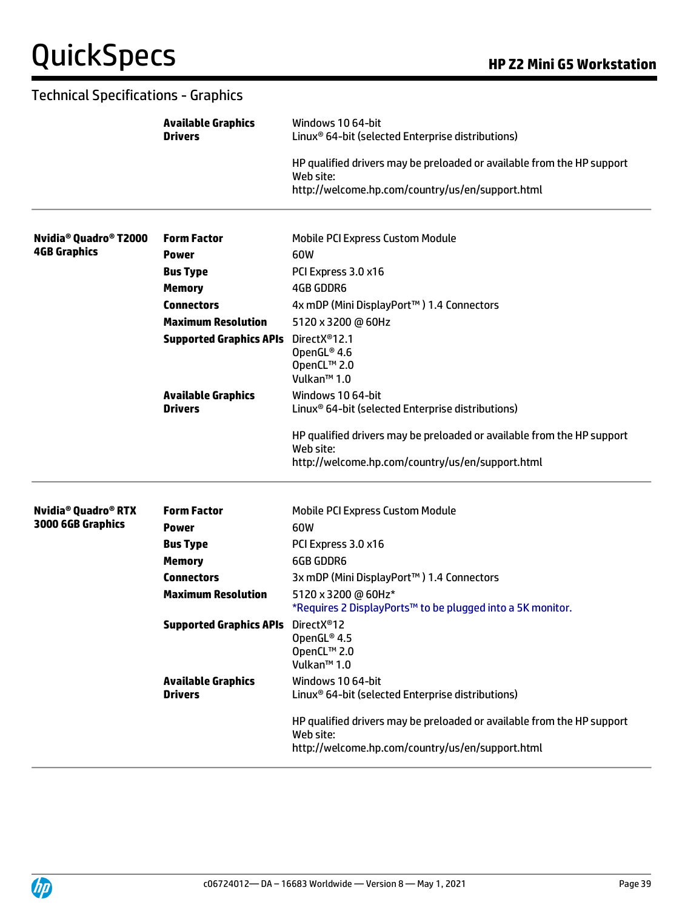## Technical Specifications - Graphics

| | | |
|---|---|---|
| | **Available Graphics Drivers** | Windows 10 64-bit<br>Linux® 64-bit (selected Enterprise distributions)<br><br>HP qualified drivers may be preloaded or available from the HP support Web site:<br>http://welcome.hp.com/country/us/en/support.html |
| **Nvidia® Quadro® T2000 4GB Graphics** | **Form Factor** | Mobile PCI Express Custom Module |
| | **Power** | 60W |
| | **Bus Type** | PCI Express 3.0 x16 |
| | **Memory** | 4GB GDDR6 |
| | **Connectors** | 4x mDP (Mini DisplayPort™ ) 1.4 Connectors |
| | **Maximum Resolution** | 5120 x 3200 @ 60Hz |
| | **Supported Graphics APIs** | DirectX®12.1<br>OpenGL® 4.6<br>OpenCL™ 2.0<br>Vulkan™ 1.0 |
| | **Available Graphics Drivers** | Windows 10 64-bit<br>Linux® 64-bit (selected Enterprise distributions)<br><br>HP qualified drivers may be preloaded or available from the HP support Web site:<br>http://welcome.hp.com/country/us/en/support.html |
| **Nvidia® Quadro® RTX 3000 6GB Graphics** | **Form Factor** | Mobile PCI Express Custom Module |
| | **Power** | 60W |
| | **Bus Type** | PCI Express 3.0 x16 |
| | **Memory** | 6GB GDDR6 |
| | **Connectors** | 3x mDP (Mini DisplayPort™ ) 1.4 Connectors |
| | **Maximum Resolution** | 5120 x 3200 @ 60Hz*<br>*Requires 2 DisplayPorts™ to be plugged into a 5K monitor. |
| | **Supported Graphics APIs** | DirectX®12<br>OpenGL® 4.5<br>OpenCL™ 2.0<br>Vulkan™ 1.0 |
| | **Available Graphics Drivers** | Windows 10 64-bit<br>Linux® 64-bit (selected Enterprise distributions)<br><br>HP qualified drivers may be preloaded or available from the HP support Web site:<br>http://welcome.hp.com/country/us/en/support.html |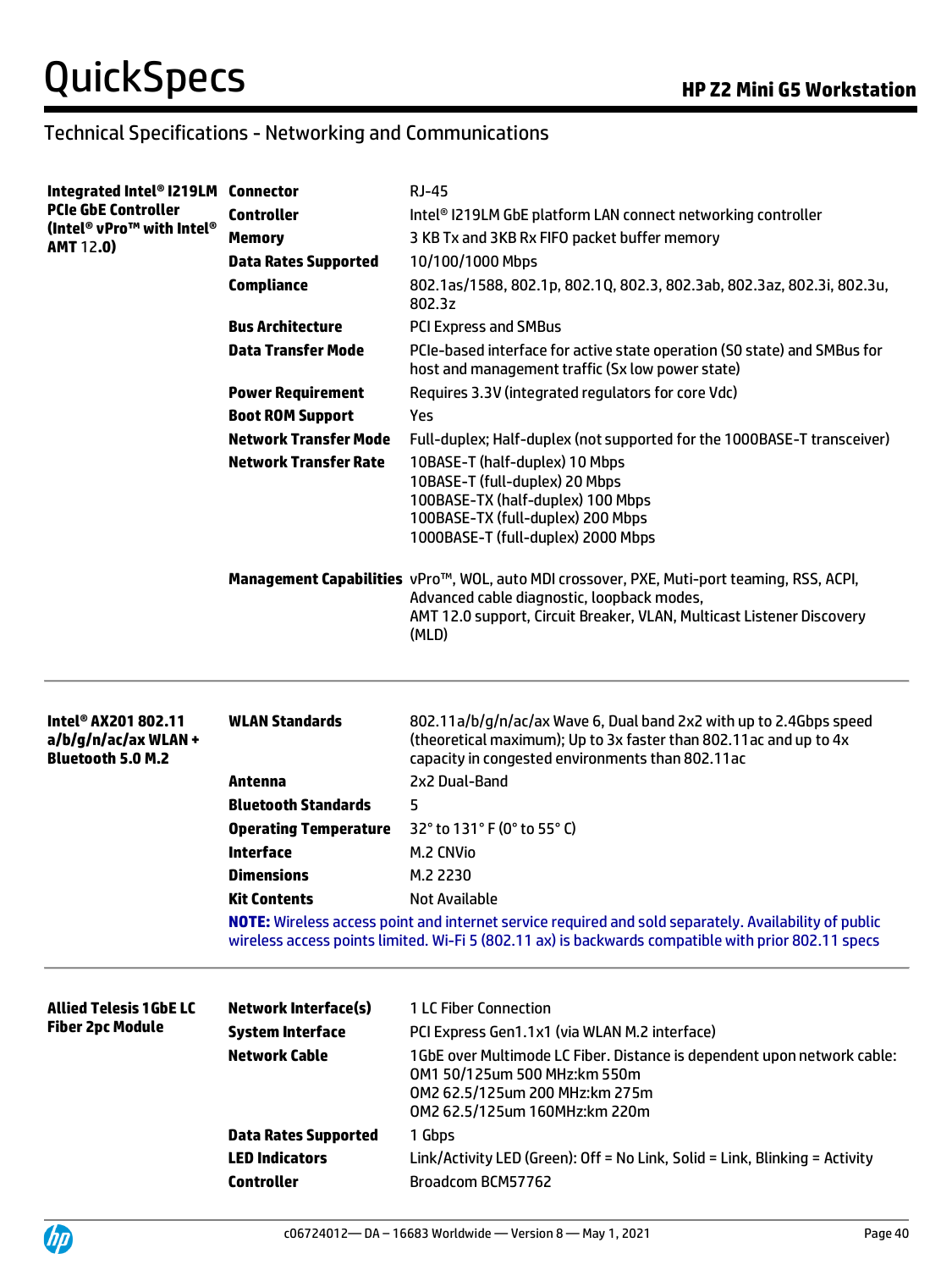## Technical Specifications - Networking and Communications

| | | |
|---|---|---|
| **Integrated Intel® I219LM PCIe GbE Controller (Intel® vPro™ with Intel® AMT 12.0)** | **Connector** | RJ-45 |
| | **Controller** | Intel® I219LM GbE platform LAN connect networking controller |
| | **Memory** | 3 KB Tx and 3KB Rx FIFO packet buffer memory |
| | **Data Rates Supported** | 10/100/1000 Mbps |
| | **Compliance** | 802.1as/1588, 802.1p, 802.1Q, 802.3, 802.3ab, 802.3az, 802.3i, 802.3u, 802.3z |
| | **Bus Architecture** | PCI Express and SMBus |
| | **Data Transfer Mode** | PCIe-based interface for active state operation (S0 state) and SMBus for host and management traffic (Sx low power state) |
| | **Power Requirement** | Requires 3.3V (integrated regulators for core Vdc) |
| | **Boot ROM Support** | Yes |
| | **Network Transfer Mode** | Full-duplex; Half-duplex (not supported for the 1000BASE-T transceiver) |
| | **Network Transfer Rate** | 10BASE-T (half-duplex) 10 Mbps<br>10BASE-T (full-duplex) 20 Mbps<br>100BASE-TX (half-duplex) 100 Mbps<br>100BASE-TX (full-duplex) 200 Mbps<br>1000BASE-T (full-duplex) 2000 Mbps |
| | **Management Capabilities** | vPro™, WOL, auto MDI crossover, PXE, Muti-port teaming, RSS, ACPI, Advanced cable diagnostic, loopback modes,<br>AMT 12.0 support, Circuit Breaker, VLAN, Multicast Listener Discovery (MLD) |

| | | |
|---|---|---|
| **Intel® AX201 802.11 a/b/g/n/ac/ax WLAN + Bluetooth 5.0 M.2** | **WLAN Standards** | 802.11a/b/g/n/ac/ax Wave 6, Dual band 2x2 with up to 2.4Gbps speed (theoretical maximum); Up to 3x faster than 802.11ac and up to 4x capacity in congested environments than 802.11ac |
| | **Antenna** | 2x2 Dual-Band |
| | **Bluetooth Standards** | 5 |
| | **Operating Temperature** | 32° to 131° F (0° to 55° C) |
| | **Interface** | M.2 CNVio |
| | **Dimensions** | M.2 2230 |
| | **Kit Contents** | Not Available |

**NOTE:** Wireless access point and internet service required and sold separately. Availability of public wireless access points limited. Wi-Fi 5 (802.11 ax) is backwards compatible with prior 802.11 specs

| | | |
|---|---|---|
| **Allied Telesis 1GbE LC Fiber 2pc Module** | **Network Interface(s)** | 1 LC Fiber Connection |
| | **System Interface** | PCI Express Gen1.1x1 (via WLAN M.2 interface) |
| | **Network Cable** | 1GbE over Multimode LC Fiber. Distance is dependent upon network cable:<br>OM1 50/125um 500 MHz:km 550m<br>OM2 62.5/125um 200 MHz:km 275m<br>OM2 62.5/125um 160MHz:km 220m |
| | **Data Rates Supported** | 1 Gbps |
| | **LED Indicators** | Link/Activity LED (Green): Off = No Link, Solid = Link, Blinking = Activity |
| | **Controller** | Broadcom BCM57762 |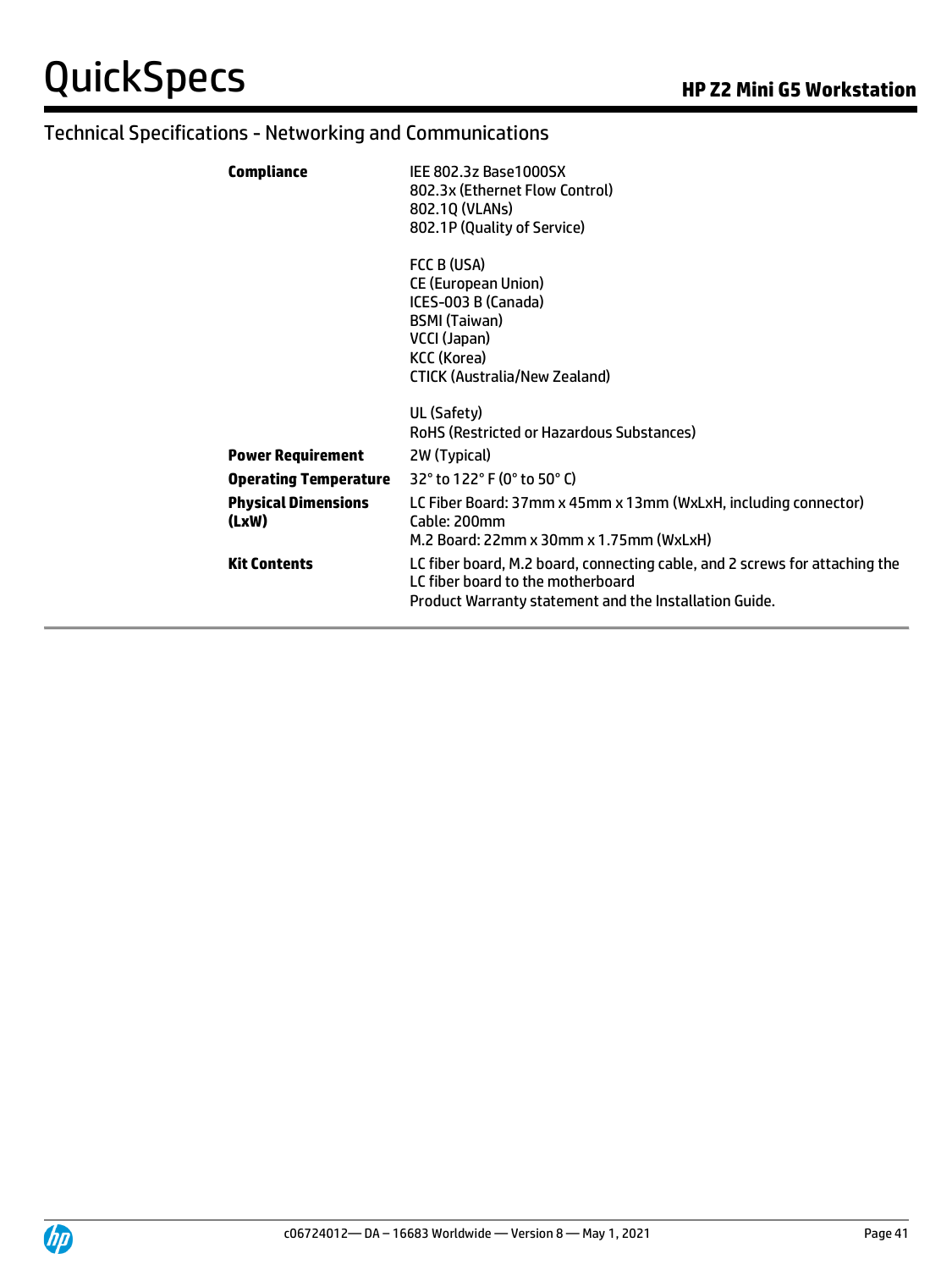## Technical Specifications - Networking and Communications

| | |
|---|---|
| **Compliance** | IEE 802.3z Base1000SX<br>802.3x (Ethernet Flow Control)<br>802.1Q (VLANs)<br>802.1P (Quality of Service)<br><br>FCC B (USA)<br>CE (European Union)<br>ICES-003 B (Canada)<br>BSMI (Taiwan)<br>VCCI (Japan)<br>KCC (Korea)<br>CTICK (Australia/New Zealand)<br><br>UL (Safety)<br>RoHS (Restricted or Hazardous Substances) |
| **Power Requirement** | 2W (Typical) |
| **Operating Temperature** | 32° to 122° F (0° to 50° C) |
| **Physical Dimensions (LxW)** | LC Fiber Board: 37mm x 45mm x 13mm (WxLxH, including connector)<br>Cable: 200mm<br>M.2 Board: 22mm x 30mm x 1.75mm (WxLxH) |
| **Kit Contents** | LC fiber board, M.2 board, connecting cable, and 2 screws for attaching the LC fiber board to the motherboard<br>Product Warranty statement and the Installation Guide. |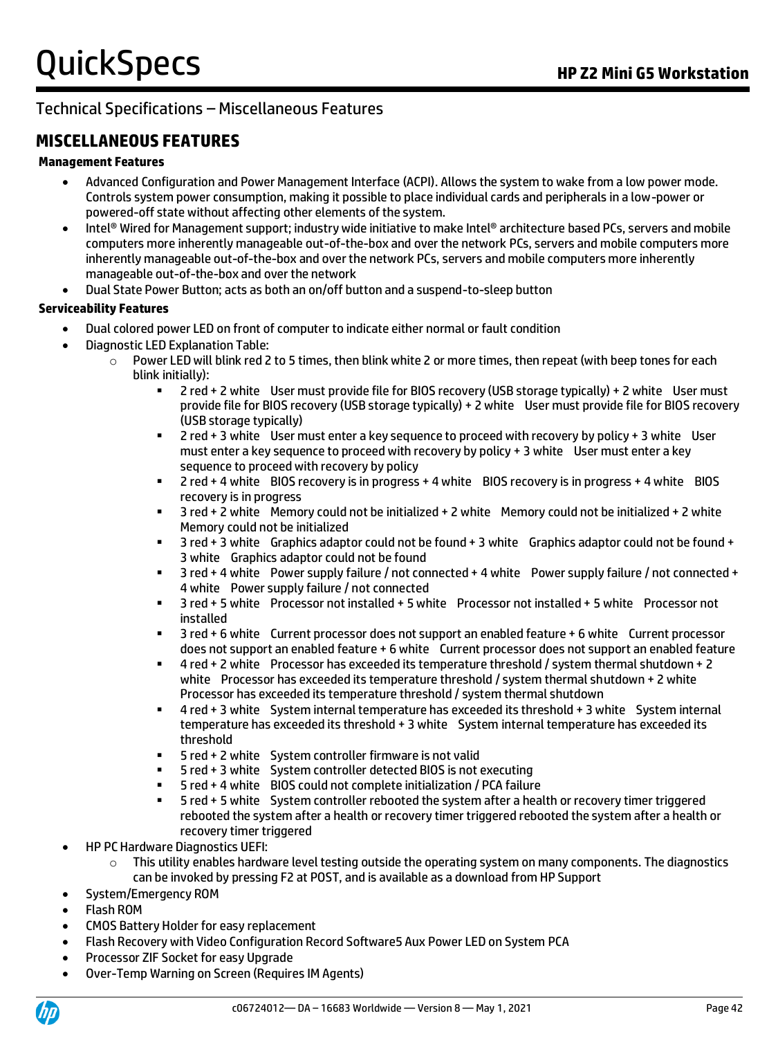## Technical Specifications – Miscellaneous Features

# MISCELLANEOUS FEATURES

**Management Features**

- Advanced Configuration and Power Management Interface (ACPI). Allows the system to wake from a low power mode. Controls system power consumption, making it possible to place individual cards and peripherals in a low-power or powered-off state without affecting other elements of the system.
- Intel® Wired for Management support; industry wide initiative to make Intel® architecture based PCs, servers and mobile computers more inherently manageable out-of-the-box and over the network PCs, servers and mobile computers more inherently manageable out-of-the-box and over the network PCs, servers and mobile computers more inherently manageable out-of-the-box and over the network
- Dual State Power Button; acts as both an on/off button and a suspend-to-sleep button

**Serviceability Features**

- Dual colored power LED on front of computer to indicate either normal or fault condition
- Diagnostic LED Explanation Table:
  - Power LED will blink red 2 to 5 times, then blink white 2 or more times, then repeat (with beep tones for each blink initially):
    - 2 red + 2 white User must provide file for BIOS recovery (USB storage typically) + 2 white User must provide file for BIOS recovery (USB storage typically) + 2 white User must provide file for BIOS recovery (USB storage typically)
    - 2 red + 3 white User must enter a key sequence to proceed with recovery by policy + 3 white User must enter a key sequence to proceed with recovery by policy + 3 white User must enter a key sequence to proceed with recovery by policy
    - 2 red + 4 white BIOS recovery is in progress + 4 white BIOS recovery is in progress + 4 white BIOS recovery is in progress
    - 3 red + 2 white Memory could not be initialized + 2 white Memory could not be initialized + 2 white Memory could not be initialized
    - 3 red + 3 white Graphics adaptor could not be found + 3 white Graphics adaptor could not be found + 3 white Graphics adaptor could not be found
    - 3 red + 4 white Power supply failure / not connected + 4 white Power supply failure / not connected + 4 white Power supply failure / not connected
    - 3 red + 5 white Processor not installed + 5 white Processor not installed + 5 white Processor not installed
    - 3 red + 6 white Current processor does not support an enabled feature + 6 white Current processor does not support an enabled feature + 6 white Current processor does not support an enabled feature
    - 4 red + 2 white Processor has exceeded its temperature threshold / system thermal shutdown + 2 white Processor has exceeded its temperature threshold / system thermal shutdown + 2 white Processor has exceeded its temperature threshold / system thermal shutdown
    - 4 red + 3 white System internal temperature has exceeded its threshold + 3 white System internal temperature has exceeded its threshold + 3 white System internal temperature has exceeded its threshold
    - 5 red + 2 white System controller firmware is not valid
    - 5 red + 3 white System controller detected BIOS is not executing
    - 5 red + 4 white BIOS could not complete initialization / PCA failure
    - 5 red + 5 white System controller rebooted the system after a health or recovery timer triggered rebooted the system after a health or recovery timer triggered rebooted the system after a health or recovery timer triggered
- HP PC Hardware Diagnostics UEFI:
  - This utility enables hardware level testing outside the operating system on many components. The diagnostics can be invoked by pressing F2 at POST, and is available as a download from HP Support
- System/Emergency ROM
- Flash ROM
- CMOS Battery Holder for easy replacement
- Flash Recovery with Video Configuration Record Software5 Aux Power LED on System PCA
- Processor ZIF Socket for easy Upgrade
- Over-Temp Warning on Screen (Requires IM Agents)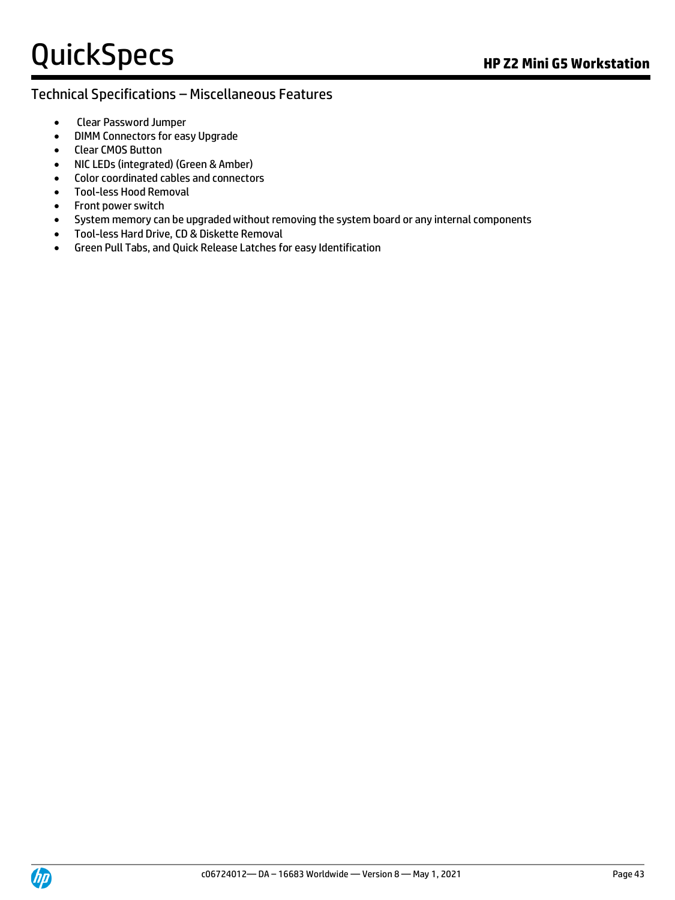## Technical Specifications – Miscellaneous Features

- Clear Password Jumper
- DIMM Connectors for easy Upgrade
- Clear CMOS Button
- NIC LEDs (integrated) (Green & Amber)
- Color coordinated cables and connectors
- Tool-less Hood Removal
- Front power switch
- System memory can be upgraded without removing the system board or any internal components
- Tool-less Hard Drive, CD & Diskette Removal
- Green Pull Tabs, and Quick Release Latches for easy Identification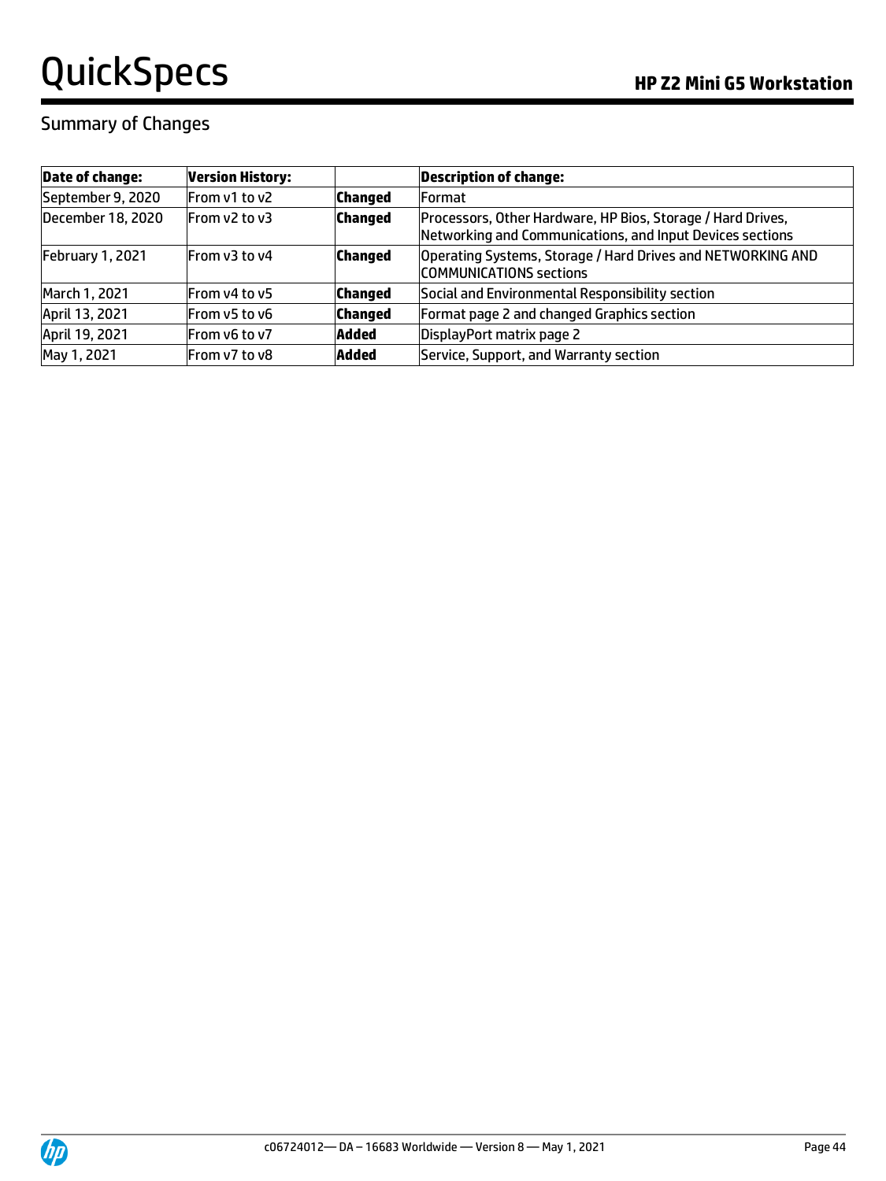## Summary of Changes

| Date of change: | Version History: | | Description of change: |
|---|---|---|---|
| September 9, 2020 | From v1 to v2 | **Changed** | Format |
| December 18, 2020 | From v2 to v3 | **Changed** | Processors, Other Hardware, HP Bios, Storage / Hard Drives, Networking and Communications, and Input Devices sections |
| February 1, 2021 | From v3 to v4 | **Changed** | Operating Systems, Storage / Hard Drives and NETWORKING AND COMMUNICATIONS sections |
| March 1, 2021 | From v4 to v5 | **Changed** | Social and Environmental Responsibility section |
| April 13, 2021 | From v5 to v6 | **Changed** | Format page 2 and changed Graphics section |
| April 19, 2021 | From v6 to v7 | **Added** | DisplayPort matrix page 2 |
| May 1, 2021 | From v7 to v8 | **Added** | Service, Support, and Warranty section |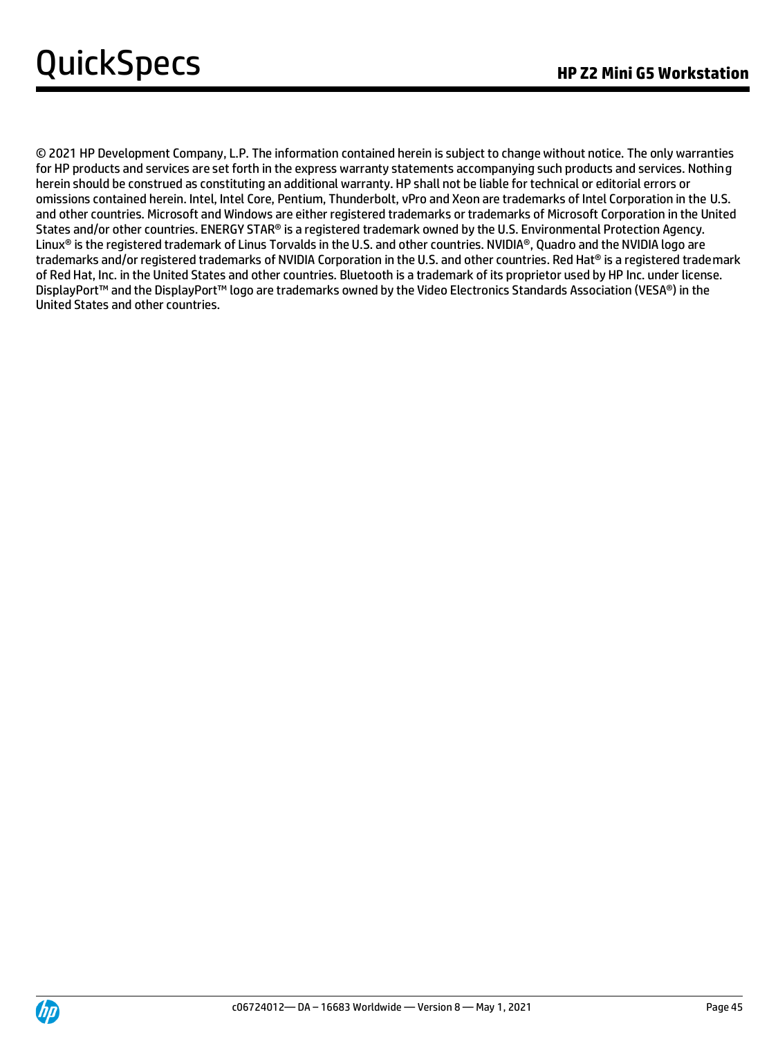© 2021 HP Development Company, L.P. The information contained herein is subject to change without notice. The only warranties for HP products and services are set forth in the express warranty statements accompanying such products and services. Nothing herein should be construed as constituting an additional warranty. HP shall not be liable for technical or editorial errors or omissions contained herein. Intel, Intel Core, Pentium, Thunderbolt, vPro and Xeon are trademarks of Intel Corporation in the U.S. and other countries. Microsoft and Windows are either registered trademarks or trademarks of Microsoft Corporation in the United States and/or other countries. ENERGY STAR® is a registered trademark owned by the U.S. Environmental Protection Agency. Linux® is the registered trademark of Linus Torvalds in the U.S. and other countries. NVIDIA®, Quadro and the NVIDIA logo are trademarks and/or registered trademarks of NVIDIA Corporation in the U.S. and other countries. Red Hat® is a registered trademark of Red Hat, Inc. in the United States and other countries. Bluetooth is a trademark of its proprietor used by HP Inc. under license. DisplayPort™ and the DisplayPort™ logo are trademarks owned by the Video Electronics Standards Association (VESA®) in the United States and other countries.